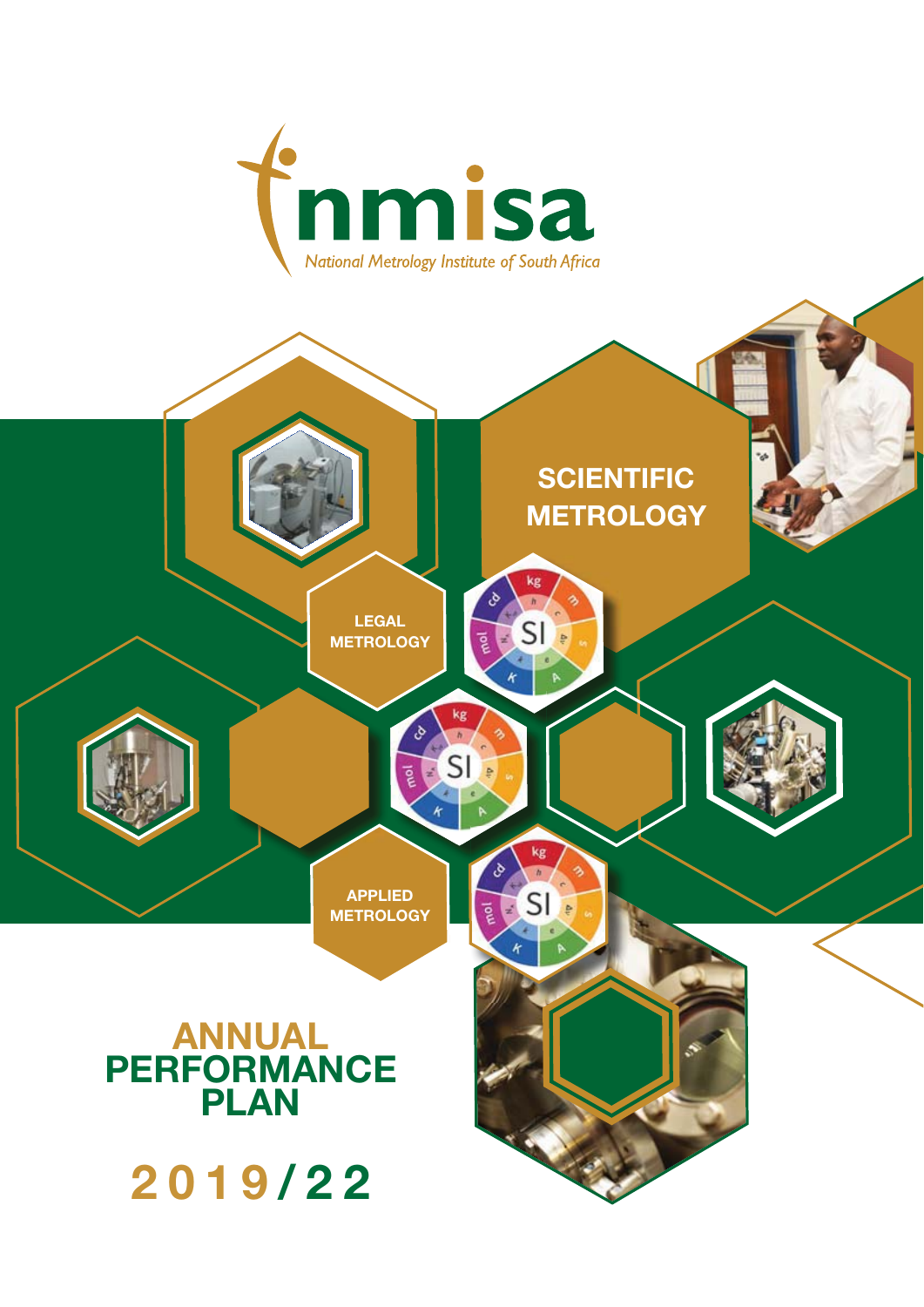# nmisa

*National Metrology Institute of South Africa*

SCIENTIFIC METROLOGY

LEGAL METROLOGY

APPLIED METROLOGY

# ANNUAL PERFORMANCE PLAN

# 2019/22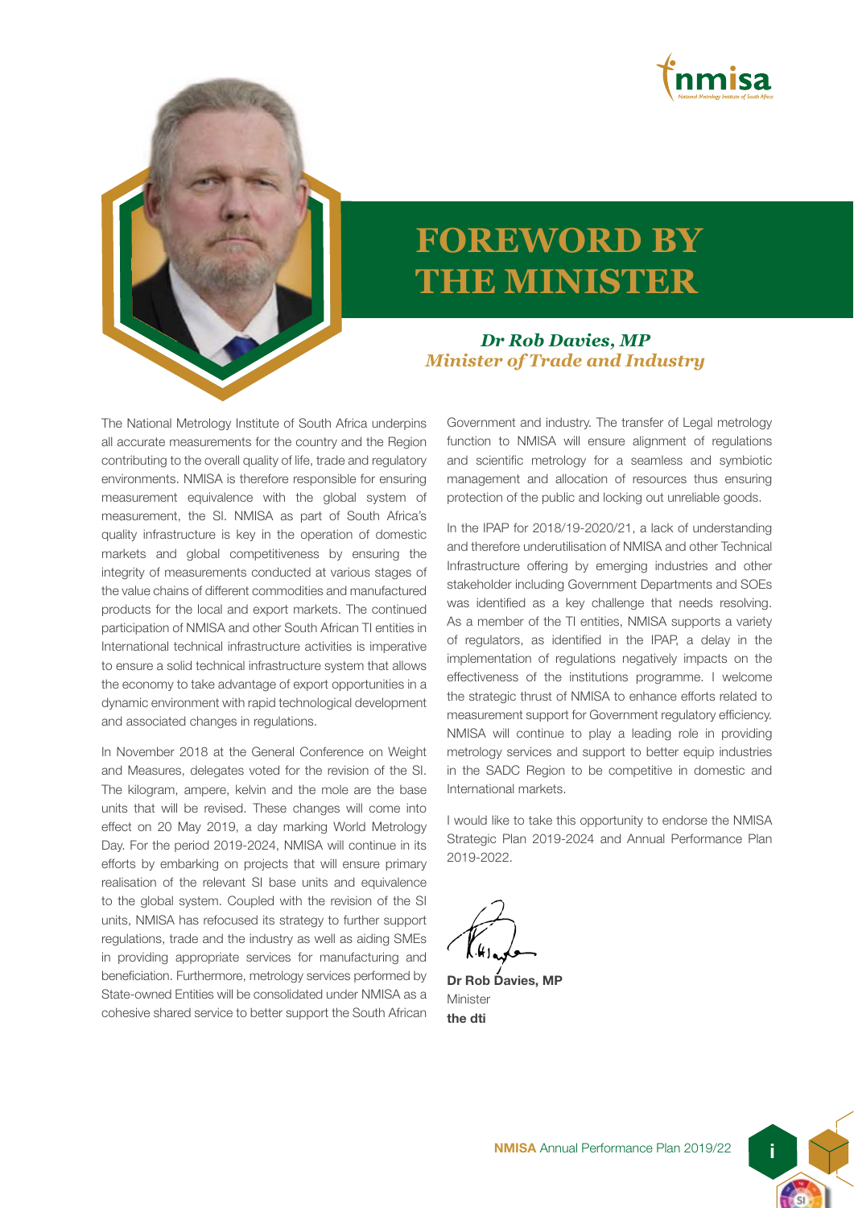# FOREWORD BY THE MINISTER

***Dr Rob Davies, MP***
***Minister of Trade and Industry***

The National Metrology Institute of South Africa underpins all accurate measurements for the country and the Region contributing to the overall quality of life, trade and regulatory environments. NMISA is therefore responsible for ensuring measurement equivalence with the global system of measurement, the SI. NMISA as part of South Africa's quality infrastructure is key in the operation of domestic markets and global competitiveness by ensuring the integrity of measurements conducted at various stages of the value chains of different commodities and manufactured products for the local and export markets. The continued participation of NMISA and other South African TI entities in International technical infrastructure activities is imperative to ensure a solid technical infrastructure system that allows the economy to take advantage of export opportunities in a dynamic environment with rapid technological development and associated changes in regulations.

In November 2018 at the General Conference on Weight and Measures, delegates voted for the revision of the SI. The kilogram, ampere, kelvin and the mole are the base units that will be revised. These changes will come into effect on 20 May 2019, a day marking World Metrology Day. For the period 2019-2024, NMISA will continue in its efforts by embarking on projects that will ensure primary realisation of the relevant SI base units and equivalence to the global system. Coupled with the revision of the SI units, NMISA has refocused its strategy to further support regulations, trade and the industry as well as aiding SMEs in providing appropriate services for manufacturing and beneficiation. Furthermore, metrology services performed by State-owned Entities will be consolidated under NMISA as a cohesive shared service to better support the South African Government and industry. The transfer of Legal metrology function to NMISA will ensure alignment of regulations and scientific metrology for a seamless and symbiotic management and allocation of resources thus ensuring protection of the public and locking out unreliable goods.

In the IPAP for 2018/19-2020/21, a lack of understanding and therefore underutilisation of NMISA and other Technical Infrastructure offering by emerging industries and other stakeholder including Government Departments and SOEs was identified as a key challenge that needs resolving. As a member of the TI entities, NMISA supports a variety of regulators, as identified in the IPAP, a delay in the implementation of regulations negatively impacts on the effectiveness of the institutions programme. I welcome the strategic thrust of NMISA to enhance efforts related to measurement support for Government regulatory efficiency. NMISA will continue to play a leading role in providing metrology services and support to better equip industries in the SADC Region to be competitive in domestic and International markets.

I would like to take this opportunity to endorse the NMISA Strategic Plan 2019-2024 and Annual Performance Plan 2019-2022.

**Dr Rob Davies, MP**
Minister
**the dti**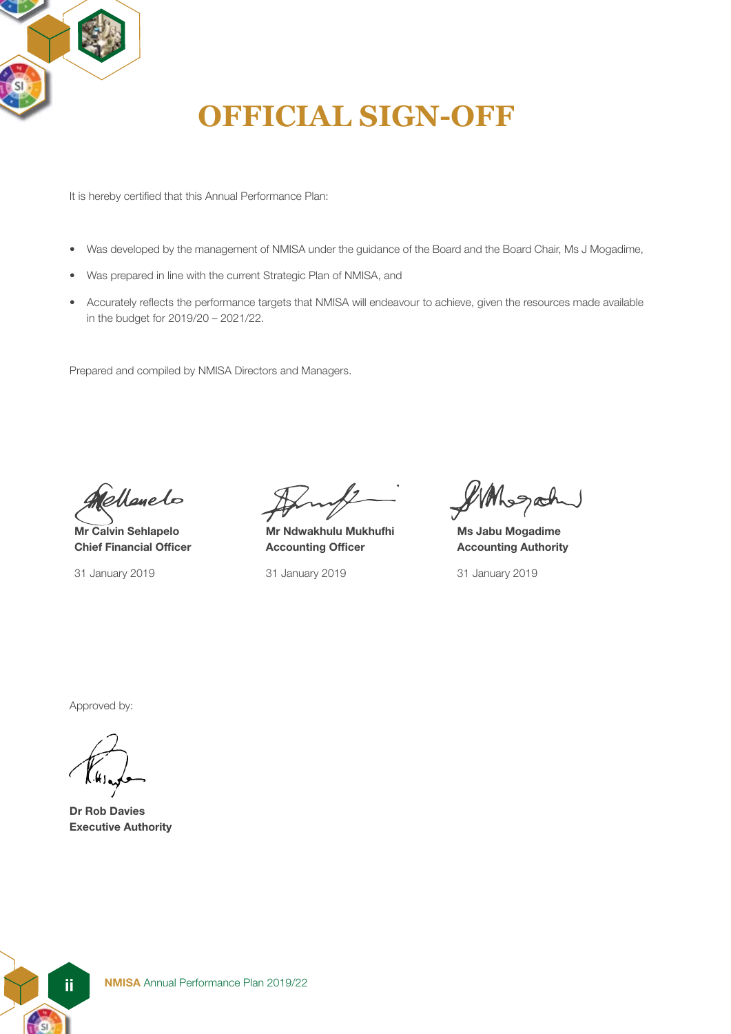# OFFICIAL SIGN-OFF

It is hereby certified that this Annual Performance Plan:

- Was developed by the management of NMISA under the guidance of the Board and the Board Chair, Ms J Mogadime,
- Was prepared in line with the current Strategic Plan of NMISA, and
- Accurately reflects the performance targets that NMISA will endeavour to achieve, given the resources made available in the budget for 2019/20 – 2021/22.

Prepared and compiled by NMISA Directors and Managers.

**Mr Calvin Sehlapelo**
**Chief Financial Officer**

31 January 2019

**Mr Ndwakhulu Mukhufhi**
**Accounting Officer**

31 January 2019

**Ms Jabu Mogadime**
**Accounting Authority**

31 January 2019

Approved by:

**Dr Rob Davies**
**Executive Authority**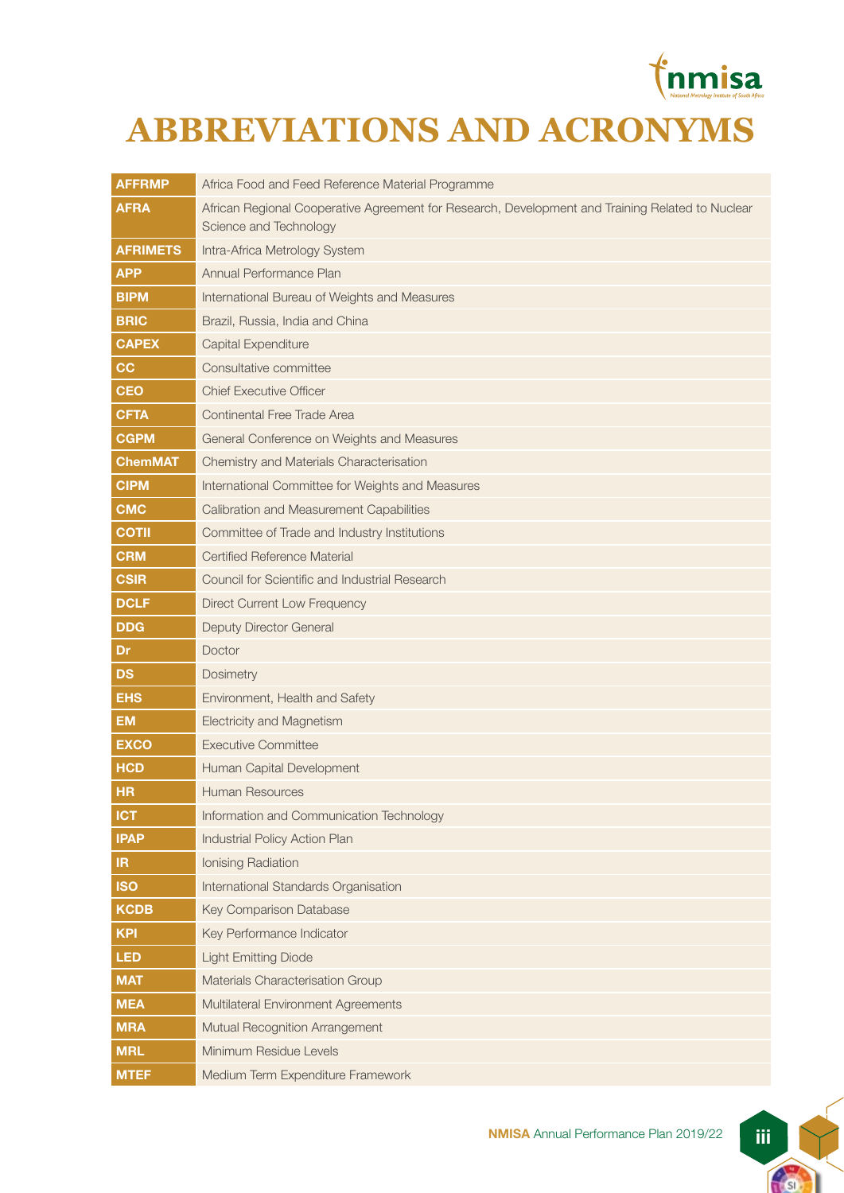# ABBREVIATIONS AND ACRONYMS

| | |
|---|---|
| **AFFRMP** | Africa Food and Feed Reference Material Programme |
| **AFRA** | African Regional Cooperative Agreement for Research, Development and Training Related to Nuclear Science and Technology |
| **AFRIMETS** | Intra-Africa Metrology System |
| **APP** | Annual Performance Plan |
| **BIPM** | International Bureau of Weights and Measures |
| **BRIC** | Brazil, Russia, India and China |
| **CAPEX** | Capital Expenditure |
| **CC** | Consultative committee |
| **CEO** | Chief Executive Officer |
| **CFTA** | Continental Free Trade Area |
| **CGPM** | General Conference on Weights and Measures |
| **ChemMAT** | Chemistry and Materials Characterisation |
| **CIPM** | International Committee for Weights and Measures |
| **CMC** | Calibration and Measurement Capabilities |
| **COTII** | Committee of Trade and Industry Institutions |
| **CRM** | Certified Reference Material |
| **CSIR** | Council for Scientific and Industrial Research |
| **DCLF** | Direct Current Low Frequency |
| **DDG** | Deputy Director General |
| **Dr** | Doctor |
| **DS** | Dosimetry |
| **EHS** | Environment, Health and Safety |
| **EM** | Electricity and Magnetism |
| **EXCO** | Executive Committee |
| **HCD** | Human Capital Development |
| **HR** | Human Resources |
| **ICT** | Information and Communication Technology |
| **IPAP** | Industrial Policy Action Plan |
| **IR** | Ionising Radiation |
| **ISO** | International Standards Organisation |
| **KCDB** | Key Comparison Database |
| **KPI** | Key Performance Indicator |
| **LED** | Light Emitting Diode |
| **MAT** | Materials Characterisation Group |
| **MEA** | Multilateral Environment Agreements |
| **MRA** | Mutual Recognition Arrangement |
| **MRL** | Minimum Residue Levels |
| **MTEF** | Medium Term Expenditure Framework |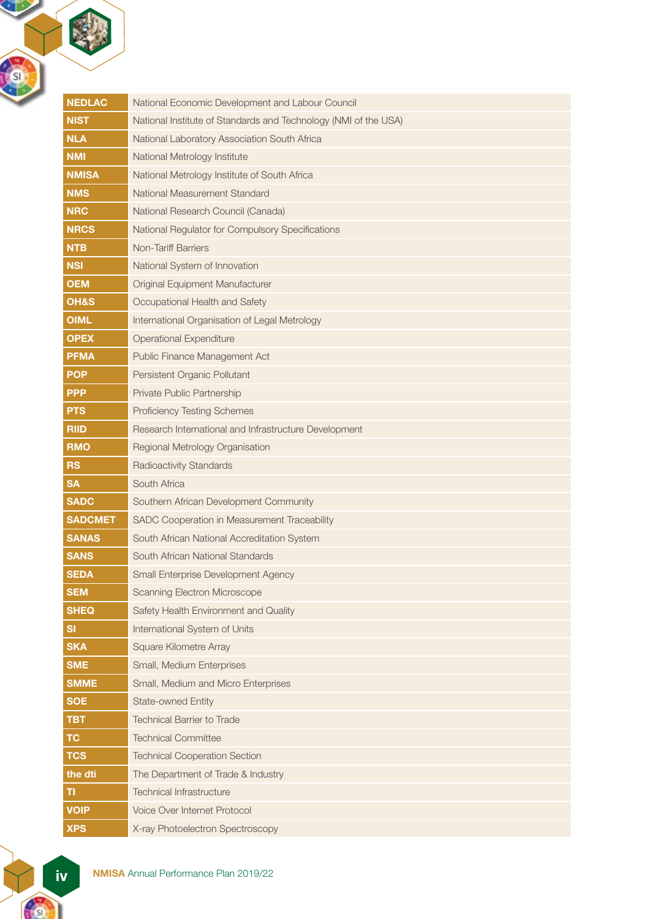| | |
|---|---|
| **NEDLAC** | National Economic Development and Labour Council |
| **NIST** | National Institute of Standards and Technology (NMI of the USA) |
| **NLA** | National Laboratory Association South Africa |
| **NMI** | National Metrology Institute |
| **NMISA** | National Metrology Institute of South Africa |
| **NMS** | National Measurement Standard |
| **NRC** | National Research Council (Canada) |
| **NRCS** | National Regulator for Compulsory Specifications |
| **NTB** | Non-Tariff Barriers |
| **NSI** | National System of Innovation |
| **OEM** | Original Equipment Manufacturer |
| **OH&S** | Occupational Health and Safety |
| **OIML** | International Organisation of Legal Metrology |
| **OPEX** | Operational Expenditure |
| **PFMA** | Public Finance Management Act |
| **POP** | Persistent Organic Pollutant |
| **PPP** | Private Public Partnership |
| **PTS** | Proficiency Testing Schemes |
| **RIID** | Research International and Infrastructure Development |
| **RMO** | Regional Metrology Organisation |
| **RS** | Radioactivity Standards |
| **SA** | South Africa |
| **SADC** | Southern African Development Community |
| **SADCMET** | SADC Cooperation in Measurement Traceability |
| **SANAS** | South African National Accreditation System |
| **SANS** | South African National Standards |
| **SEDA** | Small Enterprise Development Agency |
| **SEM** | Scanning Electron Microscope |
| **SHEQ** | Safety Health Environment and Quality |
| **SI** | International System of Units |
| **SKA** | Square Kilometre Array |
| **SME** | Small, Medium Enterprises |
| **SMME** | Small, Medium and Micro Enterprises |
| **SOE** | State-owned Entity |
| **TBT** | Technical Barrier to Trade |
| **TC** | Technical Committee |
| **TCS** | Technical Cooperation Section |
| **the dti** | The Department of Trade & Industry |
| **TI** | Technical Infrastructure |
| **VOIP** | Voice Over Internet Protocol |
| **XPS** | X-ray Photoelectron Spectroscopy |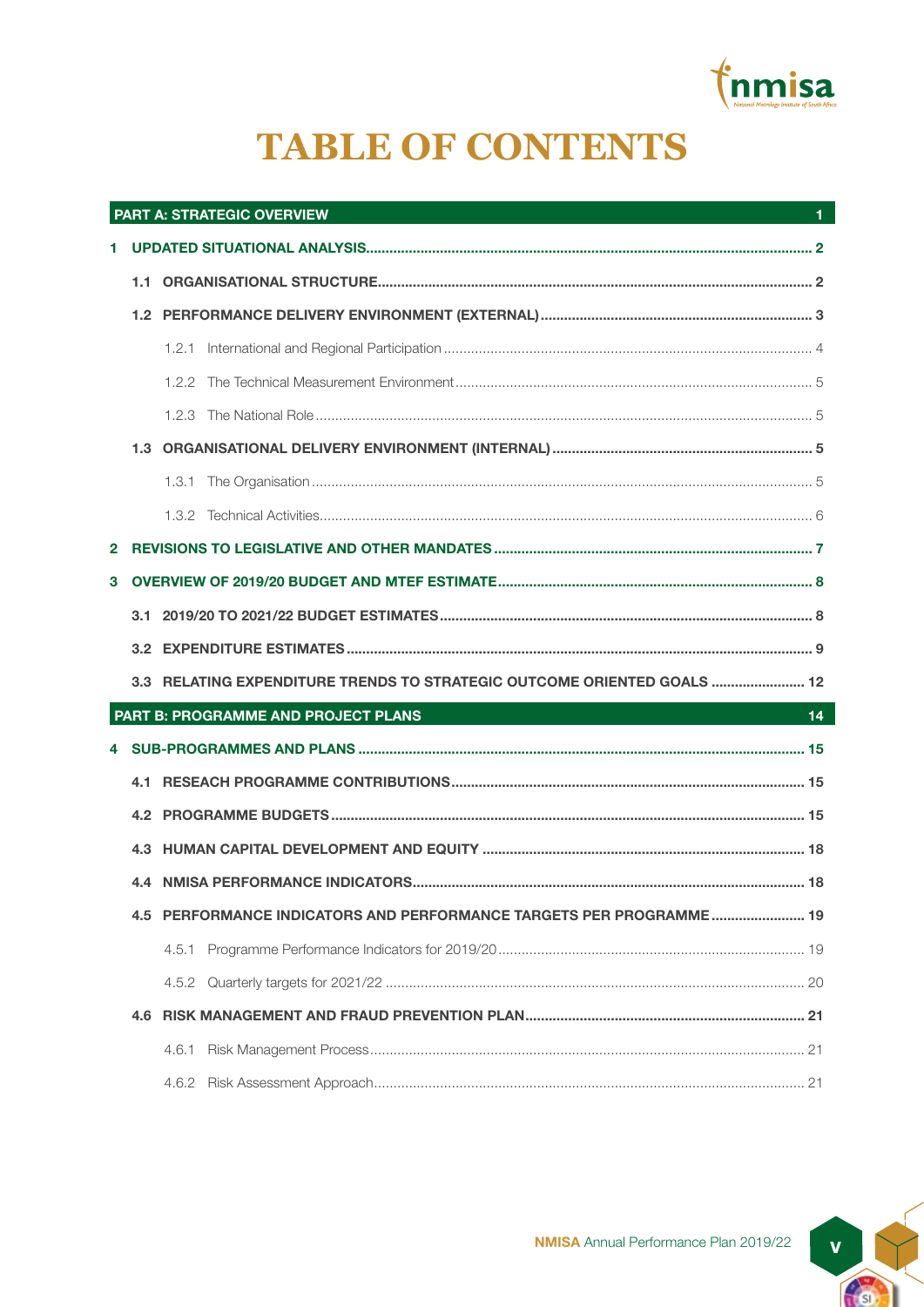# TABLE OF CONTENTS

| | | |
|---|---|---|
| **PART A: STRATEGIC OVERVIEW** | | **1** |
| **1** | **UPDATED SITUATIONAL ANALYSIS** | **2** |
| | **1.1 ORGANISATIONAL STRUCTURE** | **2** |
| | **1.2 PERFORMANCE DELIVERY ENVIRONMENT (EXTERNAL)** | **3** |
| | 1.2.1 International and Regional Participation | 4 |
| | 1.2.2 The Technical Measurement Environment | 5 |
| | 1.2.3 The National Role | 5 |
| | **1.3 ORGANISATIONAL DELIVERY ENVIRONMENT (INTERNAL)** | **5** |
| | 1.3.1 The Organisation | 5 |
| | 1.3.2 Technical Activities | 6 |
| **2** | **REVISIONS TO LEGISLATIVE AND OTHER MANDATES** | **7** |
| **3** | **OVERVIEW OF 2019/20 BUDGET AND MTEF ESTIMATE** | **8** |
| | **3.1 2019/20 TO 2021/22 BUDGET ESTIMATES** | **8** |
| | **3.2 EXPENDITURE ESTIMATES** | **9** |
| | **3.3 RELATING EXPENDITURE TRENDS TO STRATEGIC OUTCOME ORIENTED GOALS** | **12** |
| **PART B: PROGRAMME AND PROJECT PLANS** | | **14** |
| **4** | **SUB-PROGRAMMES AND PLANS** | **15** |
| | **4.1 RESEACH PROGRAMME CONTRIBUTIONS** | **15** |
| | **4.2 PROGRAMME BUDGETS** | **15** |
| | **4.3 HUMAN CAPITAL DEVELOPMENT AND EQUITY** | **18** |
| | **4.4 NMISA PERFORMANCE INDICATORS** | **18** |
| | **4.5 PERFORMANCE INDICATORS AND PERFORMANCE TARGETS PER PROGRAMME** | **19** |
| | 4.5.1 Programme Performance Indicators for 2019/20 | 19 |
| | 4.5.2 Quarterly targets for 2021/22 | 20 |
| | **4.6 RISK MANAGEMENT AND FRAUD PREVENTION PLAN** | **21** |
| | 4.6.1 Risk Management Process | 21 |
| | 4.6.2 Risk Assessment Approach | 21 |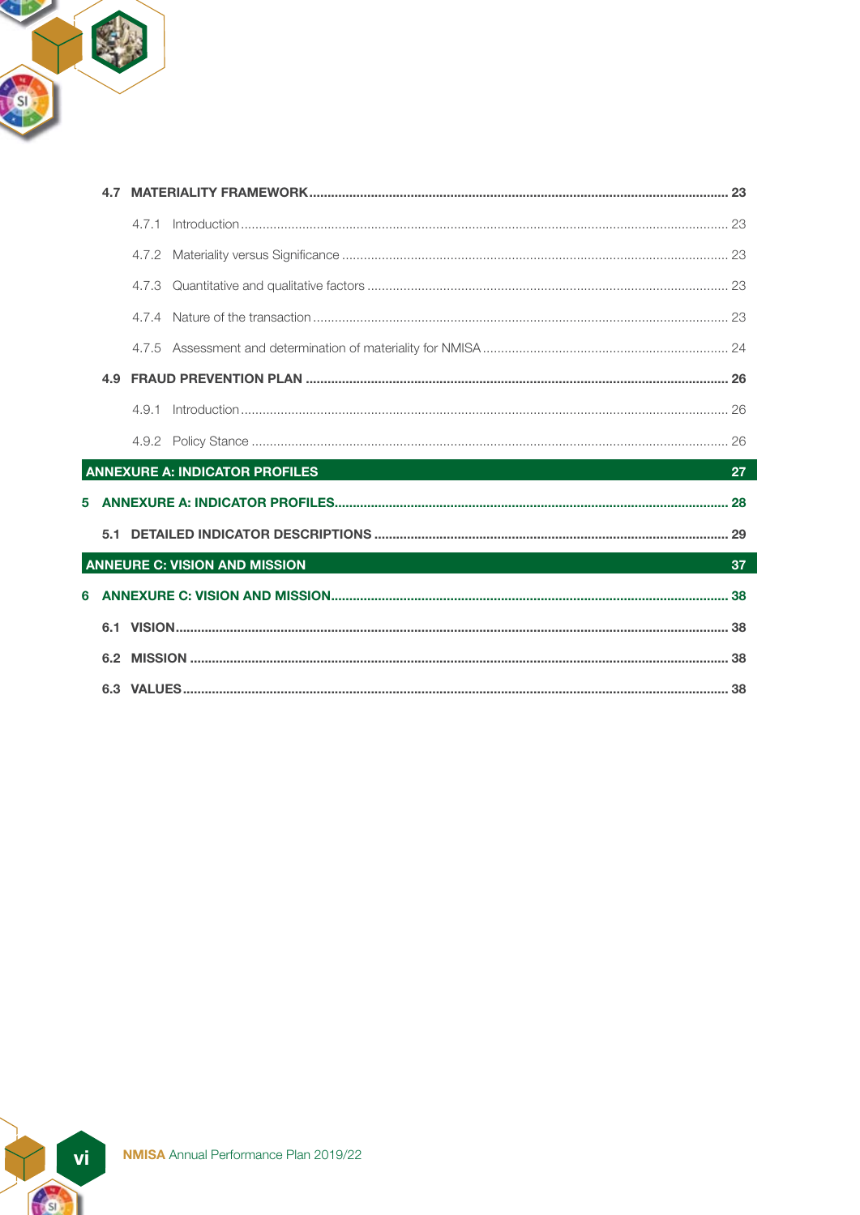- **4.7 MATERIALITY FRAMEWORK** ..... **23**
  - 4.7.1 Introduction ..... 23
  - 4.7.2 Materiality versus Significance ..... 23
  - 4.7.3 Quantitative and qualitative factors ..... 23
  - 4.7.4 Nature of the transaction ..... 23
  - 4.7.5 Assessment and determination of materiality for NMISA ..... 24
- **4.9 FRAUD PREVENTION PLAN** ..... **26**
  - 4.9.1 Introduction ..... 26
  - 4.9.2 Policy Stance ..... 26

**ANNEXURE A: INDICATOR PROFILES** **27**

- **5 ANNEXURE A: INDICATOR PROFILES** ..... **28**
  - **5.1 DETAILED INDICATOR DESCRIPTIONS** ..... **29**

**ANNEURE C: VISION AND MISSION** **37**

- **6 ANNEXURE C: VISION AND MISSION** ..... **38**
  - **6.1 VISION** ..... **38**
  - **6.2 MISSION** ..... **38**
  - **6.3 VALUES** ..... **38**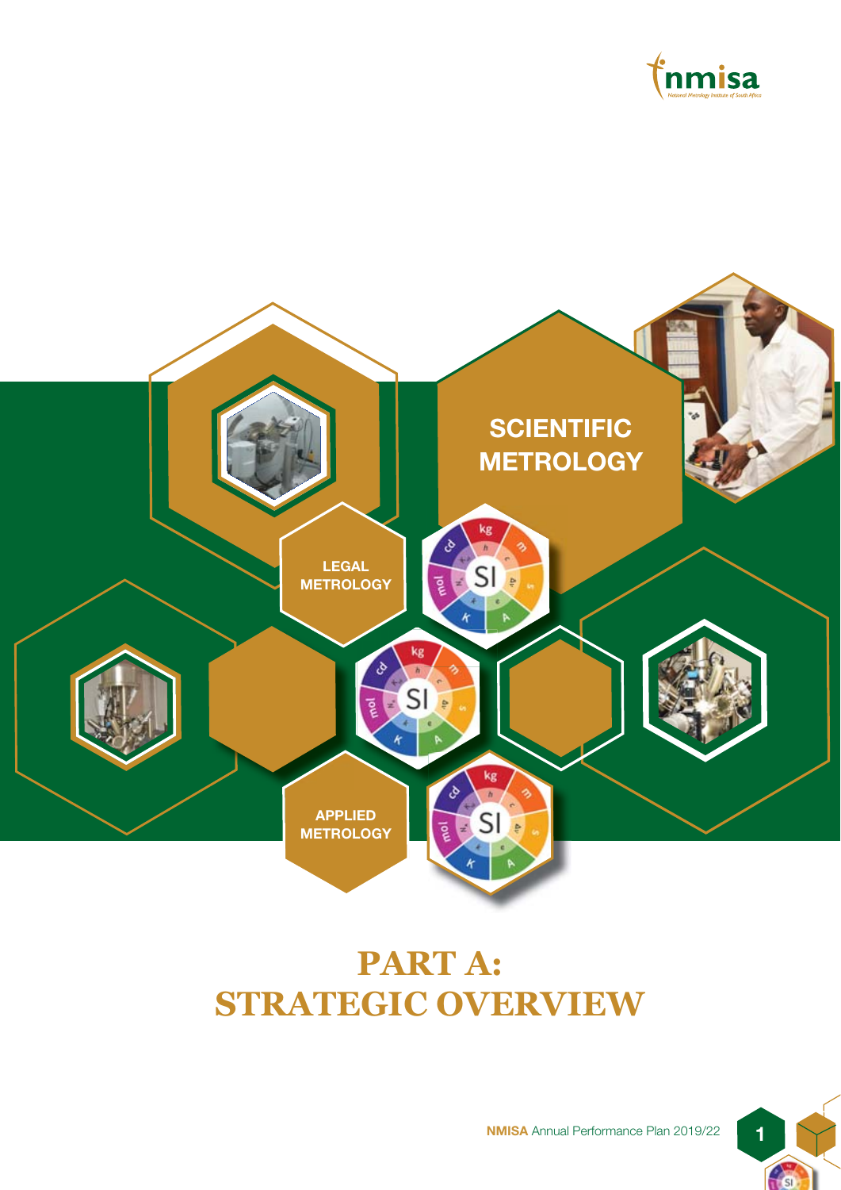# PART A: STRATEGIC OVERVIEW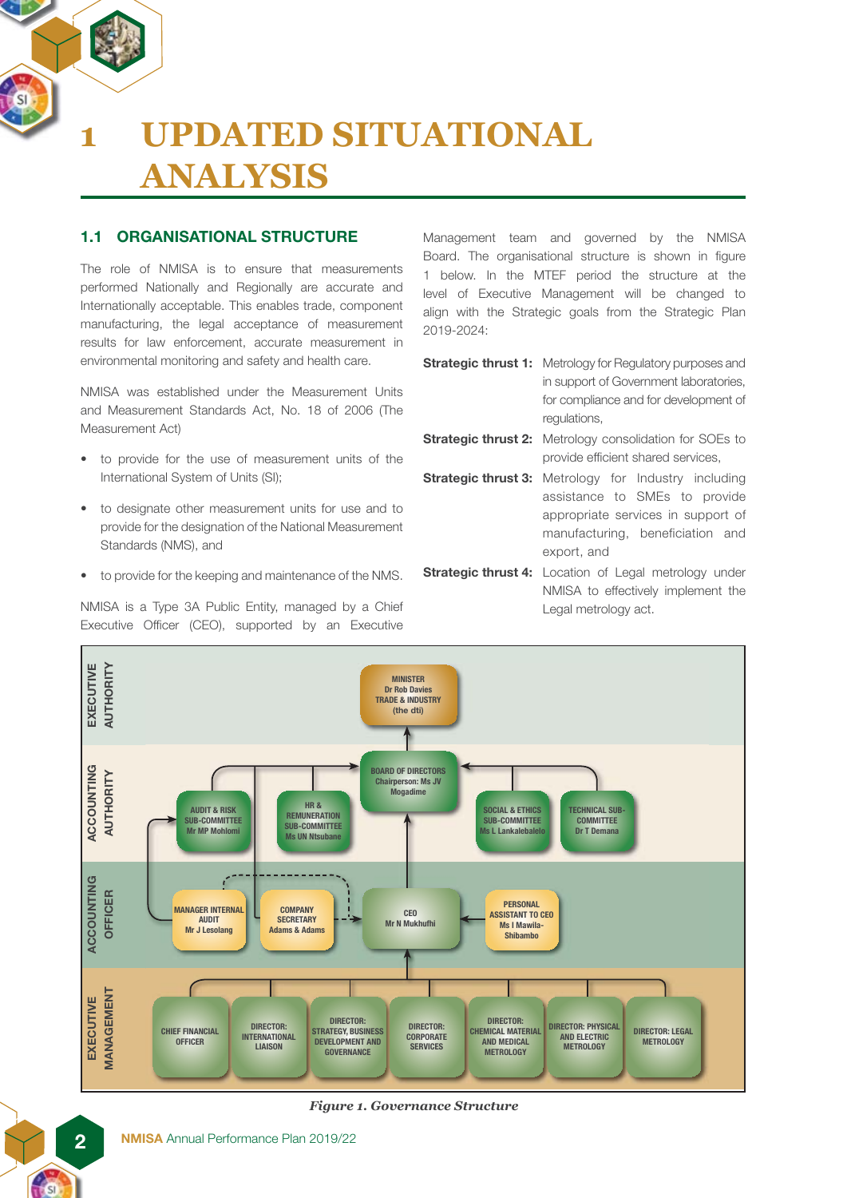# 1 UPDATED SITUATIONAL ANALYSIS

## 1.1 ORGANISATIONAL STRUCTURE

The role of NMISA is to ensure that measurements performed Nationally and Regionally are accurate and Internationally acceptable. This enables trade, component manufacturing, the legal acceptance of measurement results for law enforcement, accurate measurement in environmental monitoring and safety and health care.

NMISA was established under the Measurement Units and Measurement Standards Act, No. 18 of 2006 (The Measurement Act)

- to provide for the use of measurement units of the International System of Units (SI);
- to designate other measurement units for use and to provide for the designation of the National Measurement Standards (NMS), and
- to provide for the keeping and maintenance of the NMS.

NMISA is a Type 3A Public Entity, managed by a Chief Executive Officer (CEO), supported by an Executive Management team and governed by the NMISA Board. The organisational structure is shown in figure 1 below. In the MTEF period the structure at the level of Executive Management will be changed to align with the Strategic goals from the Strategic Plan 2019-2024:

**Strategic thrust 1:** Metrology for Regulatory purposes and in support of Government laboratories, for compliance and for development of regulations,

**Strategic thrust 2:** Metrology consolidation for SOEs to provide efficient shared services,

**Strategic thrust 3:** Metrology for Industry including assistance to SMEs to provide appropriate services in support of manufacturing, beneficiation and export, and

**Strategic thrust 4:** Location of Legal metrology under NMISA to effectively implement the Legal metrology act.

**EXECUTIVE AUTHORITY**
- MINISTER Dr Rob Davies TRADE & INDUSTRY (the dti)

**ACCOUNTING AUTHORITY**
- BOARD OF DIRECTORS Chairperson: Ms JV Mogadime
- AUDIT & RISK SUB-COMMITTEE Mr MP Mohlomi
- HR & REMUNERATION SUB-COMMITTEE Ms UN Ntsubane
- SOCIAL & ETHICS SUB-COMMITTEE Ms L Lankalebalelo
- TECHNICAL SUB-COMMITTEE Dr T Demana

**ACCOUNTING OFFICER**
- MANAGER INTERNAL AUDIT Mr J Lesolang
- COMPANY SECRETARY Adams & Adams
- CEO Mr N Mukhufhi
- PERSONAL ASSISTANT TO CEO Ms I Mawila-Shibambo

**EXECUTIVE MANAGEMENT**
- CHIEF FINANCIAL OFFICER
- DIRECTOR: INTERNATIONAL LIAISON
- DIRECTOR: STRATEGY, BUSINESS DEVELOPMENT AND GOVERNANCE
- DIRECTOR: CORPORATE SERVICES
- DIRECTOR: CHEMICAL MATERIAL AND MEDICAL METROLOGY
- DIRECTOR: PHYSICAL AND ELECTRIC METROLOGY
- DIRECTOR: LEGAL METROLOGY

*Figure 1. Governance Structure*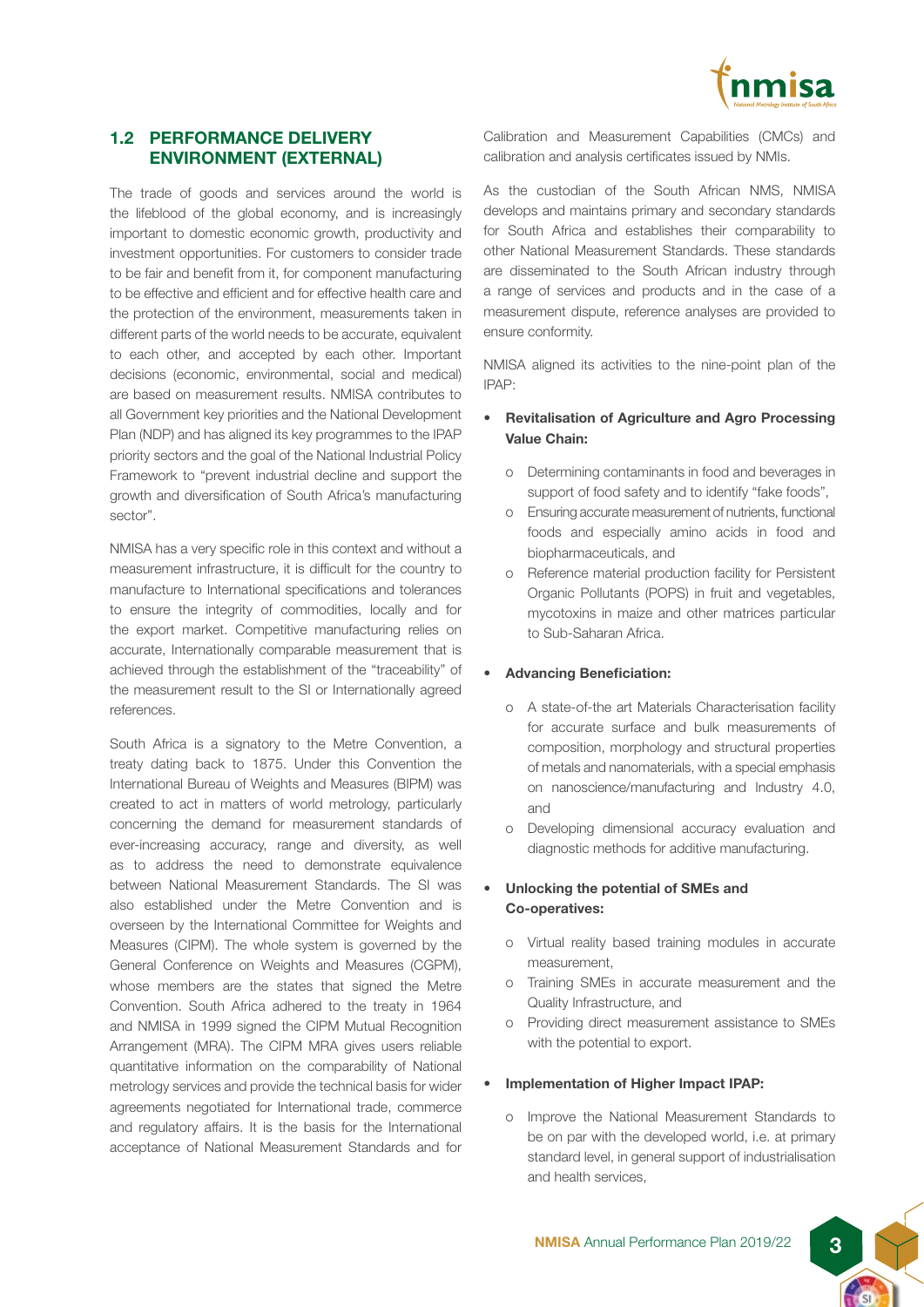## 1.2 PERFORMANCE DELIVERY ENVIRONMENT (EXTERNAL)

The trade of goods and services around the world is the lifeblood of the global economy, and is increasingly important to domestic economic growth, productivity and investment opportunities. For customers to consider trade to be fair and benefit from it, for component manufacturing to be effective and efficient and for effective health care and the protection of the environment, measurements taken in different parts of the world needs to be accurate, equivalent to each other, and accepted by each other. Important decisions (economic, environmental, social and medical) are based on measurement results. NMISA contributes to all Government key priorities and the National Development Plan (NDP) and has aligned its key programmes to the IPAP priority sectors and the goal of the National Industrial Policy Framework to "prevent industrial decline and support the growth and diversification of South Africa's manufacturing sector".

NMISA has a very specific role in this context and without a measurement infrastructure, it is difficult for the country to manufacture to International specifications and tolerances to ensure the integrity of commodities, locally and for the export market. Competitive manufacturing relies on accurate, Internationally comparable measurement that is achieved through the establishment of the "traceability" of the measurement result to the SI or Internationally agreed references.

South Africa is a signatory to the Metre Convention, a treaty dating back to 1875. Under this Convention the International Bureau of Weights and Measures (BIPM) was created to act in matters of world metrology, particularly concerning the demand for measurement standards of ever-increasing accuracy, range and diversity, as well as to address the need to demonstrate equivalence between National Measurement Standards. The SI was also established under the Metre Convention and is overseen by the International Committee for Weights and Measures (CIPM). The whole system is governed by the General Conference on Weights and Measures (CGPM), whose members are the states that signed the Metre Convention. South Africa adhered to the treaty in 1964 and NMISA in 1999 signed the CIPM Mutual Recognition Arrangement (MRA). The CIPM MRA gives users reliable quantitative information on the comparability of National metrology services and provide the technical basis for wider agreements negotiated for International trade, commerce and regulatory affairs. It is the basis for the International acceptance of National Measurement Standards and for Calibration and Measurement Capabilities (CMCs) and calibration and analysis certificates issued by NMIs.

As the custodian of the South African NMS, NMISA develops and maintains primary and secondary standards for South Africa and establishes their comparability to other National Measurement Standards. These standards are disseminated to the South African industry through a range of services and products and in the case of a measurement dispute, reference analyses are provided to ensure conformity.

NMISA aligned its activities to the nine-point plan of the IPAP:

- **Revitalisation of Agriculture and Agro Processing Value Chain:**
  - Determining contaminants in food and beverages in support of food safety and to identify "fake foods",
  - Ensuring accurate measurement of nutrients, functional foods and especially amino acids in food and biopharmaceuticals, and
  - Reference material production facility for Persistent Organic Pollutants (POPS) in fruit and vegetables, mycotoxins in maize and other matrices particular to Sub-Saharan Africa.

- **Advancing Beneficiation:**
  - A state-of-the art Materials Characterisation facility for accurate surface and bulk measurements of composition, morphology and structural properties of metals and nanomaterials, with a special emphasis on nanoscience/manufacturing and Industry 4.0, and
  - Developing dimensional accuracy evaluation and diagnostic methods for additive manufacturing.

- **Unlocking the potential of SMEs and Co-operatives:**
  - Virtual reality based training modules in accurate measurement,
  - Training SMEs in accurate measurement and the Quality Infrastructure, and
  - Providing direct measurement assistance to SMEs with the potential to export.

- **Implementation of Higher Impact IPAP:**
  - Improve the National Measurement Standards to be on par with the developed world, i.e. at primary standard level, in general support of industrialisation and health services,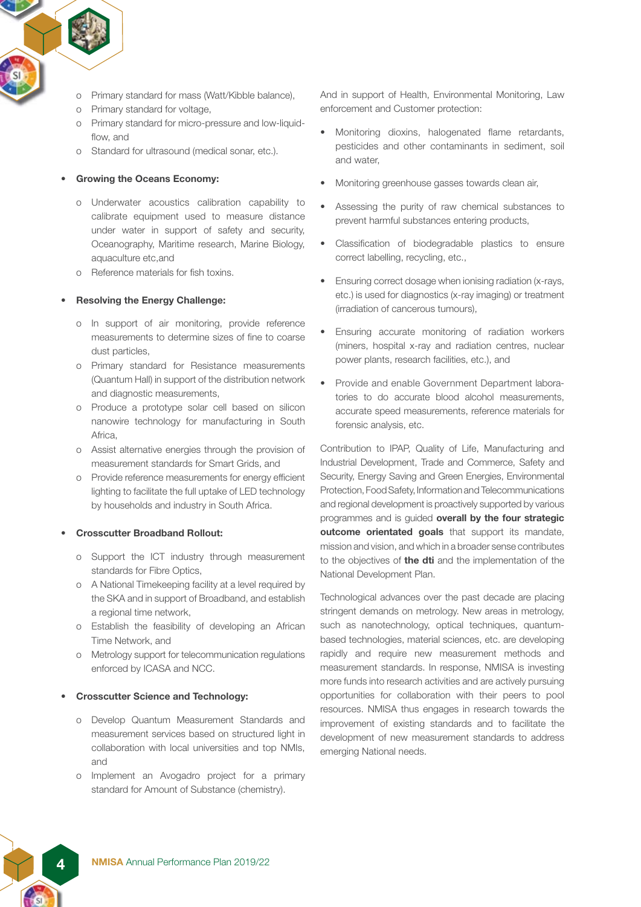- Primary standard for mass (Watt/Kibble balance),
  - Primary standard for voltage,
  - Primary standard for micro-pressure and low-liquid-flow, and
  - Standard for ultrasound (medical sonar, etc.).

- **Growing the Oceans Economy:**
  - Underwater acoustics calibration capability to calibrate equipment used to measure distance under water in support of safety and security, Oceanography, Maritime research, Marine Biology, aquaculture etc,and
  - Reference materials for fish toxins.

- **Resolving the Energy Challenge:**
  - In support of air monitoring, provide reference measurements to determine sizes of fine to coarse dust particles,
  - Primary standard for Resistance measurements (Quantum Hall) in support of the distribution network and diagnostic measurements,
  - Produce a prototype solar cell based on silicon nanowire technology for manufacturing in South Africa,
  - Assist alternative energies through the provision of measurement standards for Smart Grids, and
  - Provide reference measurements for energy efficient lighting to facilitate the full uptake of LED technology by households and industry in South Africa.

- **Crosscutter Broadband Rollout:**
  - Support the ICT industry through measurement standards for Fibre Optics,
  - A National Timekeeping facility at a level required by the SKA and in support of Broadband, and establish a regional time network,
  - Establish the feasibility of developing an African Time Network, and
  - Metrology support for telecommunication regulations enforced by ICASA and NCC.

- **Crosscutter Science and Technology:**
  - Develop Quantum Measurement Standards and measurement services based on structured light in collaboration with local universities and top NMIs, and
  - Implement an Avogadro project for a primary standard for Amount of Substance (chemistry).

And in support of Health, Environmental Monitoring, Law enforcement and Customer protection:

- Monitoring dioxins, halogenated flame retardants, pesticides and other contaminants in sediment, soil and water,
- Monitoring greenhouse gasses towards clean air,
- Assessing the purity of raw chemical substances to prevent harmful substances entering products,
- Classification of biodegradable plastics to ensure correct labelling, recycling, etc.,
- Ensuring correct dosage when ionising radiation (x-rays, etc.) is used for diagnostics (x-ray imaging) or treatment (irradiation of cancerous tumours),
- Ensuring accurate monitoring of radiation workers (miners, hospital x-ray and radiation centres, nuclear power plants, research facilities, etc.), and
- Provide and enable Government Department laboratories to do accurate blood alcohol measurements, accurate speed measurements, reference materials for forensic analysis, etc.

Contribution to IPAP, Quality of Life, Manufacturing and Industrial Development, Trade and Commerce, Safety and Security, Energy Saving and Green Energies, Environmental Protection, Food Safety, Information and Telecommunications and regional development is proactively supported by various programmes and is guided **overall by the four strategic outcome orientated goals** that support its mandate, mission and vision, and which in a broader sense contributes to the objectives of **the dti** and the implementation of the National Development Plan.

Technological advances over the past decade are placing stringent demands on metrology. New areas in metrology, such as nanotechnology, optical techniques, quantum-based technologies, material sciences, etc. are developing rapidly and require new measurement methods and measurement standards. In response, NMISA is investing more funds into research activities and are actively pursuing opportunities for collaboration with their peers to pool resources. NMISA thus engages in research towards the improvement of existing standards and to facilitate the development of new measurement standards to address emerging National needs.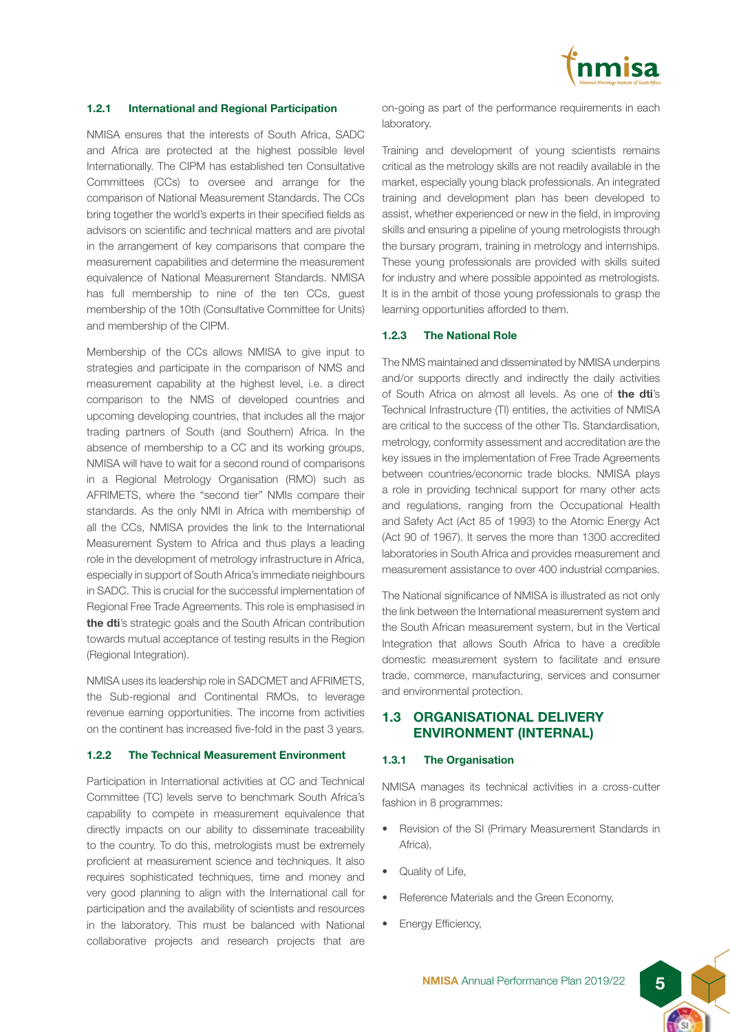#### 1.2.1 International and Regional Participation

NMISA ensures that the interests of South Africa, SADC and Africa are protected at the highest possible level Internationally. The CIPM has established ten Consultative Committees (CCs) to oversee and arrange for the comparison of National Measurement Standards. The CCs bring together the world's experts in their specified fields as advisors on scientific and technical matters and are pivotal in the arrangement of key comparisons that compare the measurement capabilities and determine the measurement equivalence of National Measurement Standards. NMISA has full membership to nine of the ten CCs, guest membership of the 10th (Consultative Committee for Units) and membership of the CIPM.

Membership of the CCs allows NMISA to give input to strategies and participate in the comparison of NMS and measurement capability at the highest level, i.e. a direct comparison to the NMS of developed countries and upcoming developing countries, that includes all the major trading partners of South (and Southern) Africa. In the absence of membership to a CC and its working groups, NMISA will have to wait for a second round of comparisons in a Regional Metrology Organisation (RMO) such as AFRIMETS, where the "second tier" NMIs compare their standards. As the only NMI in Africa with membership of all the CCs, NMISA provides the link to the International Measurement System to Africa and thus plays a leading role in the development of metrology infrastructure in Africa, especially in support of South Africa's immediate neighbours in SADC. This is crucial for the successful implementation of Regional Free Trade Agreements. This role is emphasised in **the dti**'s strategic goals and the South African contribution towards mutual acceptance of testing results in the Region (Regional Integration).

NMISA uses its leadership role in SADCMET and AFRIMETS, the Sub-regional and Continental RMOs, to leverage revenue earning opportunities. The income from activities on the continent has increased five-fold in the past 3 years.

#### 1.2.2 The Technical Measurement Environment

Participation in International activities at CC and Technical Committee (TC) levels serve to benchmark South Africa's capability to compete in measurement equivalence that directly impacts on our ability to disseminate traceability to the country. To do this, metrologists must be extremely proficient at measurement science and techniques. It also requires sophisticated techniques, time and money and very good planning to align with the International call for participation and the availability of scientists and resources in the laboratory. This must be balanced with National collaborative projects and research projects that are on-going as part of the performance requirements in each laboratory.

Training and development of young scientists remains critical as the metrology skills are not readily available in the market, especially young black professionals. An integrated training and development plan has been developed to assist, whether experienced or new in the field, in improving skills and ensuring a pipeline of young metrologists through the bursary program, training in metrology and internships. These young professionals are provided with skills suited for industry and where possible appointed as metrologists. It is in the ambit of those young professionals to grasp the learning opportunities afforded to them.

#### 1.2.3 The National Role

The NMS maintained and disseminated by NMISA underpins and/or supports directly and indirectly the daily activities of South Africa on almost all levels. As one of **the dti**'s Technical Infrastructure (TI) entities, the activities of NMISA are critical to the success of the other TIs. Standardisation, metrology, conformity assessment and accreditation are the key issues in the implementation of Free Trade Agreements between countries/economic trade blocks. NMISA plays a role in providing technical support for many other acts and regulations, ranging from the Occupational Health and Safety Act (Act 85 of 1993) to the Atomic Energy Act (Act 90 of 1967). It serves the more than 1300 accredited laboratories in South Africa and provides measurement and measurement assistance to over 400 industrial companies.

The National significance of NMISA is illustrated as not only the link between the International measurement system and the South African measurement system, but in the Vertical Integration that allows South Africa to have a credible domestic measurement system to facilitate and ensure trade, commerce, manufacturing, services and consumer and environmental protection.

## 1.3 ORGANISATIONAL DELIVERY ENVIRONMENT (INTERNAL)

#### 1.3.1 The Organisation

NMISA manages its technical activities in a cross-cutter fashion in 8 programmes:

- Revision of the SI (Primary Measurement Standards in Africa),
- Quality of Life,
- Reference Materials and the Green Economy,
- Energy Efficiency,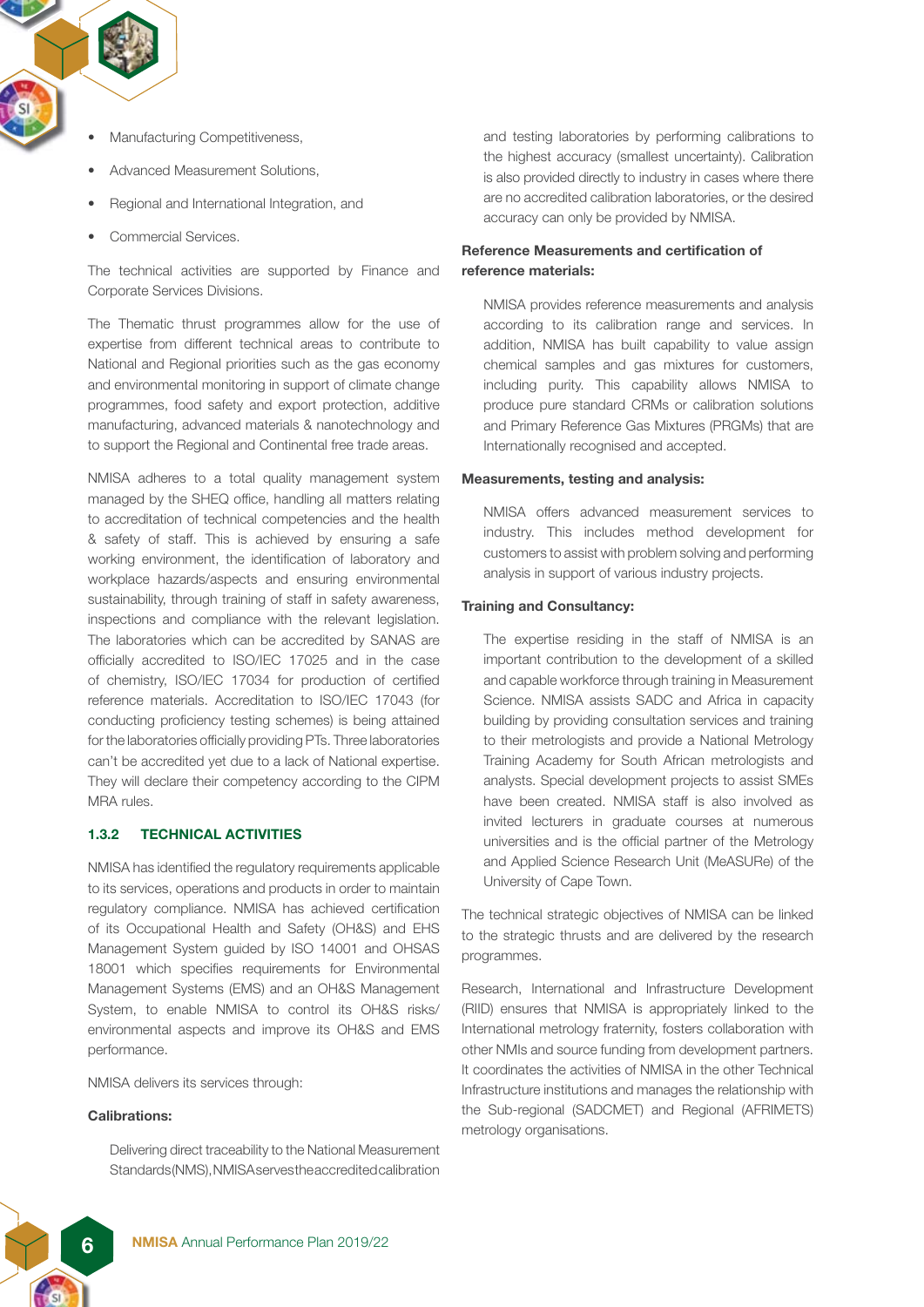- Manufacturing Competitiveness,
- Advanced Measurement Solutions,
- Regional and International Integration, and
- Commercial Services.

The technical activities are supported by Finance and Corporate Services Divisions.

The Thematic thrust programmes allow for the use of expertise from different technical areas to contribute to National and Regional priorities such as the gas economy and environmental monitoring in support of climate change programmes, food safety and export protection, additive manufacturing, advanced materials & nanotechnology and to support the Regional and Continental free trade areas.

NMISA adheres to a total quality management system managed by the SHEQ office, handling all matters relating to accreditation of technical competencies and the health & safety of staff. This is achieved by ensuring a safe working environment, the identification of laboratory and workplace hazards/aspects and ensuring environmental sustainability, through training of staff in safety awareness, inspections and compliance with the relevant legislation. The laboratories which can be accredited by SANAS are officially accredited to ISO/IEC 17025 and in the case of chemistry, ISO/IEC 17034 for production of certified reference materials. Accreditation to ISO/IEC 17043 (for conducting proficiency testing schemes) is being attained for the laboratories officially providing PTs. Three laboratories can't be accredited yet due to a lack of National expertise. They will declare their competency according to the CIPM MRA rules.

### 1.3.2 TECHNICAL ACTIVITIES

NMISA has identified the regulatory requirements applicable to its services, operations and products in order to maintain regulatory compliance. NMISA has achieved certification of its Occupational Health and Safety (OH&S) and EHS Management System guided by ISO 14001 and OHSAS 18001 which specifies requirements for Environmental Management Systems (EMS) and an OH&S Management System, to enable NMISA to control its OH&S risks/ environmental aspects and improve its OH&S and EMS performance.

NMISA delivers its services through:

**Calibrations:**

Delivering direct traceability to the National Measurement Standards (NMS), NMISA serves the accredited calibration and testing laboratories by performing calibrations to the highest accuracy (smallest uncertainty). Calibration is also provided directly to industry in cases where there are no accredited calibration laboratories, or the desired accuracy can only be provided by NMISA.

**Reference Measurements and certification of reference materials:**

NMISA provides reference measurements and analysis according to its calibration range and services. In addition, NMISA has built capability to value assign chemical samples and gas mixtures for customers, including purity. This capability allows NMISA to produce pure standard CRMs or calibration solutions and Primary Reference Gas Mixtures (PRGMs) that are Internationally recognised and accepted.

**Measurements, testing and analysis:**

NMISA offers advanced measurement services to industry. This includes method development for customers to assist with problem solving and performing analysis in support of various industry projects.

**Training and Consultancy:**

The expertise residing in the staff of NMISA is an important contribution to the development of a skilled and capable workforce through training in Measurement Science. NMISA assists SADC and Africa in capacity building by providing consultation services and training to their metrologists and provide a National Metrology Training Academy for South African metrologists and analysts. Special development projects to assist SMEs have been created. NMISA staff is also involved as invited lecturers in graduate courses at numerous universities and is the official partner of the Metrology and Applied Science Research Unit (MeASURe) of the University of Cape Town.

The technical strategic objectives of NMISA can be linked to the strategic thrusts and are delivered by the research programmes.

Research, International and Infrastructure Development (RIID) ensures that NMISA is appropriately linked to the International metrology fraternity, fosters collaboration with other NMIs and source funding from development partners. It coordinates the activities of NMISA in the other Technical Infrastructure institutions and manages the relationship with the Sub-regional (SADCMET) and Regional (AFRIMETS) metrology organisations.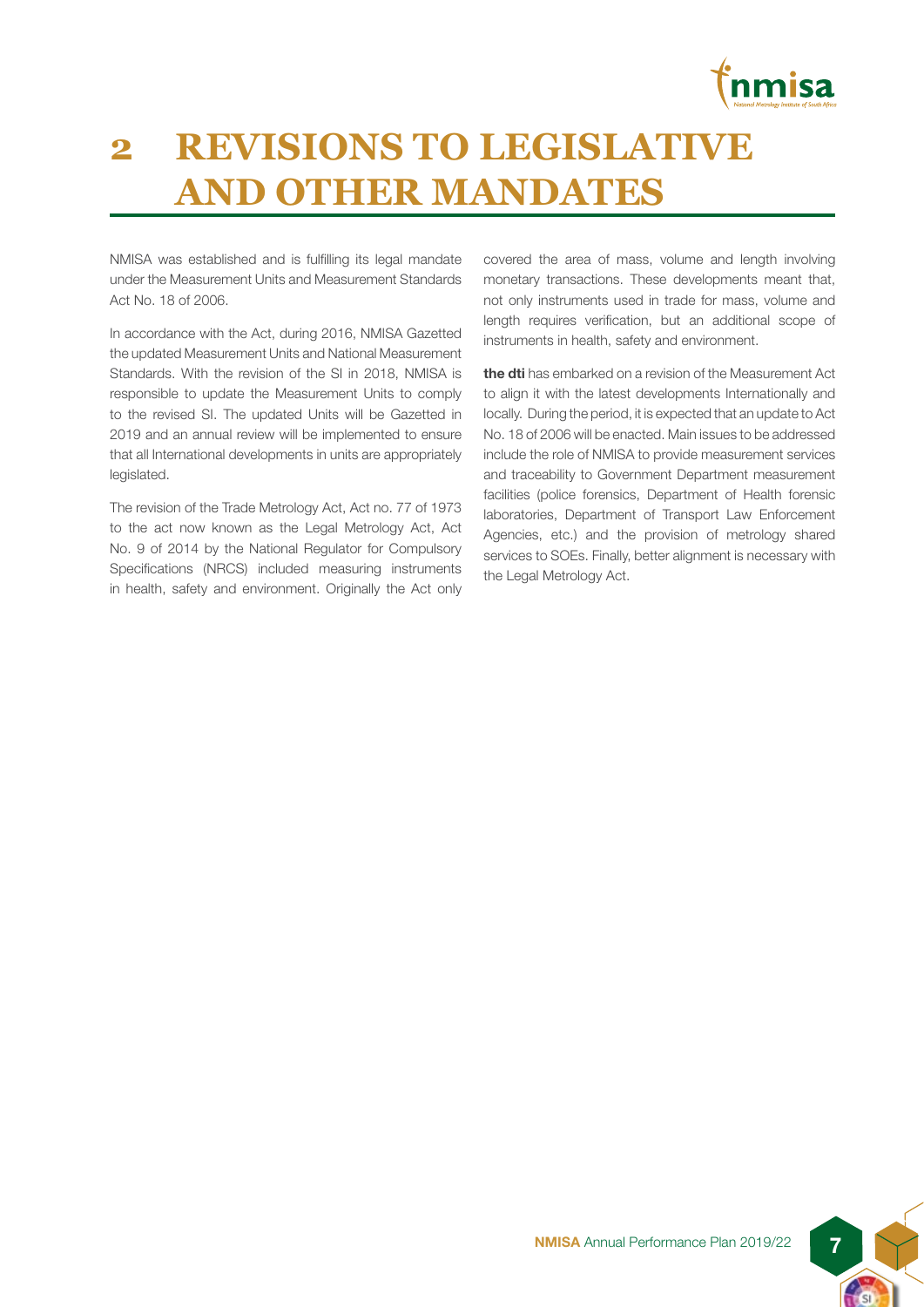# 2 REVISIONS TO LEGISLATIVE AND OTHER MANDATES

NMISA was established and is fulfilling its legal mandate under the Measurement Units and Measurement Standards Act No. 18 of 2006.

In accordance with the Act, during 2016, NMISA Gazetted the updated Measurement Units and National Measurement Standards. With the revision of the SI in 2018, NMISA is responsible to update the Measurement Units to comply to the revised SI. The updated Units will be Gazetted in 2019 and an annual review will be implemented to ensure that all International developments in units are appropriately legislated.

The revision of the Trade Metrology Act, Act no. 77 of 1973 to the act now known as the Legal Metrology Act, Act No. 9 of 2014 by the National Regulator for Compulsory Specifications (NRCS) included measuring instruments in health, safety and environment. Originally the Act only covered the area of mass, volume and length involving monetary transactions. These developments meant that, not only instruments used in trade for mass, volume and length requires verification, but an additional scope of instruments in health, safety and environment.

**the dti** has embarked on a revision of the Measurement Act to align it with the latest developments Internationally and locally. During the period, it is expected that an update to Act No. 18 of 2006 will be enacted. Main issues to be addressed include the role of NMISA to provide measurement services and traceability to Government Department measurement facilities (police forensics, Department of Health forensic laboratories, Department of Transport Law Enforcement Agencies, etc.) and the provision of metrology shared services to SOEs. Finally, better alignment is necessary with the Legal Metrology Act.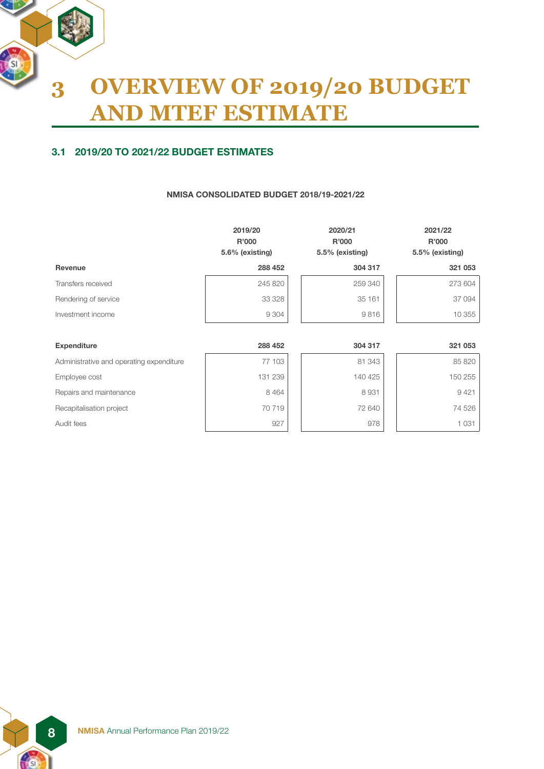# 3 OVERVIEW OF 2019/20 BUDGET AND MTEF ESTIMATE

## 3.1 2019/20 TO 2021/22 BUDGET ESTIMATES

**NMISA CONSOLIDATED BUDGET 2018/19-2021/22**

| | 2019/20<br>R'000<br>5.6% (existing) | 2020/21<br>R'000<br>5.5% (existing) | 2021/22<br>R'000<br>5.5% (existing) |
|---|---|---|---|
| **Revenue** | **288 452** | **304 317** | **321 053** |
| Transfers received | 245 820 | 259 340 | 273 604 |
| Rendering of service | 33 328 | 35 161 | 37 094 |
| Investment income | 9 304 | 9 816 | 10 355 |
| | | | |
| **Expenditure** | **288 452** | **304 317** | **321 053** |
| Administrative and operating expenditure | 77 103 | 81 343 | 85 820 |
| Employee cost | 131 239 | 140 425 | 150 255 |
| Repairs and maintenance | 8 464 | 8 931 | 9 421 |
| Recapitalisation project | 70 719 | 72 640 | 74 526 |
| Audit fees | 927 | 978 | 1 031 |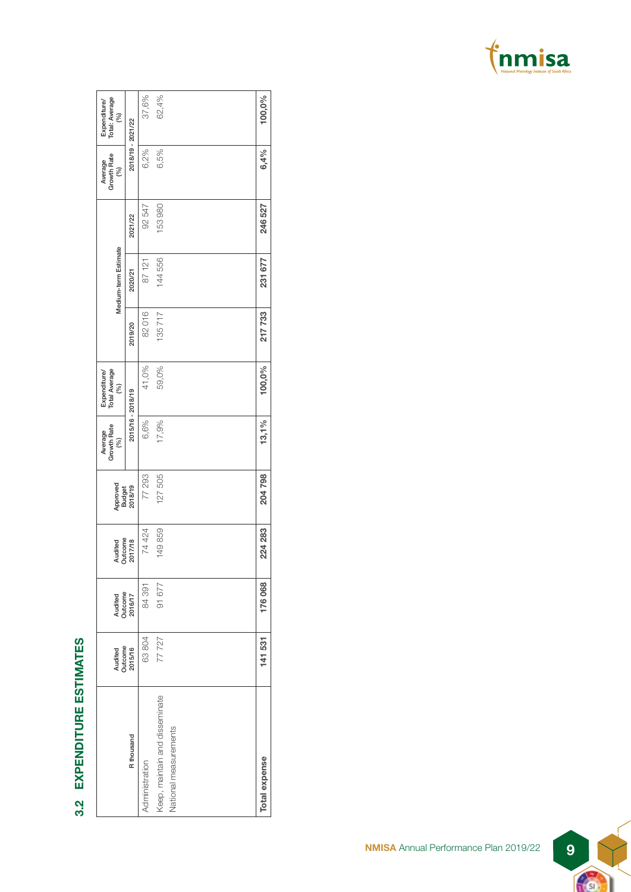## 3.2 EXPENDITURE ESTIMATES

| R thousand | Audited Outcome 2015/16 | Audited Outcome 2016/17 | Audited Outcome 2017/18 | Approved Budget 2018/19 | Average Growth Rate (%) | Expenditure/ Total Average (%) | Medium-term Estimate | | | Average Growth Rate (%) | Expenditure/ Total: Average (%) |
|---|---|---|---|---|---|---|---|---|---|---|---|
| | | | | | 2015/16 - 2018/19 | | 2019/20 | 2020/21 | 2021/22 | 2018/19 - 2021/22 | |
| Administration | 63 804 | 84 391 | 74 424 | 77 293 | 6,6% | 41,0% | 82 016 | 87 121 | 92 547 | 6,2% | 37,6% |
| Keep, maintain and disseminate National measurements | 77 727 | 91 677 | 149 859 | 127 505 | 17,9% | 59,0% | 135 717 | 144 556 | 153 980 | 6,5% | 62,4% |
| **Total expense** | **141 531** | **176 068** | **224 283** | **204 798** | **13,1%** | **100,0%** | **217 733** | **231 677** | **246 527** | **6,4%** | **100,0%** |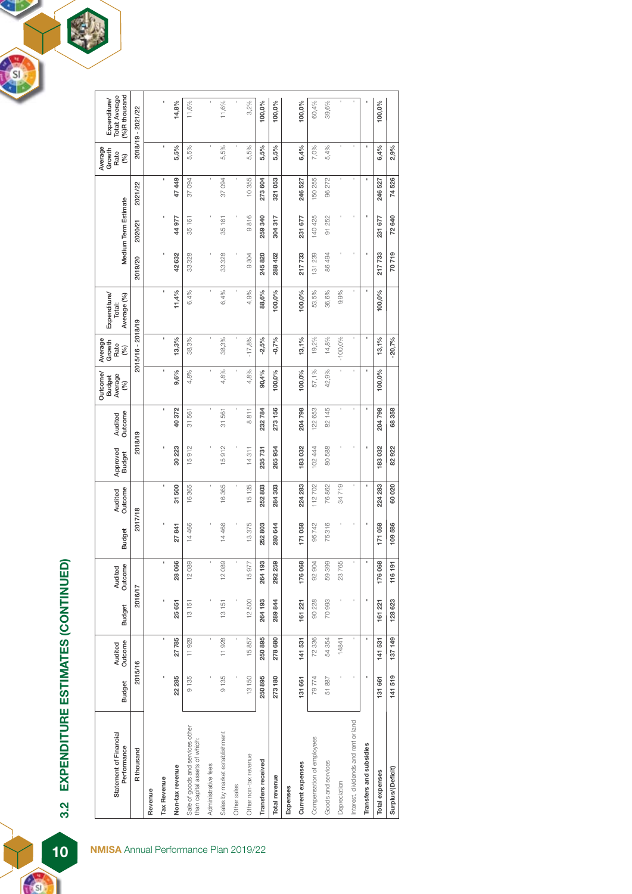## 3.2 EXPENDITURE ESTIMATES (CONTINUED)

| Statement of Financial Performance | Budget | Audited Outcome | Budget | Audited Outcome | Budget | Audited Outcome | Approved Budget | Audited Outcome | Outcome/ Budget Average (%) | Average Growth Rate (%) | Expenditure/ Total: Average (%) | Medium Term Estimate | | | Average Growth Rate (%) | Expenditure/ Total: Average (%)R thousand |
|---|---|---|---|---|---|---|---|---|---|---|---|---|---|---|---|---|
| R thousand | 2015/16 | | 2016/17 | | 2017/18 | | 2018/19 | | | 2015/16 - 2018/19 | | 2019/20 | 2020/21 | 2021/22 | 2018/19 - 2021/22 | |
| **Revenue** | | | | | | | | | | | | | | | | |
| **Tax Revenue** | - | - | - | - | - | - | - | - | - | - | - | - | - | - | - | - |
| **Non-tax revenue** | **22 285** | **27 785** | **25 651** | **28 066** | **27 841** | **31 500** | **30 223** | **40 372** | **9,6%** | **13,3%** | **11,4%** | **42 632** | **44 977** | **47 449** | **5,5%** | **14,8%** |
| Sale of goods and services other than capital assets of which: | 9 135 | 11 928 | 13 151 | 12 089 | 14 466 | 16 365 | 15 912 | 31 561 | 4,8% | 38,3% | 6,4% | 33 328 | 35 161 | 37 094 | 5,5% | 11,6% |
| Administrative fees | - | - | - | - | - | - | - | - | - | - | - | - | - | - | - | - |
| Sales by market establishment | 9 135 | 11 928 | 13 151 | 12 089 | 14 466 | 16 365 | 15 912 | 31 561 | 4,8% | 38,3% | 6,4% | 33 328 | 35 161 | 37 094 | 5,5% | 11,6% |
| Other sales | - | - | - | - | - | - | - | - | - | - | - | - | - | - | - | - |
| Other non-tax revenue | 13 150 | 15 857 | 12 500 | 15 977 | 13 375 | 15 135 | 14 311 | 8 811 | 4,8% | -17,8% | 4,9% | 9 304 | 9 816 | 10 355 | 5,5% | 3,2% |
| **Transfers received** | **250 895** | **250 895** | **264 193** | **264 193** | **252 803** | **252 803** | **235 731** | **232 784** | **90,4%** | **-2,5%** | **88,6%** | **245 820** | **259 340** | **273 604** | **5,5%** | **100,0%** |
| **Total revenue** | **273 180** | **278 680** | **289 844** | **292 259** | **280 644** | **284 303** | **265 954** | **273 156** | **100,0%** | **-0,7%** | **100,0%** | **288 452** | **304 317** | **321 053** | **5,5%** | **100,0%** |
| **Expenses** | | | | | | | | | | | | | | | | |
| **Current expenses** | **131 661** | **141 531** | **161 221** | **176 068** | **171 058** | **224 283** | **183 032** | **204 798** | **100,0%** | **13,1%** | **100,0%** | **217 733** | **231 677** | **246 527** | **6,4%** | **100,0%** |
| Compensation of employees | 79 774 | 72 336 | 90 228 | 92 904 | 95 742 | 112 702 | 102 444 | 122 653 | 57,1% | 19,2% | 53,5% | 131 239 | 140 425 | 150 255 | 7,0% | 60,4% |
| Goods and services | 51 887 | 54 354 | 70 993 | 59 399 | 75 316 | 76 862 | 80 588 | 82 145 | 42,9% | 14,8% | 36,6% | 86 494 | 91 252 | 96 272 | 5,4% | 39,6% |
| Depreciation | - | 14841 | - | 23 765 | - | 34 719 | - | - | - | -100,0% | 9,9% | - | - | - | - | - |
| Interest, dividends and rent or land | - | - | - | - | - | - | - | - | - | - | - | - | - | - | - | - |
| **Transfers and subsidies** | - | - | - | - | - | - | - | - | - | - | - | - | - | - | - | - |
| **Total expenses** | **131 661** | **141 531** | **161 221** | **176 068** | **171 058** | **224 283** | **183 032** | **204 798** | **100,0%** | **13,1%** | **100,0%** | **217 733** | **231 677** | **246 527** | **6,4%** | **100,0%** |
| **Surplus/(Deficit)** | **141 519** | **137 149** | **128 623** | **116 191** | **109 586** | **60 020** | **82 922** | **68 358** | | **-20,7%** | | **70 719** | **72 640** | **74 526** | **2,9%** | |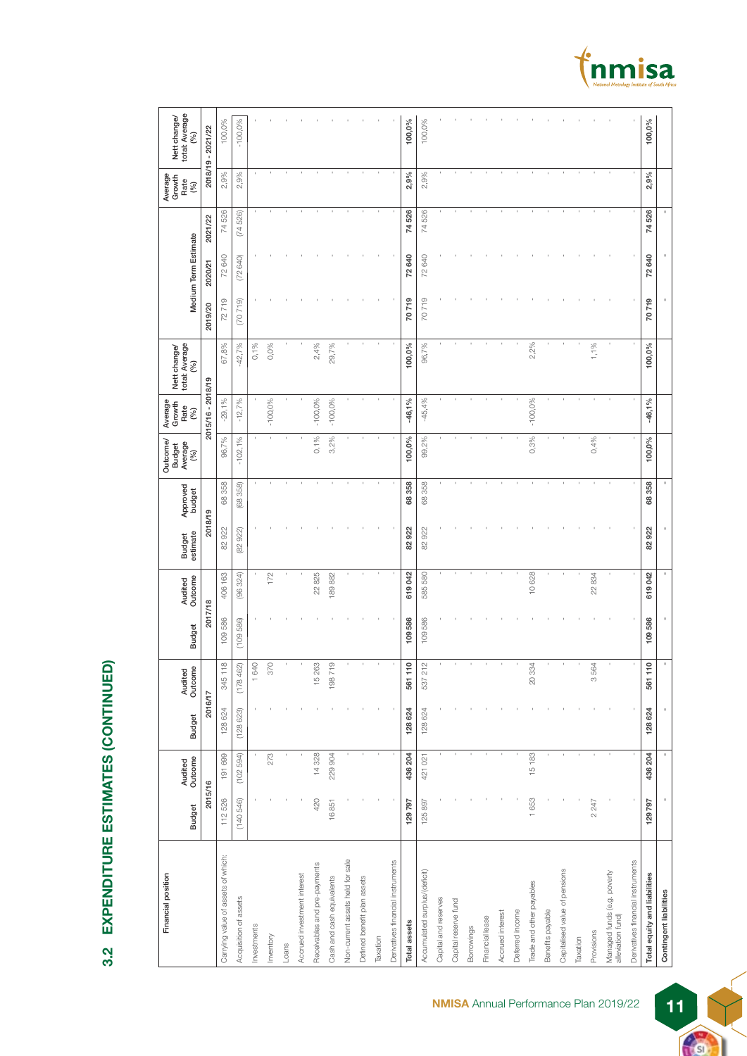## 3.2 EXPENDITURE ESTIMATES (CONTINUED)

| Financial position | Budget | Audited Outcome | Budget | Audited Outcome | Budget | Audited Outcome | Budget estimate | Approved budget | Outcome/ Budget Average (%) | Average Growth Rate (%) | Nett change/ total: Average (%) | Medium Term Estimate | | | Average Growth Rate (%) | Nett change/ total: Average (%) |
|---|---|---|---|---|---|---|---|---|---|---|---|---|---|---|---|---|
| | 2015/16 | | 2016/17 | | 2017/18 | | 2018/19 | | | 2015/16 - 2018/19 | | 2019/20 | 2020/21 | 2021/22 | 2018/19 - 2021/22 | |
| Carrying value of assets of which: | 112 526 | 191 699 | 128 624 | 345 118 | 109 586 | 406 163 | 82 922 | 68 358 | 96,7% | -29,1% | 67,8% | 72 719 | 72 640 | 74 526 | 2,9% | 100,0% |
| Acquisition of assets | (140 546) | (102 594) | (128 623) | (178 462) | (109 586) | (96 324) | (82 922) | (68 358) | -102,1% | -12,7% | -42,7% | (70 719) | (72 640) | (74 526) | 2,9% | -100,0% |
| Investments | - | - | - | 1 640 | - | - | - | - | - | - | 0,1% | - | - | - | - | - |
| Inventory | - | 273 | - | 370 | - | 172 | - | - | - | -100,0% | 0,0% | - | - | - | - | - |
| Loans | - | - | - | - | - | - | - | - | - | - | - | - | - | - | - | - |
| Accrued investment interest | - | - | - | - | - | - | - | - | - | - | - | - | - | - | - | - |
| Receivables and pre-payments | 420 | 14 328 | - | 15 263 | - | 22 825 | - | - | 0,1% | -100,0% | 2,4% | - | - | - | - | - |
| Cash and cash equivalents | 16 851 | 229 904 | - | 198 719 | - | 189 882 | - | - | 3,2% | -100,0% | 29,7% | - | - | - | - | - |
| Non-current assets held for sale | - | - | - | - | - | - | - | - | - | - | - | - | - | - | - | - |
| Defined benefit plan assets | - | - | - | - | - | - | - | - | - | - | - | - | - | - | - | - |
| Taxation | - | - | - | - | - | - | - | - | - | - | - | - | - | - | - | - |
| Derivatives financial instruments | - | - | - | - | - | - | - | - | - | - | - | - | - | - | - | - |
| **Total assets** | **129 797** | **436 204** | **128 624** | **561 110** | **109 586** | **619 042** | **82 922** | **68 358** | **100,0%** | **-46,1%** | **100,0%** | **70 719** | **72 640** | **74 526** | **2,9%** | **100,0%** |
| Accumulated surplus/(deficit) | 125 897 | 421 021 | 128 624 | 537 212 | 109 586 | 585 580 | 82 922 | 68 358 | 99,2% | -45,4% | 96,7% | 70 719 | 72 640 | 74 526 | 2,9% | 100,0% |
| Capital and reserves | - | - | - | - | - | - | - | - | - | - | - | - | - | - | - | - |
| Capital reserve fund | - | - | - | - | - | - | - | - | - | - | - | - | - | - | - | - |
| Borrowings | - | - | - | - | - | - | - | - | - | - | - | - | - | - | - | - |
| Financial lease | - | - | - | - | - | - | - | - | - | - | - | - | - | - | - | - |
| Accrued interest | - | - | - | - | - | - | - | - | - | - | - | - | - | - | - | - |
| Deferred income | - | - | - | - | - | - | - | - | - | - | - | - | - | - | - | - |
| Trade and other payables | 1 653 | 15 183 | - | 20 334 | - | 10 628 | - | - | 0,3% | -100,0% | 2,2% | - | - | - | - | - |
| Benefits payable | - | - | - | - | - | - | - | - | - | - | - | - | - | - | - | - |
| Capitalised value of pensions | - | - | - | - | - | - | - | - | - | - | - | - | - | - | - | - |
| Taxation | - | - | - | - | - | - | - | - | - | - | - | - | - | - | - | - |
| Provisions | 2 247 | - | - | 3 564 | - | 22 834 | - | - | 0,4% | - | 1,1% | - | - | - | - | - |
| Managed funds (e.g. poverty alleviation fund) | - | - | - | - | - | - | - | - | - | - | - | - | - | - | - | - |
| Derivatives financial instruments | - | - | - | - | - | - | - | - | - | - | - | - | - | - | - | - |
| **Total equity and liabilities** | **129 797** | **436 204** | **128 624** | **561 110** | **109 586** | **619 042** | **82 922** | **68 358** | **100,0%** | **-46,1%** | **100,0%** | **70 719** | **72 640** | **74 526** | **2,9%** | **100,0%** |
| **Contingent liabilities** | - | - | - | - | - | - | - | - | | | | - | - | - | | |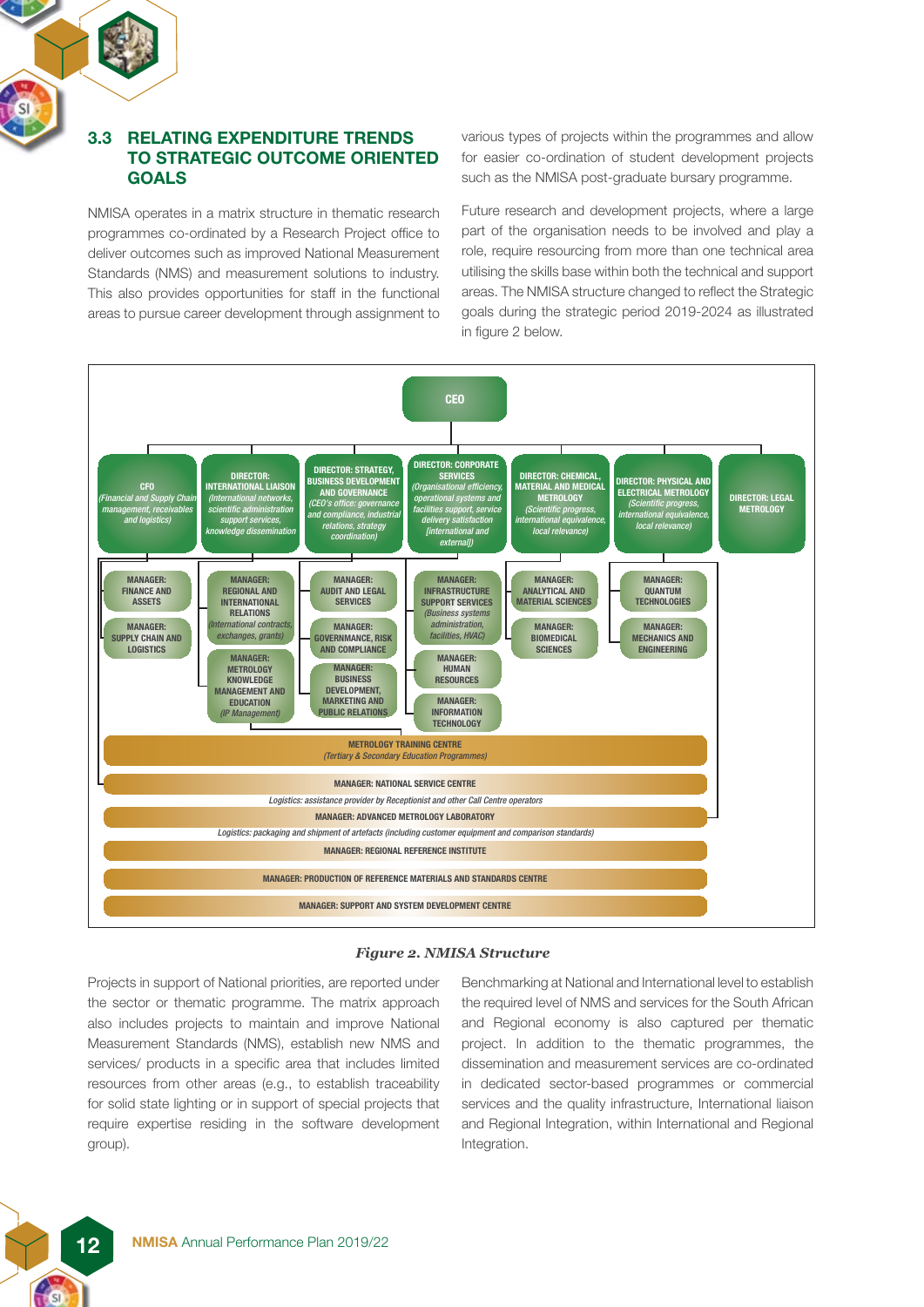## 3.3 RELATING EXPENDITURE TRENDS TO STRATEGIC OUTCOME ORIENTED GOALS

NMISA operates in a matrix structure in thematic research programmes co-ordinated by a Research Project office to deliver outcomes such as improved National Measurement Standards (NMS) and measurement solutions to industry. This also provides opportunities for staff in the functional areas to pursue career development through assignment to various types of projects within the programmes and allow for easier co-ordination of student development projects such as the NMISA post-graduate bursary programme.

Future research and development projects, where a large part of the organisation needs to be involved and play a role, require resourcing from more than one technical area utilising the skills base within both the technical and support areas. The NMISA structure changed to reflect the Strategic goals during the strategic period 2019-2024 as illustrated in figure 2 below.

**CEO**

- **CFO** *(Financial and Supply Chain management, receivables and logistics)*
  - MANAGER: FINANCE AND ASSETS
  - MANAGER: SUPPLY CHAIN AND LOGISTICS
- **DIRECTOR: INTERNATIONAL LIAISON** *(International networks, scientific administration support services, knowledge dissemination)*
  - MANAGER: REGIONAL AND INTERNATIONAL RELATIONS *(International contracts, exchanges, grants)*
  - MANAGER: METROLOGY KNOWLEDGE MANAGEMENT AND EDUCATION *(IP Management)*
- **DIRECTOR: STRATEGY, BUSINESS DEVELOPMENT AND GOVERNANCE** *(CEO's office: governance and compliance, industrial relations, strategy coordination)*
  - MANAGER: AUDIT AND LEGAL SERVICES
  - MANAGER: GOVERNMANCE, RISK AND COMPLIANCE
  - MANAGER: BUSINESS DEVELOPMENT, MARKETING AND PUBLIC RELATIONS
- **DIRECTOR: CORPORATE SERVICES** *(Organisational efficiency, operational systems and facilities support, service delivery satisfaction [international and external])*
  - MANAGER: INFRASTRUCTURE SUPPORT SERVICES *(Business systems administration, facilities, HVAC)*
  - MANAGER: HUMAN RESOURCES
  - MANAGER: INFORMATION TECHNOLOGY
- **DIRECTOR: CHEMICAL, MATERIAL AND MEDICAL METROLOGY** *(Scientific progress, international equivalence, local relevance)*
  - MANAGER: ANALYTICAL AND MATERIAL SCIENCES
  - MANAGER: BIOMEDICAL SCIENCES
- **DIRECTOR: PHYSICAL AND ELECTRICAL METROLOGY** *(Scientific progress, international equivalence, local relevance)*
  - MANAGER: QUANTUM TECHNOLOGIES
  - MANAGER: MECHANICS AND ENGINEERING
- **DIRECTOR: LEGAL METROLOGY**

- METROLOGY TRAINING CENTRE *(Tertiary & Secondary Education Programmes)*
- MANAGER: NATIONAL SERVICE CENTRE
  - *Logistics: assistance provider by Receptionist and other Call Centre operators*
- MANAGER: ADVANCED METROLOGY LABORATORY
  - *Logistics: packaging and shipment of artefacts (including customer equipment and comparison standards)*
- MANAGER: REGIONAL REFERENCE INSTITUTE
- MANAGER: PRODUCTION OF REFERENCE MATERIALS AND STANDARDS CENTRE
- MANAGER: SUPPORT AND SYSTEM DEVELOPMENT CENTRE

*Figure 2. NMISA Structure*

Projects in support of National priorities, are reported under the sector or thematic programme. The matrix approach also includes projects to maintain and improve National Measurement Standards (NMS), establish new NMS and services/ products in a specific area that includes limited resources from other areas (e.g., to establish traceability for solid state lighting or in support of special projects that require expertise residing in the software development group).

Benchmarking at National and International level to establish the required level of NMS and services for the South African and Regional economy is also captured per thematic project. In addition to the thematic programmes, the dissemination and measurement services are co-ordinated in dedicated sector-based programmes or commercial services and the quality infrastructure, International liaison and Regional Integration, within International and Regional Integration.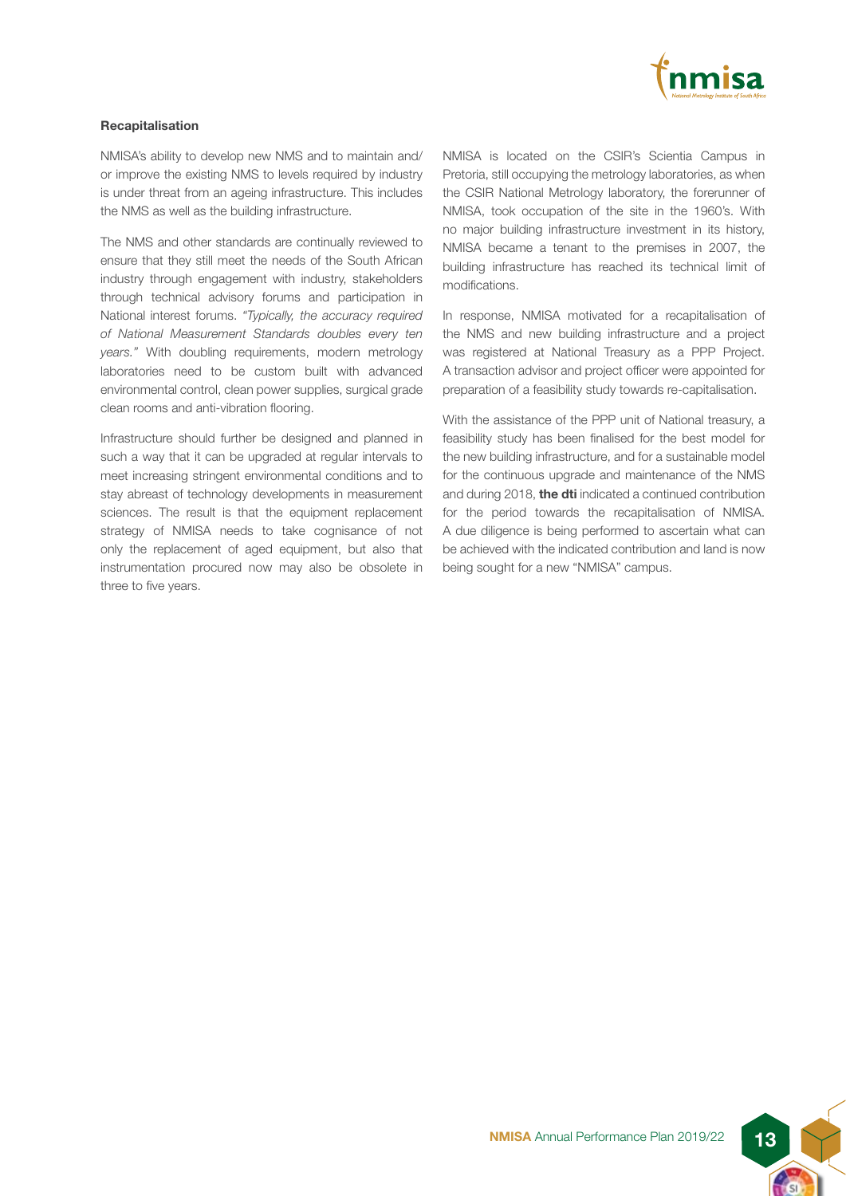**Recapitalisation**

NMISA's ability to develop new NMS and to maintain and/or improve the existing NMS to levels required by industry is under threat from an ageing infrastructure. This includes the NMS as well as the building infrastructure.

The NMS and other standards are continually reviewed to ensure that they still meet the needs of the South African industry through engagement with industry, stakeholders through technical advisory forums and participation in National interest forums. *"Typically, the accuracy required of National Measurement Standards doubles every ten years."* With doubling requirements, modern metrology laboratories need to be custom built with advanced environmental control, clean power supplies, surgical grade clean rooms and anti-vibration flooring.

Infrastructure should further be designed and planned in such a way that it can be upgraded at regular intervals to meet increasing stringent environmental conditions and to stay abreast of technology developments in measurement sciences. The result is that the equipment replacement strategy of NMISA needs to take cognisance of not only the replacement of aged equipment, but also that instrumentation procured now may also be obsolete in three to five years.

NMISA is located on the CSIR's Scientia Campus in Pretoria, still occupying the metrology laboratories, as when the CSIR National Metrology laboratory, the forerunner of NMISA, took occupation of the site in the 1960's. With no major building infrastructure investment in its history, NMISA became a tenant to the premises in 2007, the building infrastructure has reached its technical limit of modifications.

In response, NMISA motivated for a recapitalisation of the NMS and new building infrastructure and a project was registered at National Treasury as a PPP Project. A transaction advisor and project officer were appointed for preparation of a feasibility study towards re-capitalisation.

With the assistance of the PPP unit of National treasury, a feasibility study has been finalised for the best model for the new building infrastructure, and for a sustainable model for the continuous upgrade and maintenance of the NMS and during 2018, **the dti** indicated a continued contribution for the period towards the recapitalisation of NMISA. A due diligence is being performed to ascertain what can be achieved with the indicated contribution and land is now being sought for a new "NMISA" campus.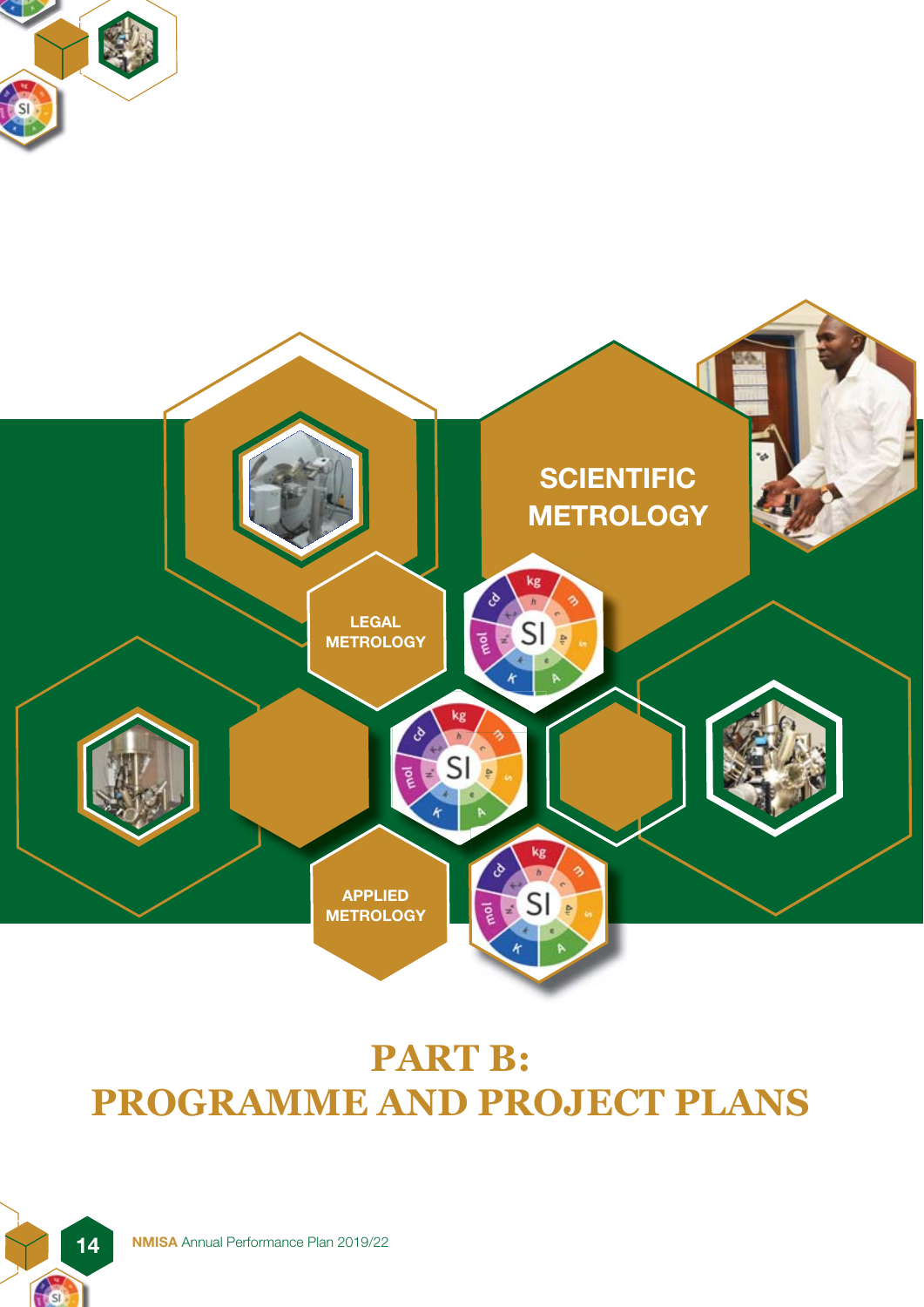SCIENTIFIC METROLOGY

LEGAL METROLOGY

APPLIED METROLOGY

# PART B: PROGRAMME AND PROJECT PLANS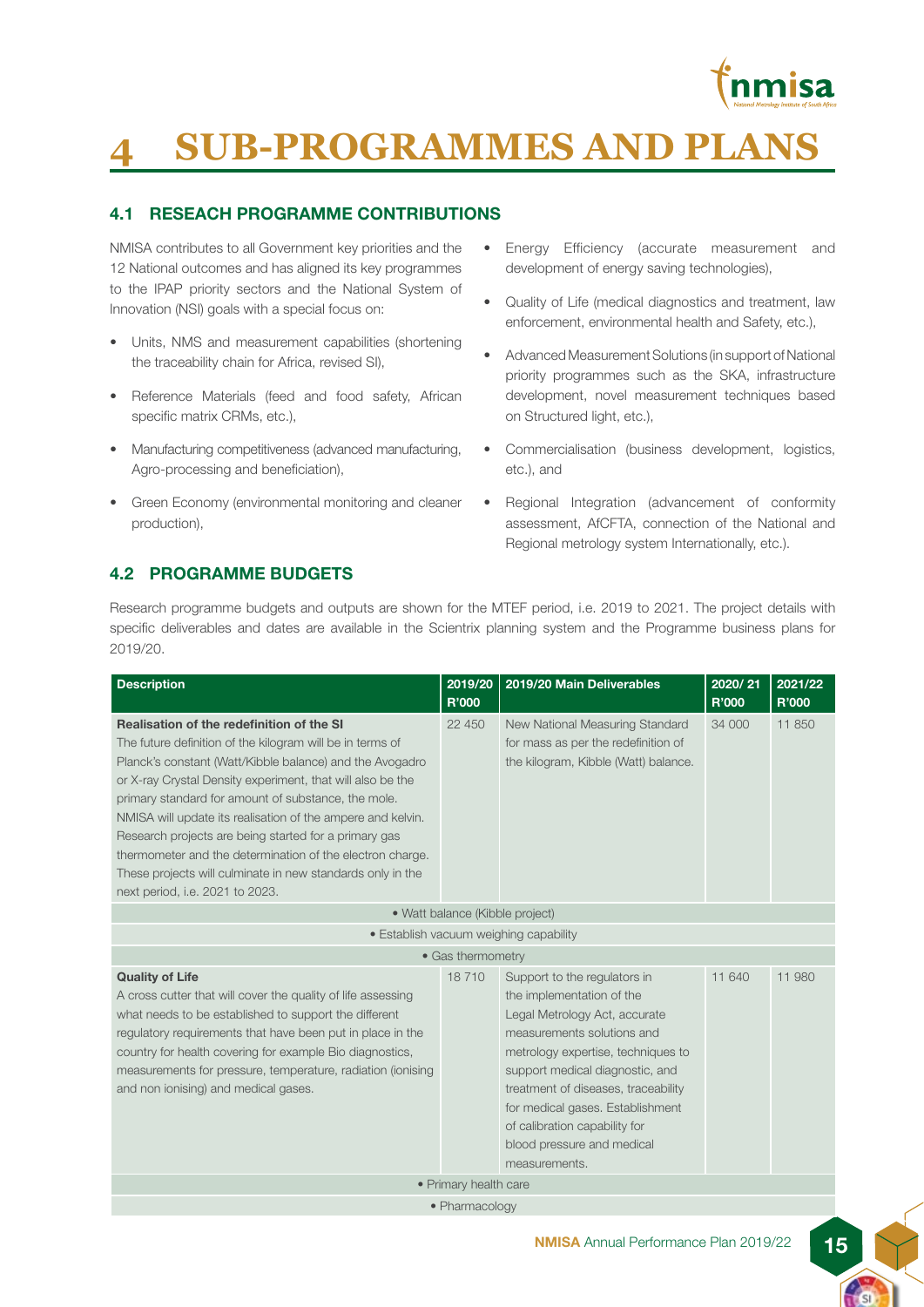# 4 SUB-PROGRAMMES AND PLANS

## 4.1 RESEACH PROGRAMME CONTRIBUTIONS

NMISA contributes to all Government key priorities and the 12 National outcomes and has aligned its key programmes to the IPAP priority sectors and the National System of Innovation (NSI) goals with a special focus on:

- Units, NMS and measurement capabilities (shortening the traceability chain for Africa, revised SI),
- Reference Materials (feed and food safety, African specific matrix CRMs, etc.),
- Manufacturing competitiveness (advanced manufacturing, Agro-processing and beneficiation),
- Green Economy (environmental monitoring and cleaner production),
- Energy Efficiency (accurate measurement and development of energy saving technologies),
- Quality of Life (medical diagnostics and treatment, law enforcement, environmental health and Safety, etc.),
- Advanced Measurement Solutions (in support of National priority programmes such as the SKA, infrastructure development, novel measurement techniques based on Structured light, etc.),
- Commercialisation (business development, logistics, etc.), and
- Regional Integration (advancement of conformity assessment, AfCFTA, connection of the National and Regional metrology system Internationally, etc.).

## 4.2 PROGRAMME BUDGETS

Research programme budgets and outputs are shown for the MTEF period, i.e. 2019 to 2021. The project details with specific deliverables and dates are available in the Scientrix planning system and the Programme business plans for 2019/20.

| Description | 2019/20 R'000 | 2019/20 Main Deliverables | 2020/ 21 R'000 | 2021/22 R'000 |
|---|---|---|---|---|
| **Realisation of the redefinition of the SI**<br>The future definition of the kilogram will be in terms of Planck's constant (Watt/Kibble balance) and the Avogadro or X-ray Crystal Density experiment, that will also be the primary standard for amount of substance, the mole. NMISA will update its realisation of the ampere and kelvin. Research projects are being started for a primary gas thermometer and the determination of the electron charge. These projects will culminate in new standards only in the next period, i.e. 2021 to 2023. | 22 450 | New National Measuring Standard for mass as per the redefinition of the kilogram, Kibble (Watt) balance. | 34 000 | 11 850 |
| • Watt balance (Kibble project) | | | | |
| • Establish vacuum weighing capability | | | | |
| • Gas thermometry | | | | |
| **Quality of Life**<br>A cross cutter that will cover the quality of life assessing what needs to be established to support the different regulatory requirements that have been put in place in the country for health covering for example Bio diagnostics, measurements for pressure, temperature, radiation (ionising and non ionising) and medical gases. | 18 710 | Support to the regulators in the implementation of the Legal Metrology Act, accurate measurements solutions and metrology expertise, techniques to support medical diagnostic, and treatment of diseases, traceability for medical gases. Establishment of calibration capability for blood pressure and medical measurements. | 11 640 | 11 980 |
| • Primary health care | | | | |
| • Pharmacology | | | | |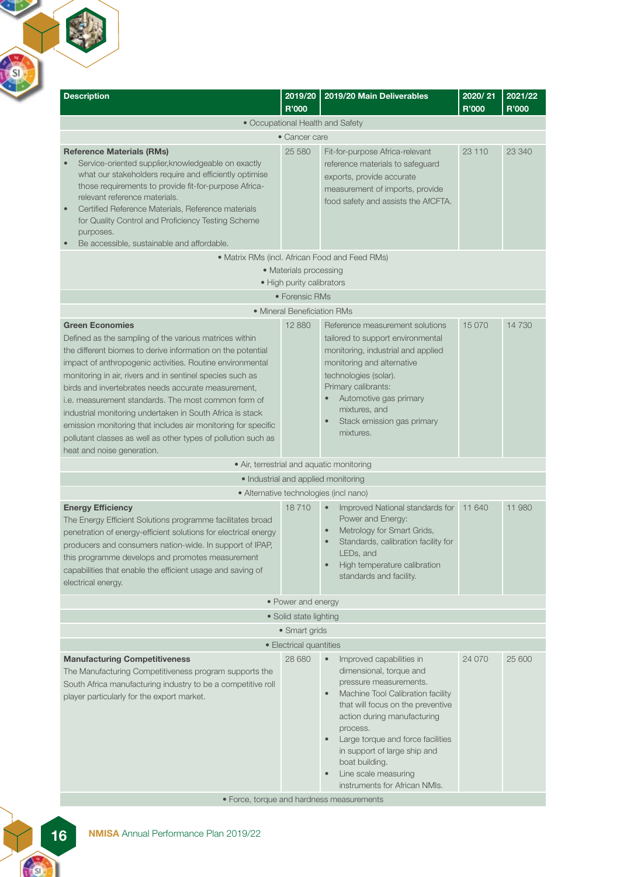| Description | 2019/20 R'000 | 2019/20 Main Deliverables | 2020/ 21 R'000 | 2021/22 R'000 |
|---|---|---|---|---|
| • Occupational Health and Safety | | | | |
| • Cancer care | | | | |
| **Reference Materials (RMs)**<br>• Service-oriented supplier,knowledgeable on exactly what our stakeholders require and efficiently optimise those requirements to provide fit-for-purpose Africa-relevant reference materials.<br>• Certified Reference Materials, Reference materials for Quality Control and Proficiency Testing Scheme purposes.<br>• Be accessible, sustainable and affordable. | 25 580 | Fit-for-purpose Africa-relevant reference materials to safeguard exports, provide accurate measurement of imports, provide food safety and assists the AfCFTA. | 23 110 | 23 340 |
| • Matrix RMs (incl. African Food and Feed RMs)<br>• Materials processing<br>• High purity calibrators | | | | |
| • Forensic RMs | | | | |
| • Mineral Beneficiation RMs | | | | |
| **Green Economies**<br>Defined as the sampling of the various matrices within the different biomes to derive information on the potential impact of anthropogenic activities. Routine environmental monitoring in air, rivers and in sentinel species such as birds and invertebrates needs accurate measurement, i.e. measurement standards. The most common form of industrial monitoring undertaken in South Africa is stack emission monitoring that includes air monitoring for specific pollutant classes as well as other types of pollution such as heat and noise generation. | 12 880 | Reference measurement solutions tailored to support environmental monitoring, industrial and applied monitoring and alternative technologies (solar).<br>Primary calibrants:<br>• Automotive gas primary mixtures, and<br>• Stack emission gas primary mixtures. | 15 070 | 14 730 |
| • Air, terrestrial and aquatic monitoring | | | | |
| • Industrial and applied monitoring | | | | |
| • Alternative technologies (incl nano) | | | | |
| **Energy Efficiency**<br>The Energy Efficient Solutions programme facilitates broad penetration of energy-efficient solutions for electrical energy producers and consumers nation-wide. In support of IPAP, this programme develops and promotes measurement capabilities that enable the efficient usage and saving of electrical energy. | 18 710 | • Improved National standards for Power and Energy:<br>• Metrology for Smart Grids,<br>• Standards, calibration facility for LEDs, and<br>• High temperature calibration standards and facility. | 11 640 | 11 980 |
| • Power and energy | | | | |
| • Solid state lighting | | | | |
| • Smart grids | | | | |
| • Electrical quantities | | | | |
| **Manufacturing Competitiveness**<br>The Manufacturing Competitiveness program supports the South Africa manufacturing industry to be a competitive roll player particularly for the export market. | 28 680 | • Improved capabilities in dimensional, torque and pressure measurements.<br>• Machine Tool Calibration facility that will focus on the preventive action during manufacturing process.<br>• Large torque and force facilities in support of large ship and boat building.<br>• Line scale measuring instruments for African NMIs. | 24 070 | 25 600 |
| • Force, torque and hardness measurements | | | | |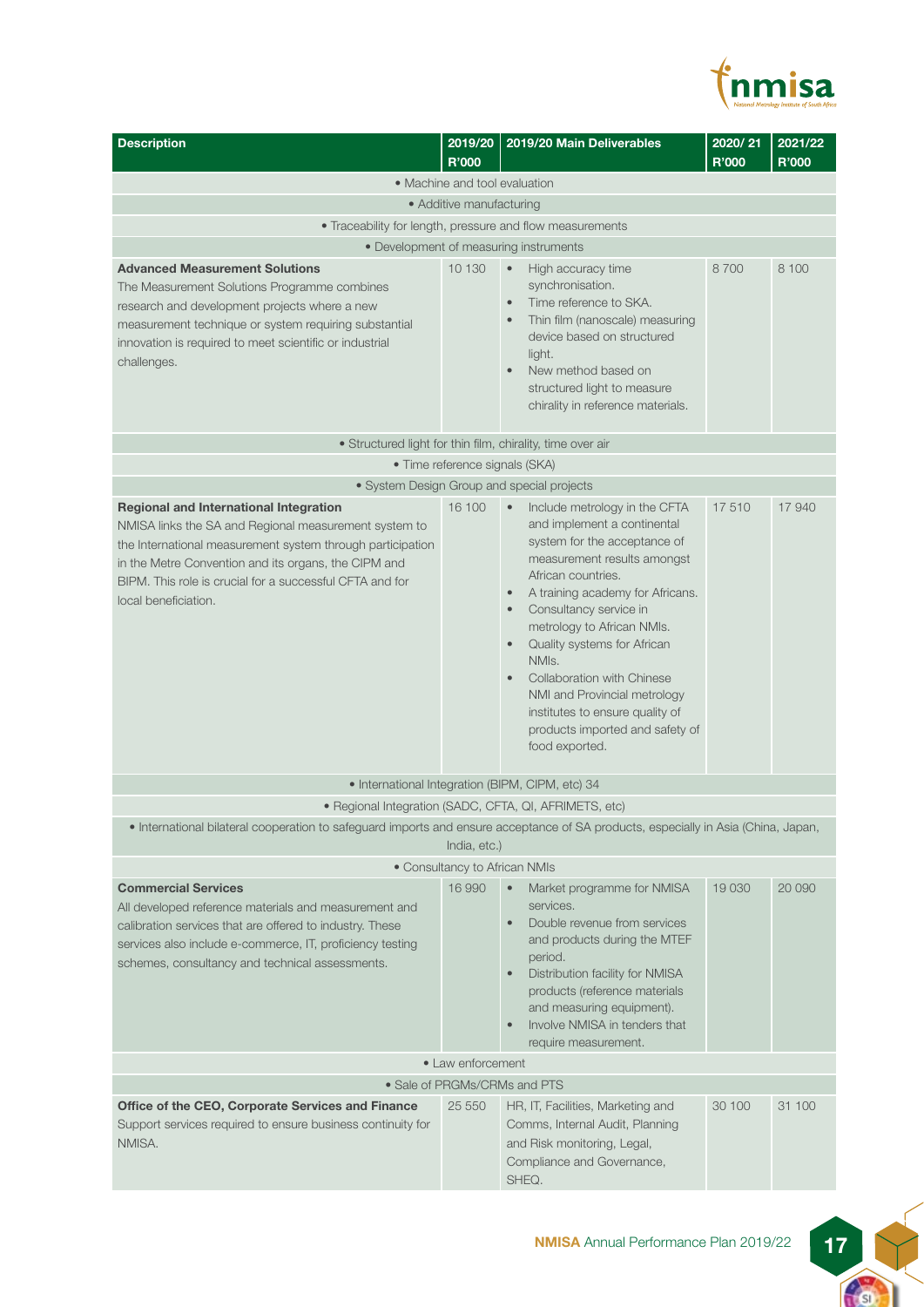| Description | 2019/20 R'000 | 2019/20 Main Deliverables | 2020/ 21 R'000 | 2021/22 R'000 |
|---|---|---|---|---|
| • Machine and tool evaluation | | | | |
| • Additive manufacturing | | | | |
| • Traceability for length, pressure and flow measurements | | | | |
| • Development of measuring instruments | | | | |
| **Advanced Measurement Solutions**<br>The Measurement Solutions Programme combines research and development projects where a new measurement technique or system requiring substantial innovation is required to meet scientific or industrial challenges. | 10 130 | • High accuracy time synchronisation.<br>• Time reference to SKA.<br>• Thin film (nanoscale) measuring device based on structured light.<br>• New method based on structured light to measure chirality in reference materials. | 8 700 | 8 100 |
| • Structured light for thin film, chirality, time over air | | | | |
| • Time reference signals (SKA) | | | | |
| • System Design Group and special projects | | | | |
| **Regional and International Integration**<br>NMISA links the SA and Regional measurement system to the International measurement system through participation in the Metre Convention and its organs, the CIPM and BIPM. This role is crucial for a successful CFTA and for local beneficiation. | 16 100 | • Include metrology in the CFTA and implement a continental system for the acceptance of measurement results amongst African countries.<br>• A training academy for Africans.<br>• Consultancy service in metrology to African NMIs.<br>• Quality systems for African NMIs.<br>• Collaboration with Chinese NMI and Provincial metrology institutes to ensure quality of products imported and safety of food exported. | 17 510 | 17 940 |
| • International Integration (BIPM, CIPM, etc) 34 | | | | |
| • Regional Integration (SADC, CFTA, QI, AFRIMETS, etc) | | | | |
| • International bilateral cooperation to safeguard imports and ensure acceptance of SA products, especially in Asia (China, Japan, India, etc.) | | | | |
| • Consultancy to African NMIs | | | | |
| **Commercial Services**<br>All developed reference materials and measurement and calibration services that are offered to industry. These services also include e-commerce, IT, proficiency testing schemes, consultancy and technical assessments. | 16 990 | • Market programme for NMISA services.<br>• Double revenue from services and products during the MTEF period.<br>• Distribution facility for NMISA products (reference materials and measuring equipment).<br>• Involve NMISA in tenders that require measurement. | 19 030 | 20 090 |
| • Law enforcement | | | | |
| • Sale of PRGMs/CRMs and PTS | | | | |
| **Office of the CEO, Corporate Services and Finance**<br>Support services required to ensure business continuity for NMISA. | 25 550 | HR, IT, Facilities, Marketing and Comms, Internal Audit, Planning and Risk monitoring, Legal, Compliance and Governance, SHEQ. | 30 100 | 31 100 |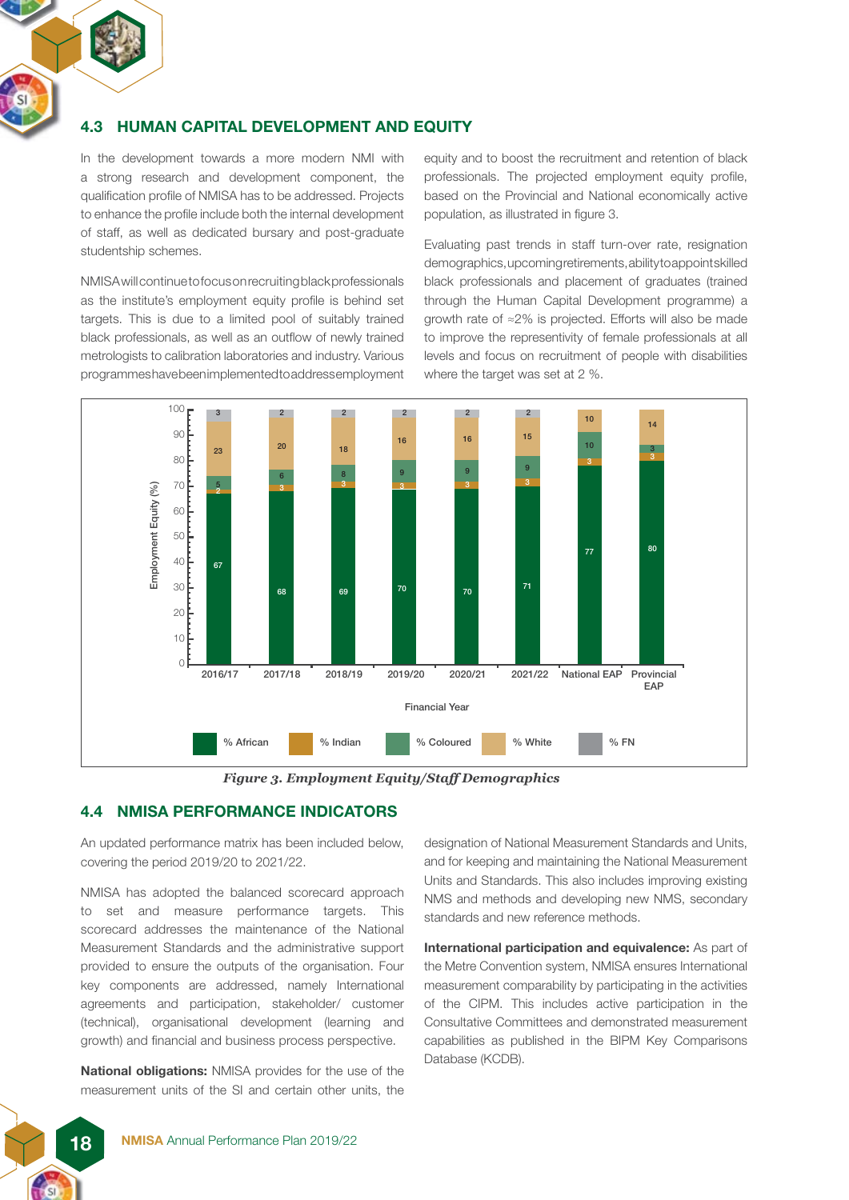## 4.3 HUMAN CAPITAL DEVELOPMENT AND EQUITY

In the development towards a more modern NMI with a strong research and development component, the qualification profile of NMISA has to be addressed. Projects to enhance the profile include both the internal development of staff, as well as dedicated bursary and post-graduate studentship schemes.

NMISA will continue to focus on recruiting black professionals as the institute's employment equity profile is behind set targets. This is due to a limited pool of suitably trained black professionals, as well as an outflow of newly trained metrologists to calibration laboratories and industry. Various programmes have been implemented to address employment equity and to boost the recruitment and retention of black professionals. The projected employment equity profile, based on the Provincial and National economically active population, as illustrated in figure 3.

Evaluating past trends in staff turn-over rate, resignation demographics, upcoming retirements, ability to appoint skilled black professionals and placement of graduates (trained through the Human Capital Development programme) a growth rate of ≈2% is projected. Efforts will also be made to improve the representivity of female professionals at all levels and focus on recruitment of people with disabilities where the target was set at 2 %.

Employment Equity (%) by Financial Year:

| Financial Year | % African | % Indian | % Coloured | % White | % FN |
|---|---|---|---|---|---|
| 2016/17 | 67 | 2 | 5 | 23 | 3 |
| 2017/18 | 68 | 3 | 6 | 20 | 2 |
| 2018/19 | 69 | 3 | 8 | 18 | 2 |
| 2019/20 | 70 | 3 | 9 | 16 | 2 |
| 2020/21 | 70 | 3 | 9 | 16 | 2 |
| 2021/22 | 71 | 3 | 9 | 15 | 2 |
| National EAP | 77 | 3 | 10 | 10 | |
| Provincial EAP | 80 | 3 | 3 | 14 | |

*Figure 3. Employment Equity/Staff Demographics*

## 4.4 NMISA PERFORMANCE INDICATORS

An updated performance matrix has been included below, covering the period 2019/20 to 2021/22.

NMISA has adopted the balanced scorecard approach to set and measure performance targets. This scorecard addresses the maintenance of the National Measurement Standards and the administrative support provided to ensure the outputs of the organisation. Four key components are addressed, namely International agreements and participation, stakeholder/ customer (technical), organisational development (learning and growth) and financial and business process perspective.

**National obligations:** NMISA provides for the use of the measurement units of the SI and certain other units, the designation of National Measurement Standards and Units, and for keeping and maintaining the National Measurement Units and Standards. This also includes improving existing NMS and methods and developing new NMS, secondary standards and new reference methods.

**International participation and equivalence:** As part of the Metre Convention system, NMISA ensures International measurement comparability by participating in the activities of the CIPM. This includes active participation in the Consultative Committees and demonstrated measurement capabilities as published in the BIPM Key Comparisons Database (KCDB).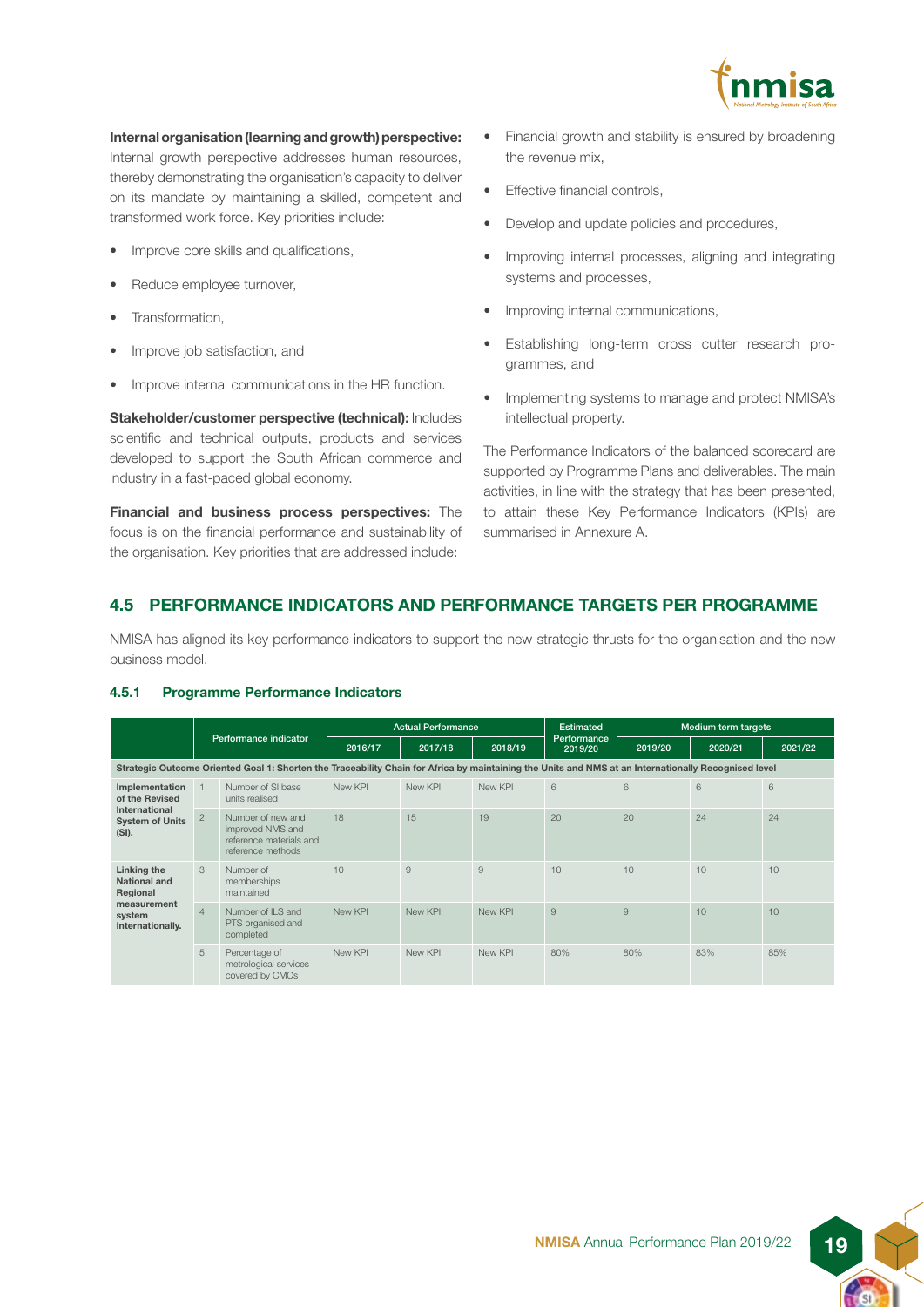**Internal organisation (learning and growth) perspective:** Internal growth perspective addresses human resources, thereby demonstrating the organisation's capacity to deliver on its mandate by maintaining a skilled, competent and transformed work force. Key priorities include:

- Improve core skills and qualifications,
- Reduce employee turnover,
- Transformation,
- Improve job satisfaction, and
- Improve internal communications in the HR function.

**Stakeholder/customer perspective (technical):** Includes scientific and technical outputs, products and services developed to support the South African commerce and industry in a fast-paced global economy.

**Financial and business process perspectives:** The focus is on the financial performance and sustainability of the organisation. Key priorities that are addressed include:

- Financial growth and stability is ensured by broadening the revenue mix,
- Effective financial controls,
- Develop and update policies and procedures,
- Improving internal processes, aligning and integrating systems and processes,
- Improving internal communications,
- Establishing long-term cross cutter research programmes, and
- Implementing systems to manage and protect NMISA's intellectual property.

The Performance Indicators of the balanced scorecard are supported by Programme Plans and deliverables. The main activities, in line with the strategy that has been presented, to attain these Key Performance Indicators (KPIs) are summarised in Annexure A.

## 4.5 PERFORMANCE INDICATORS AND PERFORMANCE TARGETS PER PROGRAMME

NMISA has aligned its key performance indicators to support the new strategic thrusts for the organisation and the new business model.

### 4.5.1 Programme Performance Indicators

| | | Performance indicator | Actual Performance | | | Estimated Performance 2019/20 | Medium term targets | | |
|---|---|---|---|---|---|---|---|---|---|
| | | | 2016/17 | 2017/18 | 2018/19 | | 2019/20 | 2020/21 | 2021/22 |
| **Strategic Outcome Oriented Goal 1: Shorten the Traceability Chain for Africa by maintaining the Units and NMS at an Internationally Recognised level** | | | | | | | | | |
| **Implementation of the Revised International System of Units (SI).** | 1. | Number of SI base units realised | New KPI | New KPI | New KPI | 6 | 6 | 6 | 6 |
| | 2. | Number of new and improved NMS and reference materials and reference methods | 18 | 15 | 19 | 20 | 20 | 24 | 24 |
| **Linking the National and Regional measurement system Internationally.** | 3. | Number of memberships maintained | 10 | 9 | 9 | 10 | 10 | 10 | 10 |
| | 4. | Number of ILS and PTS organised and completed | New KPI | New KPI | New KPI | 9 | 9 | 10 | 10 |
| | 5. | Percentage of metrological services covered by CMCs | New KPI | New KPI | New KPI | 80% | 80% | 83% | 85% |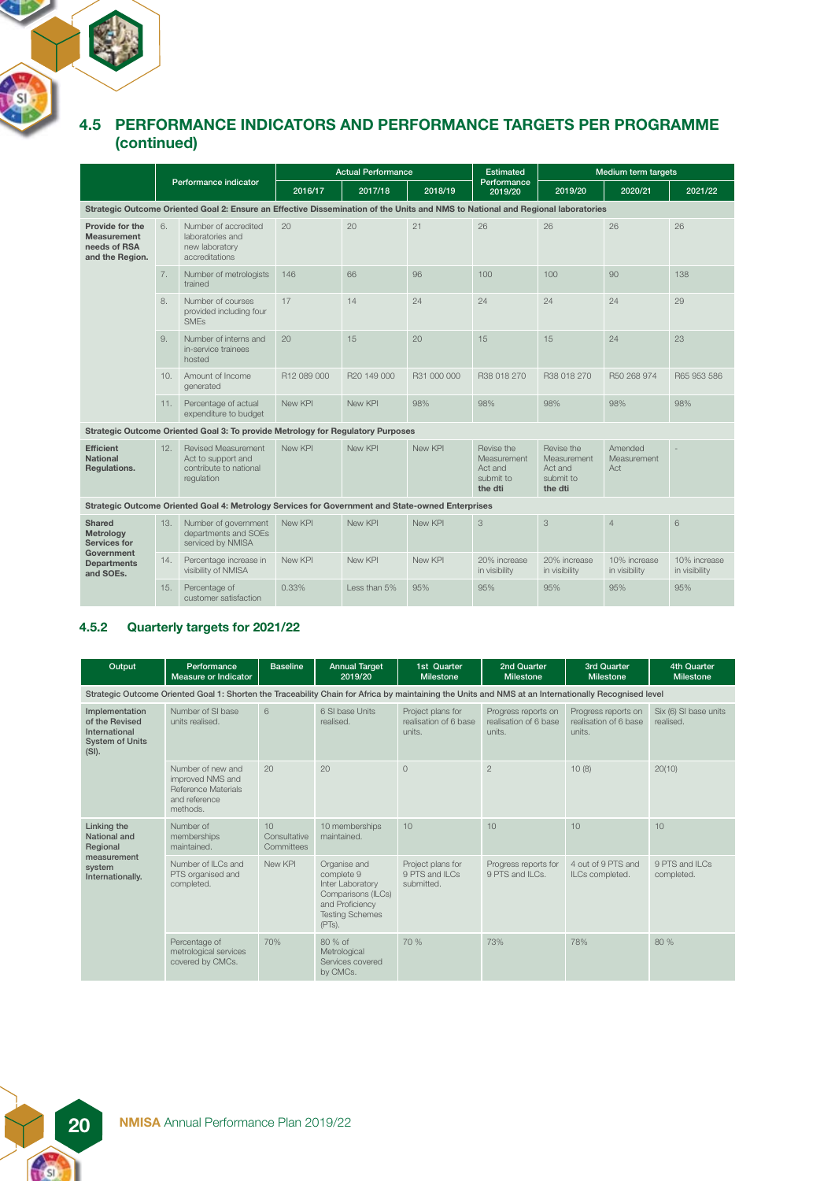## 4.5 PERFORMANCE INDICATORS AND PERFORMANCE TARGETS PER PROGRAMME (continued)

| | | Performance indicator | Actual Performance | | | Estimated Performance 2019/20 | Medium term targets | | |
|---|---|---|---|---|---|---|---|---|---|
| | | | 2016/17 | 2017/18 | 2018/19 | | 2019/20 | 2020/21 | 2021/22 |
| **Strategic Outcome Oriented Goal 2: Ensure an Effective Dissemination of the Units and NMS to National and Regional laboratories** | | | | | | | | | |
| **Provide for the Measurement needs of RSA and the Region.** | 6. | Number of accredited laboratories and new laboratory accreditations | 20 | 20 | 21 | 26 | 26 | 26 | 26 |
| | 7. | Number of metrologists trained | 146 | 66 | 96 | 100 | 100 | 90 | 138 |
| | 8. | Number of courses provided including four SMEs | 17 | 14 | 24 | 24 | 24 | 24 | 29 |
| | 9. | Number of interns and in-service trainees hosted | 20 | 15 | 20 | 15 | 15 | 24 | 23 |
| | 10. | Amount of Income generated | R12 089 000 | R20 149 000 | R31 000 000 | R38 018 270 | R38 018 270 | R50 268 974 | R65 953 586 |
| | 11. | Percentage of actual expenditure to budget | New KPI | New KPI | 98% | 98% | 98% | 98% | 98% |
| **Strategic Outcome Oriented Goal 3: To provide Metrology for Regulatory Purposes** | | | | | | | | | |
| **Efficient National Regulations.** | 12. | Revised Measurement Act to support and contribute to national regulation | New KPI | New KPI | New KPI | Revise the Measurement Act and submit to **the dti** | Revise the Measurement Act and submit to **the dti** | Amended Measurement Act | - |
| **Strategic Outcome Oriented Goal 4: Metrology Services for Government and State-owned Enterprises** | | | | | | | | | |
| **Shared Metrology Services for Government Departments and SOEs.** | 13. | Number of government departments and SOEs serviced by NMISA | New KPI | New KPI | New KPI | 3 | 3 | 4 | 6 |
| | 14. | Percentage increase in visibility of NMISA | New KPI | New KPI | New KPI | 20% increase in visibility | 20% increase in visibility | 10% increase in visibility | 10% increase in visibility |
| | 15. | Percentage of customer satisfaction | 0.33% | Less than 5% | 95% | 95% | 95% | 95% | 95% |

### 4.5.2 Quarterly targets for 2021/22

| Output | Performance Measure or Indicator | Baseline | Annual Target 2019/20 | 1st Quarter Milestone | 2nd Quarter Milestone | 3rd Quarter Milestone | 4th Quarter Milestone |
|---|---|---|---|---|---|---|---|
| **Strategic Outcome Oriented Goal 1: Shorten the Traceability Chain for Africa by maintaining the Units and NMS at an Internationally Recognised level** | | | | | | | |
| **Implementation of the Revised International System of Units (SI).** | Number of SI base units realised. | 6 | 6 SI base Units realised. | Project plans for realisation of 6 base units. | Progress reports on realisation of 6 base units. | Progress reports on realisation of 6 base units. | Six (6) SI base units realised. |
| | Number of new and improved NMS and Reference Materials and reference methods. | 20 | 20 | 0 | 2 | 10 (8) | 20(10) |
| **Linking the National and Regional measurement system Internationally.** | Number of memberships maintained. | 10 Consultative Committees | 10 memberships maintained. | 10 | 10 | 10 | 10 |
| | Number of ILCs and PTS organised and completed. | New KPI | Organise and complete 9 Inter Laboratory Comparisons (ILCs) and Proficiency Testing Schemes (PTs). | Project plans for 9 PTS and ILCs submitted. | Progress reports for 9 PTS and ILCs. | 4 out of 9 PTS and ILCs completed. | 9 PTS and ILCs completed. |
| | Percentage of metrological services covered by CMCs. | 70% | 80 % of Metrological Services covered by CMCs. | 70 % | 73% | 78% | 80 % |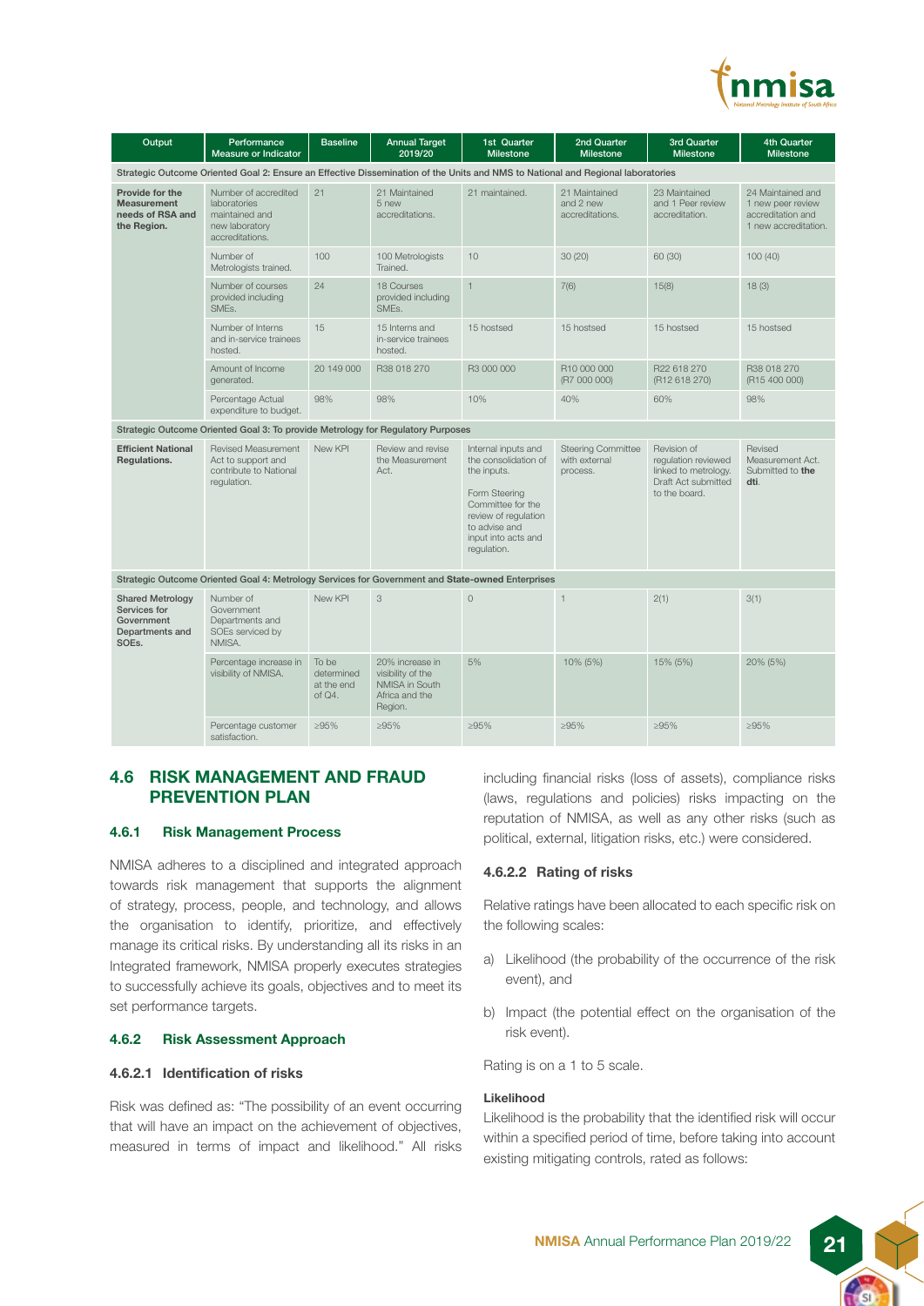| Output | Performance Measure or Indicator | Baseline | Annual Target 2019/20 | 1st Quarter Milestone | 2nd Quarter Milestone | 3rd Quarter Milestone | 4th Quarter Milestone |
|---|---|---|---|---|---|---|---|
| Strategic Outcome Oriented Goal 2: Ensure an Effective Dissemination of the Units and NMS to National and Regional laboratories | | | | | | | |
| **Provide for the Measurement needs of RSA and the Region.** | Number of accredited laboratories maintained and new laboratory accreditations. | 21 | 21 Maintained 5 new accreditations. | 21 maintained. | 21 Maintained and 2 new accreditations. | 23 Maintained and 1 Peer review accreditation. | 24 Maintained and 1 new peer review accreditation and 1 new accreditation. |
| | Number of Metrologists trained. | 100 | 100 Metrologists Trained. | 10 | 30 (20) | 60 (30) | 100 (40) |
| | Number of courses provided including SMEs. | 24 | 18 Courses provided including SMEs. | 1 | 7(6) | 15(8) | 18 (3) |
| | Number of Interns and in-service trainees hosted. | 15 | 15 Interns and in-service trainees hosted. | 15 hostsed | 15 hostsed | 15 hostsed | 15 hostsed |
| | Amount of Income generated. | 20 149 000 | R38 018 270 | R3 000 000 | R10 000 000 (R7 000 000) | R22 618 270 (R12 618 270) | R38 018 270 (R15 400 000) |
| | Percentage Actual expenditure to budget. | 98% | 98% | 10% | 40% | 60% | 98% |
| Strategic Outcome Oriented Goal 3: To provide Metrology for Regulatory Purposes | | | | | | | |
| **Efficient National Regulations.** | Revised Measurement Act to support and contribute to National regulation. | New KPI | Review and revise the Measurement Act. | Internal inputs and the consolidation of the inputs. Form Steering Committee for the review of regulation to advise and input into acts and regulation. | Steering Committee with external process. | Revision of regulation reviewed linked to metrology. Draft Act submitted to the board. | Revised Measurement Act. Submitted to **the dti**. |
| Strategic Outcome Oriented Goal 4: Metrology Services for Government and State-owned Enterprises | | | | | | | |
| **Shared Metrology Services for Government Departments and SOEs.** | Number of Government Departments and SOEs serviced by NMISA. | New KPI | 3 | 0 | 1 | 2(1) | 3(1) |
| | Percentage increase in visibility of NMISA. | To be determined at the end of Q4. | 20% increase in visibility of the NMISA in South Africa and the Region. | 5% | 10% (5%) | 15% (5%) | 20% (5%) |
| | Percentage customer satisfaction. | ≥95% | ≥95% | ≥95% | ≥95% | ≥95% | ≥95% |

## 4.6 RISK MANAGEMENT AND FRAUD PREVENTION PLAN

### 4.6.1 Risk Management Process

NMISA adheres to a disciplined and integrated approach towards risk management that supports the alignment of strategy, process, people, and technology, and allows the organisation to identify, prioritize, and effectively manage its critical risks. By understanding all its risks in an Integrated framework, NMISA properly executes strategies to successfully achieve its goals, objectives and to meet its set performance targets.

### 4.6.2 Risk Assessment Approach

#### 4.6.2.1 Identification of risks

Risk was defined as: "The possibility of an event occurring that will have an impact on the achievement of objectives, measured in terms of impact and likelihood." All risks including financial risks (loss of assets), compliance risks (laws, regulations and policies) risks impacting on the reputation of NMISA, as well as any other risks (such as political, external, litigation risks, etc.) were considered.

#### 4.6.2.2 Rating of risks

Relative ratings have been allocated to each specific risk on the following scales:

a) Likelihood (the probability of the occurrence of the risk event), and

b) Impact (the potential effect on the organisation of the risk event).

Rating is on a 1 to 5 scale.

**Likelihood**

Likelihood is the probability that the identified risk will occur within a specified period of time, before taking into account existing mitigating controls, rated as follows: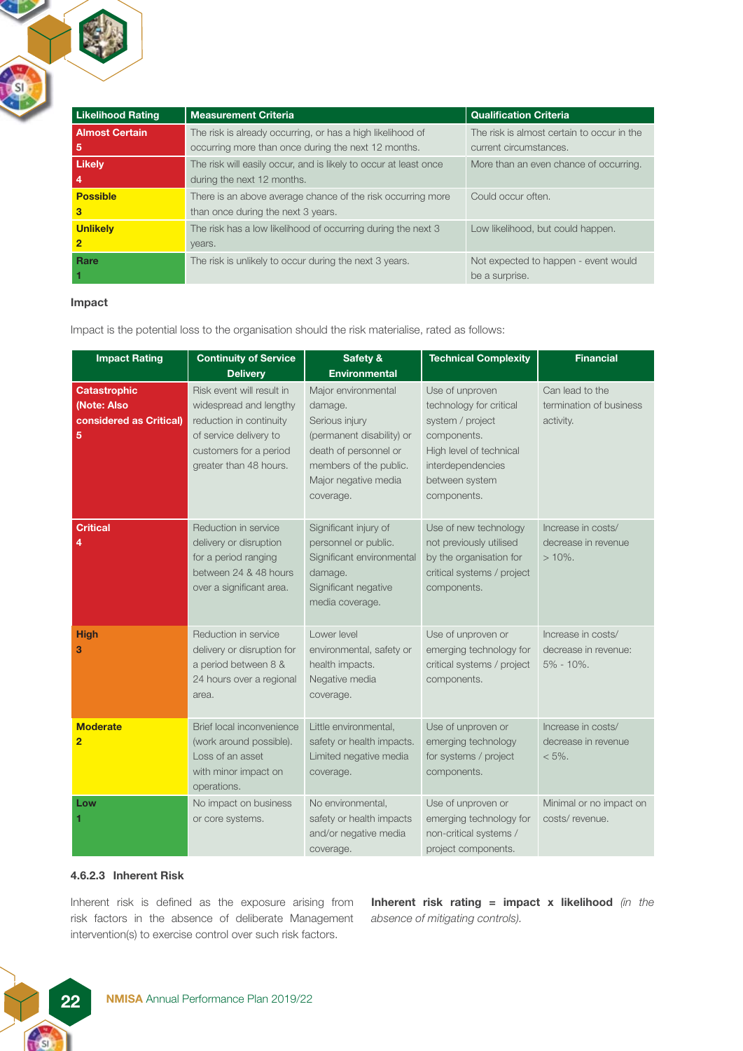| Likelihood Rating | Measurement Criteria | Qualification Criteria |
|---|---|---|
| **Almost Certain** **5** | The risk is already occurring, or has a high likelihood of occurring more than once during the next 12 months. | The risk is almost certain to occur in the current circumstances. |
| **Likely** **4** | The risk will easily occur, and is likely to occur at least once during the next 12 months. | More than an even chance of occurring. |
| **Possible** **3** | There is an above average chance of the risk occurring more than once during the next 3 years. | Could occur often. |
| **Unlikely** **2** | The risk has a low likelihood of occurring during the next 3 years. | Low likelihood, but could happen. |
| **Rare** **1** | The risk is unlikely to occur during the next 3 years. | Not expected to happen - event would be a surprise. |

**Impact**

Impact is the potential loss to the organisation should the risk materialise, rated as follows:

| Impact Rating | Continuity of Service Delivery | Safety & Environmental | Technical Complexity | Financial |
|---|---|---|---|---|
| **Catastrophic (Note: Also considered as Critical)** **5** | Risk event will result in widespread and lengthy reduction in continuity of service delivery to customers for a period greater than 48 hours. | Major environmental damage. Serious injury (permanent disability) or death of personnel or members of the public. Major negative media coverage. | Use of unproven technology for critical system / project components. High level of technical interdependencies between system components. | Can lead to the termination of business activity. |
| **Critical** **4** | Reduction in service delivery or disruption for a period ranging between 24 & 48 hours over a significant area. | Significant injury of personnel or public. Significant environmental damage. Significant negative media coverage. | Use of new technology not previously utilised by the organisation for critical systems / project components. | Increase in costs/ decrease in revenue > 10%. |
| **High** **3** | Reduction in service delivery or disruption for a period between 8 & 24 hours over a regional area. | Lower level environmental, safety or health impacts. Negative media coverage. | Use of unproven or emerging technology for critical systems / project components. | Increase in costs/ decrease in revenue: 5% - 10%. |
| **Moderate** **2** | Brief local inconvenience (work around possible). Loss of an asset with minor impact on operations. | Little environmental, safety or health impacts. Limited negative media coverage. | Use of unproven or emerging technology for systems / project components. | Increase in costs/ decrease in revenue < 5%. |
| **Low** **1** | No impact on business or core systems. | No environmental, safety or health impacts and/or negative media coverage. | Use of unproven or emerging technology for non-critical systems / project components. | Minimal or no impact on costs/ revenue. |

#### 4.6.2.3 Inherent Risk

Inherent risk is defined as the exposure arising from risk factors in the absence of deliberate Management intervention(s) to exercise control over such risk factors.

**Inherent risk rating = impact x likelihood** *(in the absence of mitigating controls).*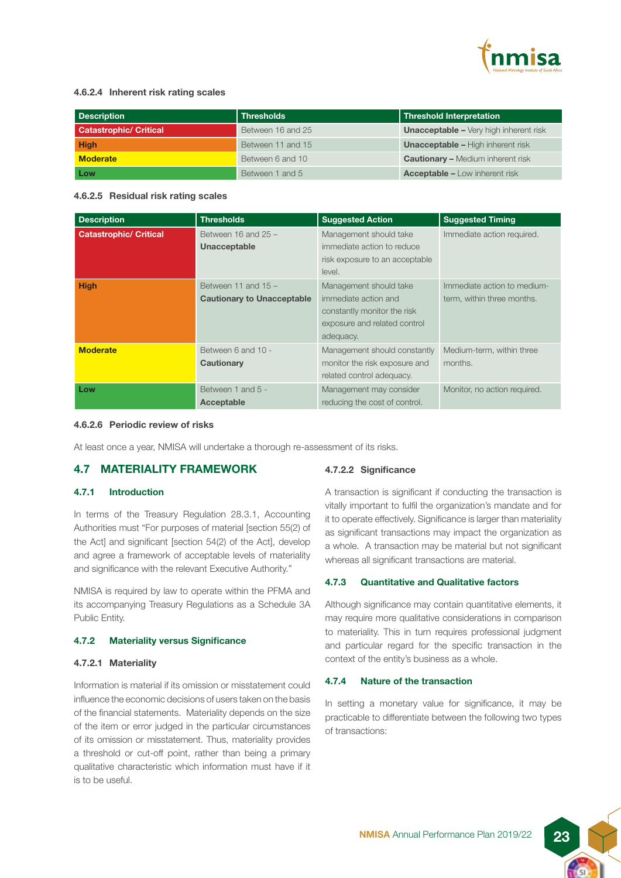#### 4.6.2.4 Inherent risk rating scales

| Description | Thresholds | Threshold Interpretation |
|---|---|---|
| Catastrophic/ Critical | Between 16 and 25 | **Unacceptable –** Very high inherent risk |
| High | Between 11 and 15 | **Unacceptable –** High inherent risk |
| Moderate | Between 6 and 10 | **Cautionary –** Medium inherent risk |
| Low | Between 1 and 5 | **Acceptable –** Low inherent risk |

#### 4.6.2.5 Residual risk rating scales

| Description | Thresholds | Suggested Action | Suggested Timing |
|---|---|---|---|
| Catastrophic/ Critical | Between 16 and 25 – **Unacceptable** | Management should take immediate action to reduce risk exposure to an acceptable level. | Immediate action required. |
| High | Between 11 and 15 – **Cautionary to Unacceptable** | Management should take immediate action and constantly monitor the risk exposure and related control adequacy. | Immediate action to medium-term, within three months. |
| Moderate | Between 6 and 10 - **Cautionary** | Management should constantly monitor the risk exposure and related control adequacy. | Medium-term, within three months. |
| Low | Between 1 and 5 - **Acceptable** | Management may consider reducing the cost of control. | Monitor, no action required. |

#### 4.6.2.6 Periodic review of risks

At least once a year, NMISA will undertake a thorough re-assessment of its risks.

## 4.7 MATERIALITY FRAMEWORK

### 4.7.1 Introduction

In terms of the Treasury Regulation 28.3.1, Accounting Authorities must "For purposes of material [section 55(2) of the Act] and significant [section 54(2) of the Act], develop and agree a framework of acceptable levels of materiality and significance with the relevant Executive Authority."

NMISA is required by law to operate within the PFMA and its accompanying Treasury Regulations as a Schedule 3A Public Entity.

### 4.7.2 Materiality versus Significance

#### 4.7.2.1 Materiality

Information is material if its omission or misstatement could influence the economic decisions of users taken on the basis of the financial statements. Materiality depends on the size of the item or error judged in the particular circumstances of its omission or misstatement. Thus, materiality provides a threshold or cut-off point, rather than being a primary qualitative characteristic which information must have if it is to be useful.

#### 4.7.2.2 Significance

A transaction is significant if conducting the transaction is vitally important to fulfil the organization's mandate and for it to operate effectively. Significance is larger than materiality as significant transactions may impact the organization as a whole. A transaction may be material but not significant whereas all significant transactions are material.

### 4.7.3 Quantitative and Qualitative factors

Although significance may contain quantitative elements, it may require more qualitative considerations in comparison to materiality. This in turn requires professional judgment and particular regard for the specific transaction in the context of the entity's business as a whole.

### 4.7.4 Nature of the transaction

In setting a monetary value for significance, it may be practicable to differentiate between the following two types of transactions: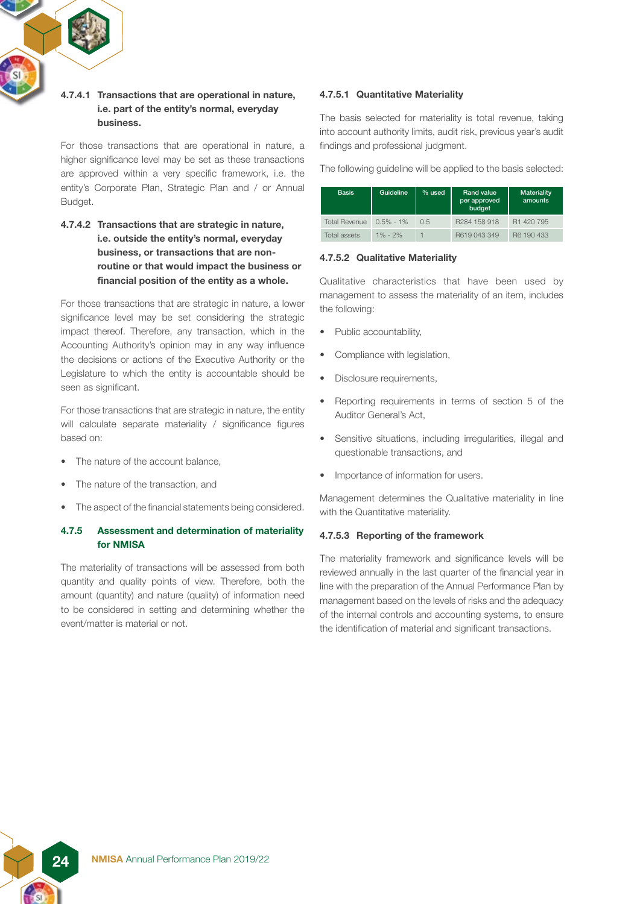#### 4.7.4.1 Transactions that are operational in nature, i.e. part of the entity's normal, everyday business.

For those transactions that are operational in nature, a higher significance level may be set as these transactions are approved within a very specific framework, i.e. the entity's Corporate Plan, Strategic Plan and / or Annual Budget.

#### 4.7.4.2 Transactions that are strategic in nature, i.e. outside the entity's normal, everyday business, or transactions that are non-routine or that would impact the business or financial position of the entity as a whole.

For those transactions that are strategic in nature, a lower significance level may be set considering the strategic impact thereof. Therefore, any transaction, which in the Accounting Authority's opinion may in any way influence the decisions or actions of the Executive Authority or the Legislature to which the entity is accountable should be seen as significant.

For those transactions that are strategic in nature, the entity will calculate separate materiality / significance figures based on:

- The nature of the account balance,
- The nature of the transaction, and
- The aspect of the financial statements being considered.

### 4.7.5 Assessment and determination of materiality for NMISA

The materiality of transactions will be assessed from both quantity and quality points of view. Therefore, both the amount (quantity) and nature (quality) of information need to be considered in setting and determining whether the event/matter is material or not.

#### 4.7.5.1 Quantitative Materiality

The basis selected for materiality is total revenue, taking into account authority limits, audit risk, previous year's audit findings and professional judgment.

The following guideline will be applied to the basis selected:

| Basis | Guideline | % used | Rand value per approved budget | Materiality amounts |
|---|---|---|---|---|
| Total Revenue | 0.5% - 1% | 0.5 | R284 158 918 | R1 420 795 |
| Total assets | 1% - 2% | 1 | R619 043 349 | R6 190 433 |

#### 4.7.5.2 Qualitative Materiality

Qualitative characteristics that have been used by management to assess the materiality of an item, includes the following:

- Public accountability,
- Compliance with legislation,
- Disclosure requirements,
- Reporting requirements in terms of section 5 of the Auditor General's Act,
- Sensitive situations, including irregularities, illegal and questionable transactions, and
- Importance of information for users.

Management determines the Qualitative materiality in line with the Quantitative materiality.

#### 4.7.5.3 Reporting of the framework

The materiality framework and significance levels will be reviewed annually in the last quarter of the financial year in line with the preparation of the Annual Performance Plan by management based on the levels of risks and the adequacy of the internal controls and accounting systems, to ensure the identification of material and significant transactions.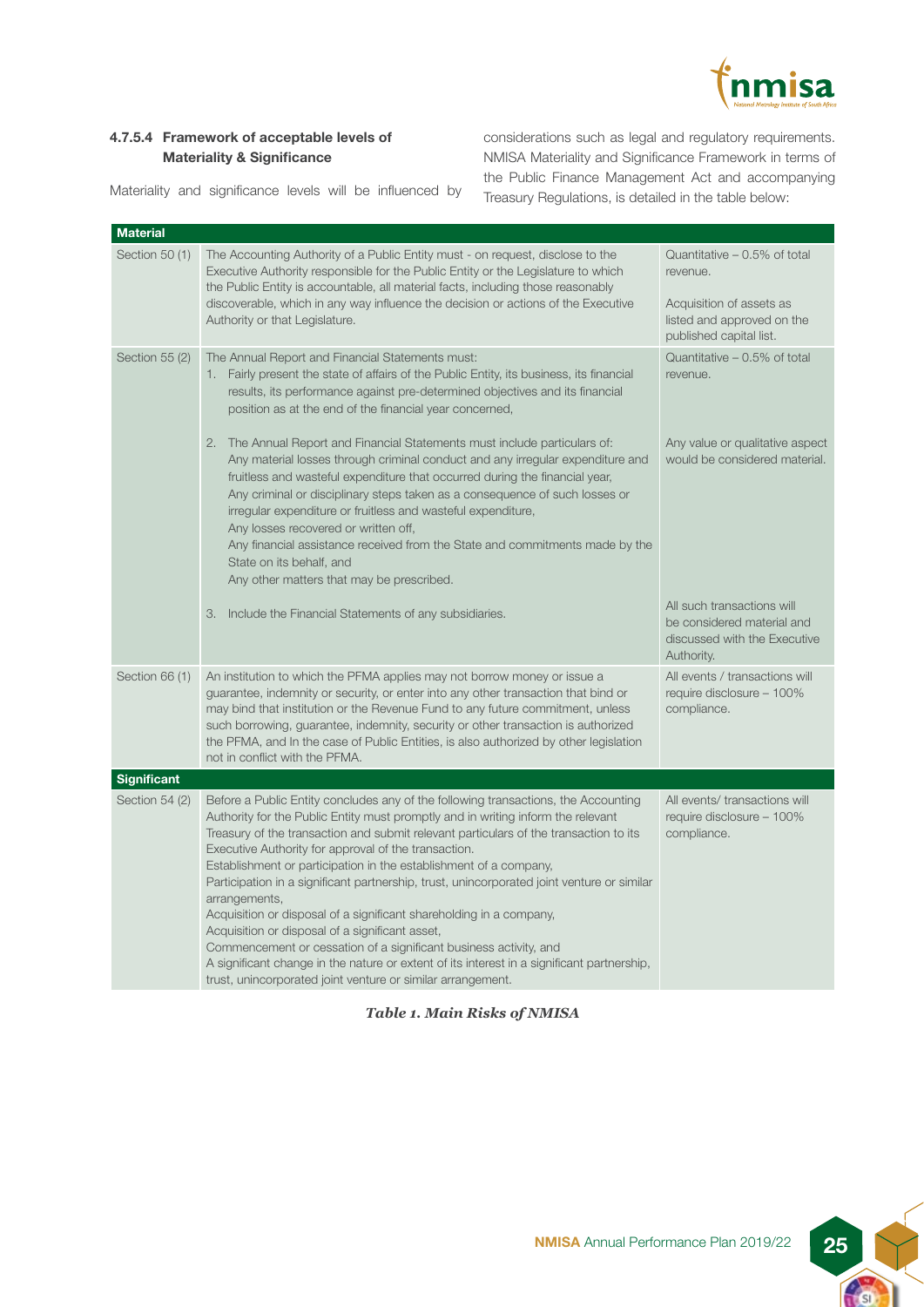#### 4.7.5.4 Framework of acceptable levels of Materiality & Significance

Materiality and significance levels will be influenced by considerations such as legal and regulatory requirements. NMISA Materiality and Significance Framework in terms of the Public Finance Management Act and accompanying Treasury Regulations, is detailed in the table below:

| **Material** | | |
|---|---|---|
| Section 50 (1) | The Accounting Authority of a Public Entity must - on request, disclose to the Executive Authority responsible for the Public Entity or the Legislature to which the Public Entity is accountable, all material facts, including those reasonably discoverable, which in any way influence the decision or actions of the Executive Authority or that Legislature. | Quantitative – 0.5% of total revenue.<br><br>Acquisition of assets as listed and approved on the published capital list. |
| Section 55 (2) | The Annual Report and Financial Statements must:<br>1. Fairly present the state of affairs of the Public Entity, its business, its financial results, its performance against pre-determined objectives and its financial position as at the end of the financial year concerned, | Quantitative – 0.5% of total revenue. |
| | 2. The Annual Report and Financial Statements must include particulars of:<br>Any material losses through criminal conduct and any irregular expenditure and fruitless and wasteful expenditure that occurred during the financial year,<br>Any criminal or disciplinary steps taken as a consequence of such losses or irregular expenditure or fruitless and wasteful expenditure,<br>Any losses recovered or written off,<br>Any financial assistance received from the State and commitments made by the State on its behalf, and<br>Any other matters that may be prescribed. | Any value or qualitative aspect would be considered material. |
| | 3. Include the Financial Statements of any subsidiaries. | All such transactions will be considered material and discussed with the Executive Authority. |
| Section 66 (1) | An institution to which the PFMA applies may not borrow money or issue a guarantee, indemnity or security, or enter into any other transaction that bind or may bind that institution or the Revenue Fund to any future commitment, unless such borrowing, guarantee, indemnity, security or other transaction is authorized the PFMA, and In the case of Public Entities, is also authorized by other legislation not in conflict with the PFMA. | All events / transactions will require disclosure – 100% compliance. |
| **Significant** | | |
| Section 54 (2) | Before a Public Entity concludes any of the following transactions, the Accounting Authority for the Public Entity must promptly and in writing inform the relevant Treasury of the transaction and submit relevant particulars of the transaction to its Executive Authority for approval of the transaction.<br>Establishment or participation in the establishment of a company,<br>Participation in a significant partnership, trust, unincorporated joint venture or similar arrangements,<br>Acquisition or disposal of a significant shareholding in a company,<br>Acquisition or disposal of a significant asset,<br>Commencement or cessation of a significant business activity, and<br>A significant change in the nature or extent of its interest in a significant partnership, trust, unincorporated joint venture or similar arrangement. | All events/ transactions will require disclosure – 100% compliance. |

***Table 1. Main Risks of NMISA***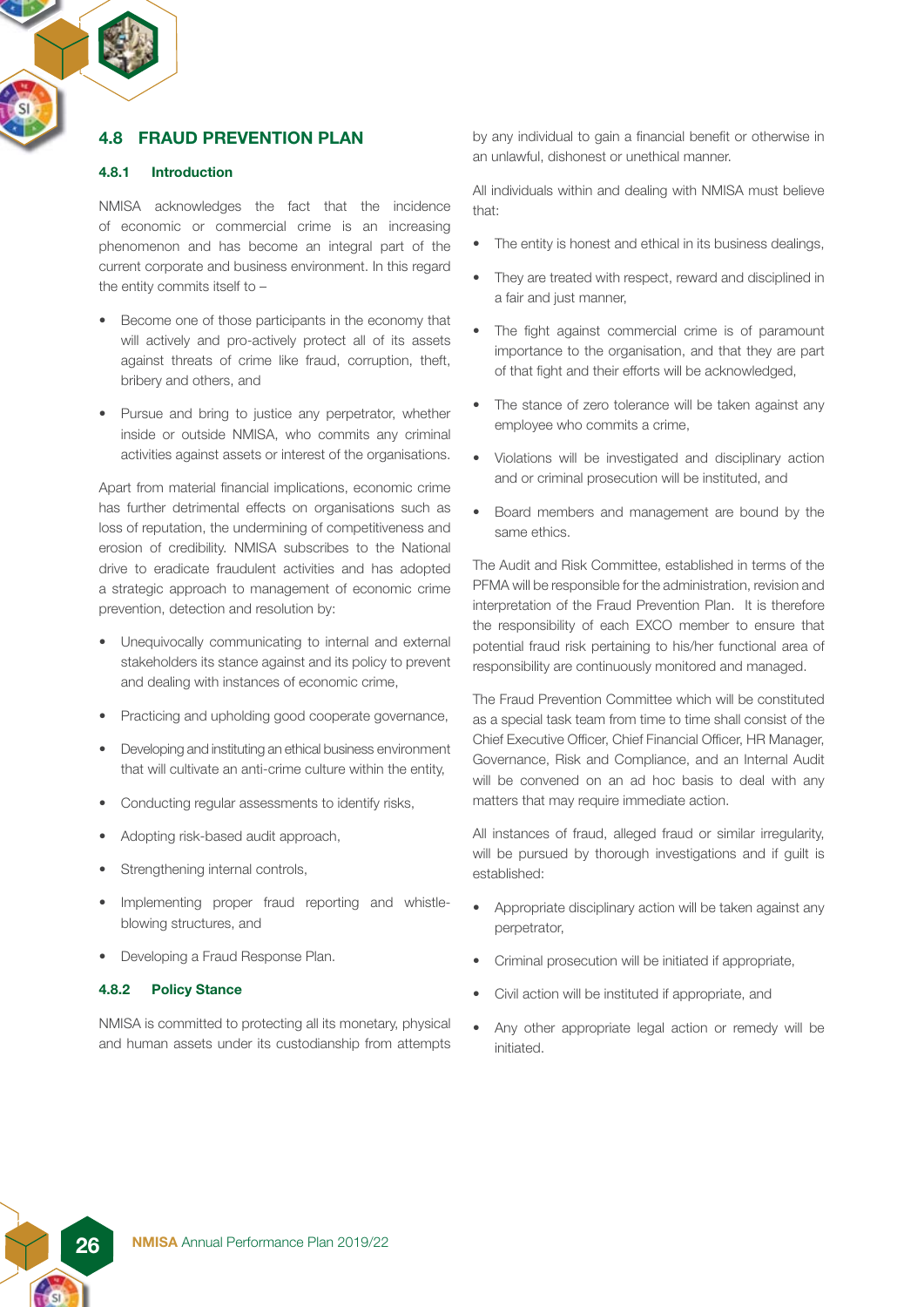## 4.8 FRAUD PREVENTION PLAN

### 4.8.1 Introduction

NMISA acknowledges the fact that the incidence of economic or commercial crime is an increasing phenomenon and has become an integral part of the current corporate and business environment. In this regard the entity commits itself to –

- Become one of those participants in the economy that will actively and pro-actively protect all of its assets against threats of crime like fraud, corruption, theft, bribery and others, and
- Pursue and bring to justice any perpetrator, whether inside or outside NMISA, who commits any criminal activities against assets or interest of the organisations.

Apart from material financial implications, economic crime has further detrimental effects on organisations such as loss of reputation, the undermining of competitiveness and erosion of credibility. NMISA subscribes to the National drive to eradicate fraudulent activities and has adopted a strategic approach to management of economic crime prevention, detection and resolution by:

- Unequivocally communicating to internal and external stakeholders its stance against and its policy to prevent and dealing with instances of economic crime,
- Practicing and upholding good cooperate governance,
- Developing and instituting an ethical business environment that will cultivate an anti-crime culture within the entity,
- Conducting regular assessments to identify risks,
- Adopting risk-based audit approach,
- Strengthening internal controls,
- Implementing proper fraud reporting and whistle-blowing structures, and
- Developing a Fraud Response Plan.

### 4.8.2 Policy Stance

NMISA is committed to protecting all its monetary, physical and human assets under its custodianship from attempts by any individual to gain a financial benefit or otherwise in an unlawful, dishonest or unethical manner.

All individuals within and dealing with NMISA must believe that:

- The entity is honest and ethical in its business dealings,
- They are treated with respect, reward and disciplined in a fair and just manner,
- The fight against commercial crime is of paramount importance to the organisation, and that they are part of that fight and their efforts will be acknowledged,
- The stance of zero tolerance will be taken against any employee who commits a crime,
- Violations will be investigated and disciplinary action and or criminal prosecution will be instituted, and
- Board members and management are bound by the same ethics.

The Audit and Risk Committee, established in terms of the PFMA will be responsible for the administration, revision and interpretation of the Fraud Prevention Plan. It is therefore the responsibility of each EXCO member to ensure that potential fraud risk pertaining to his/her functional area of responsibility are continuously monitored and managed.

The Fraud Prevention Committee which will be constituted as a special task team from time to time shall consist of the Chief Executive Officer, Chief Financial Officer, HR Manager, Governance, Risk and Compliance, and an Internal Audit will be convened on an ad hoc basis to deal with any matters that may require immediate action.

All instances of fraud, alleged fraud or similar irregularity, will be pursued by thorough investigations and if guilt is established:

- Appropriate disciplinary action will be taken against any perpetrator,
- Criminal prosecution will be initiated if appropriate,
- Civil action will be instituted if appropriate, and
- Any other appropriate legal action or remedy will be initiated.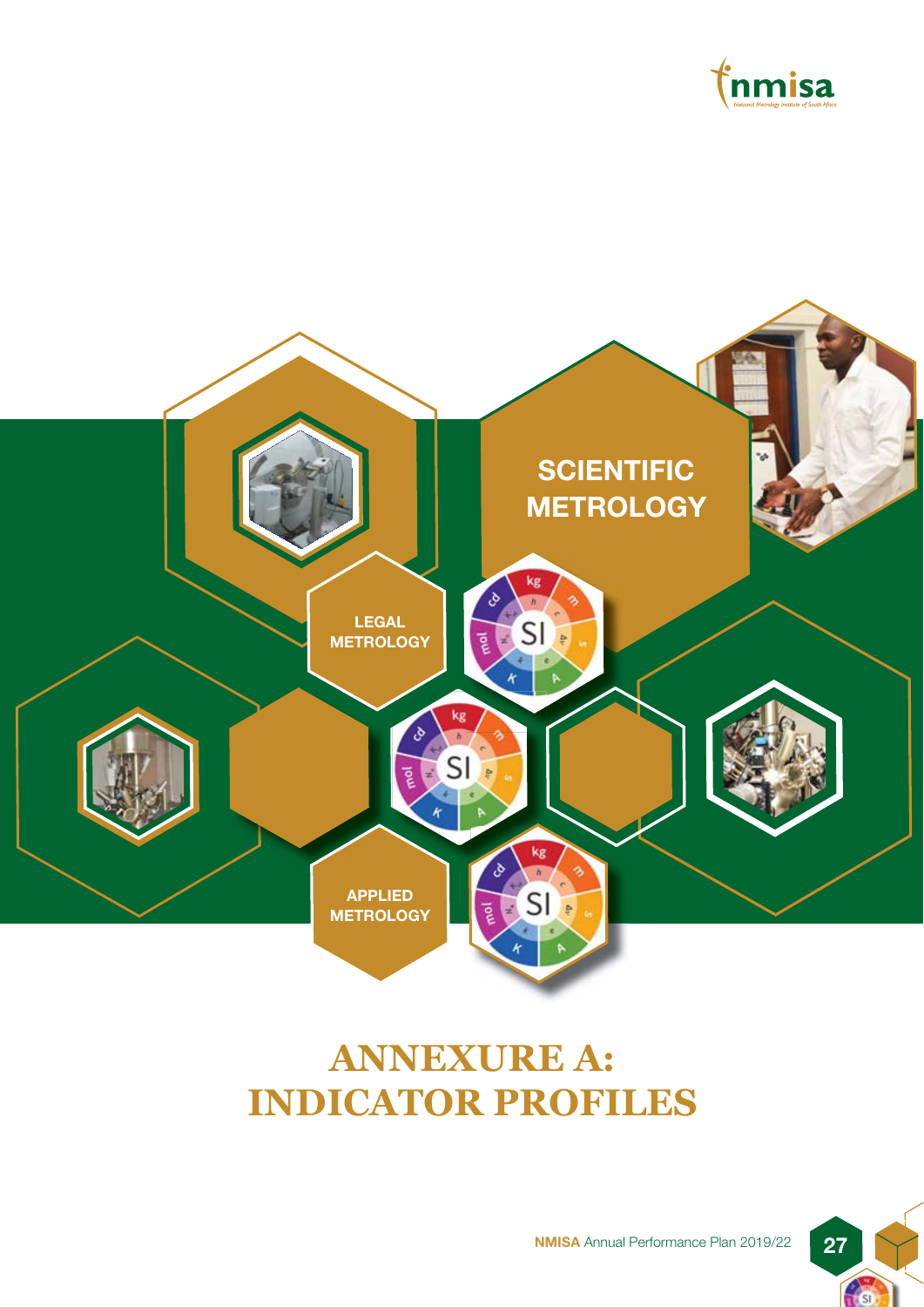SCIENTIFIC METROLOGY

LEGAL METROLOGY

APPLIED METROLOGY

# ANNEXURE A: INDICATOR PROFILES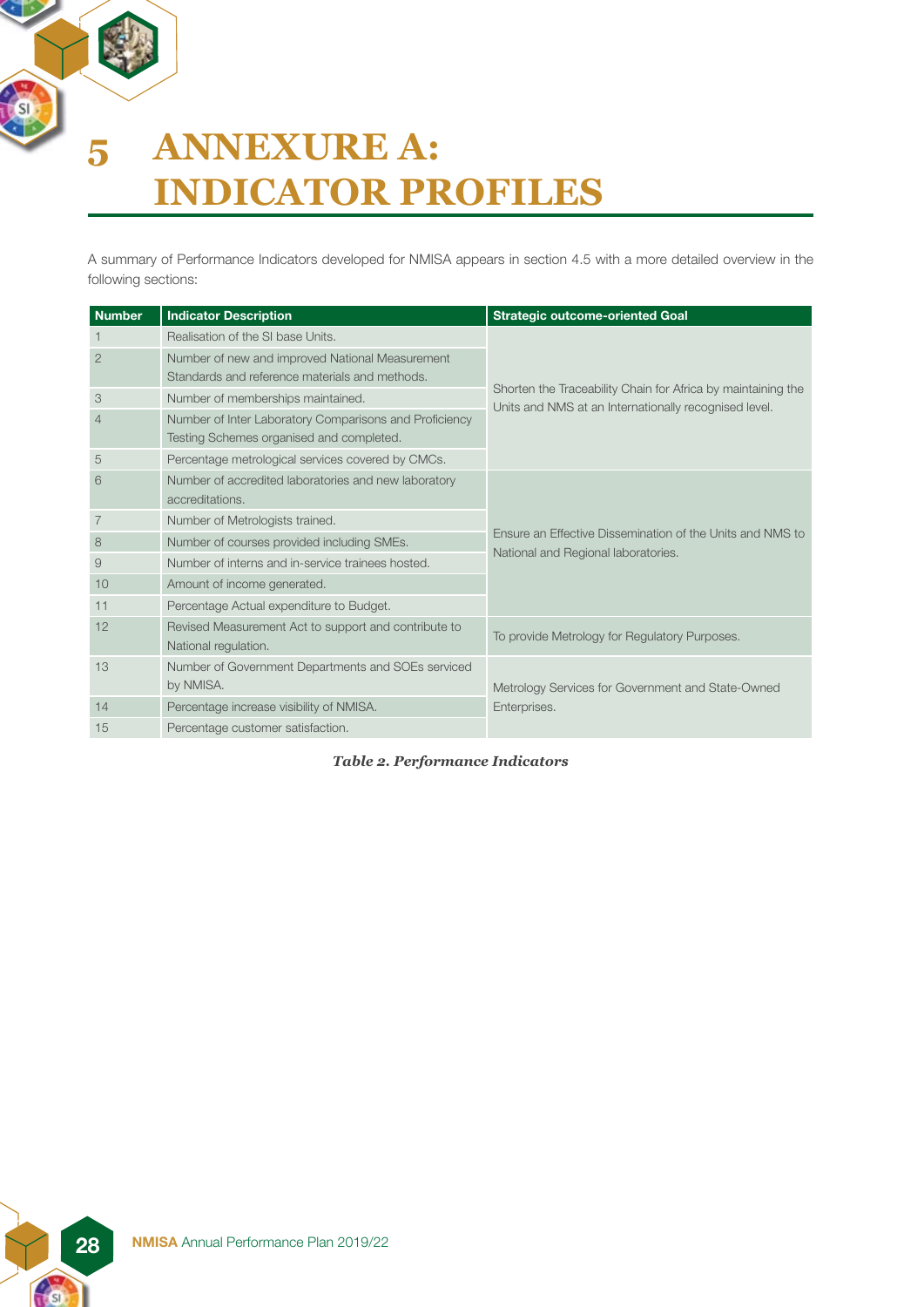# 5 ANNEXURE A: INDICATOR PROFILES

A summary of Performance Indicators developed for NMISA appears in section 4.5 with a more detailed overview in the following sections:

| Number | Indicator Description | Strategic outcome-oriented Goal |
|---|---|---|
| 1 | Realisation of the SI base Units. | Shorten the Traceability Chain for Africa by maintaining the Units and NMS at an Internationally recognised level. |
| 2 | Number of new and improved National Measurement Standards and reference materials and methods. | |
| 3 | Number of memberships maintained. | |
| 4 | Number of Inter Laboratory Comparisons and Proficiency Testing Schemes organised and completed. | |
| 5 | Percentage metrological services covered by CMCs. | |
| 6 | Number of accredited laboratories and new laboratory accreditations. | Ensure an Effective Dissemination of the Units and NMS to National and Regional laboratories. |
| 7 | Number of Metrologists trained. | |
| 8 | Number of courses provided including SMEs. | |
| 9 | Number of interns and in-service trainees hosted. | |
| 10 | Amount of income generated. | |
| 11 | Percentage Actual expenditure to Budget. | |
| 12 | Revised Measurement Act to support and contribute to National regulation. | To provide Metrology for Regulatory Purposes. |
| 13 | Number of Government Departments and SOEs serviced by NMISA. | Metrology Services for Government and State-Owned Enterprises. |
| 14 | Percentage increase visibility of NMISA. | |
| 15 | Percentage customer satisfaction. | |

*Table 2. Performance Indicators*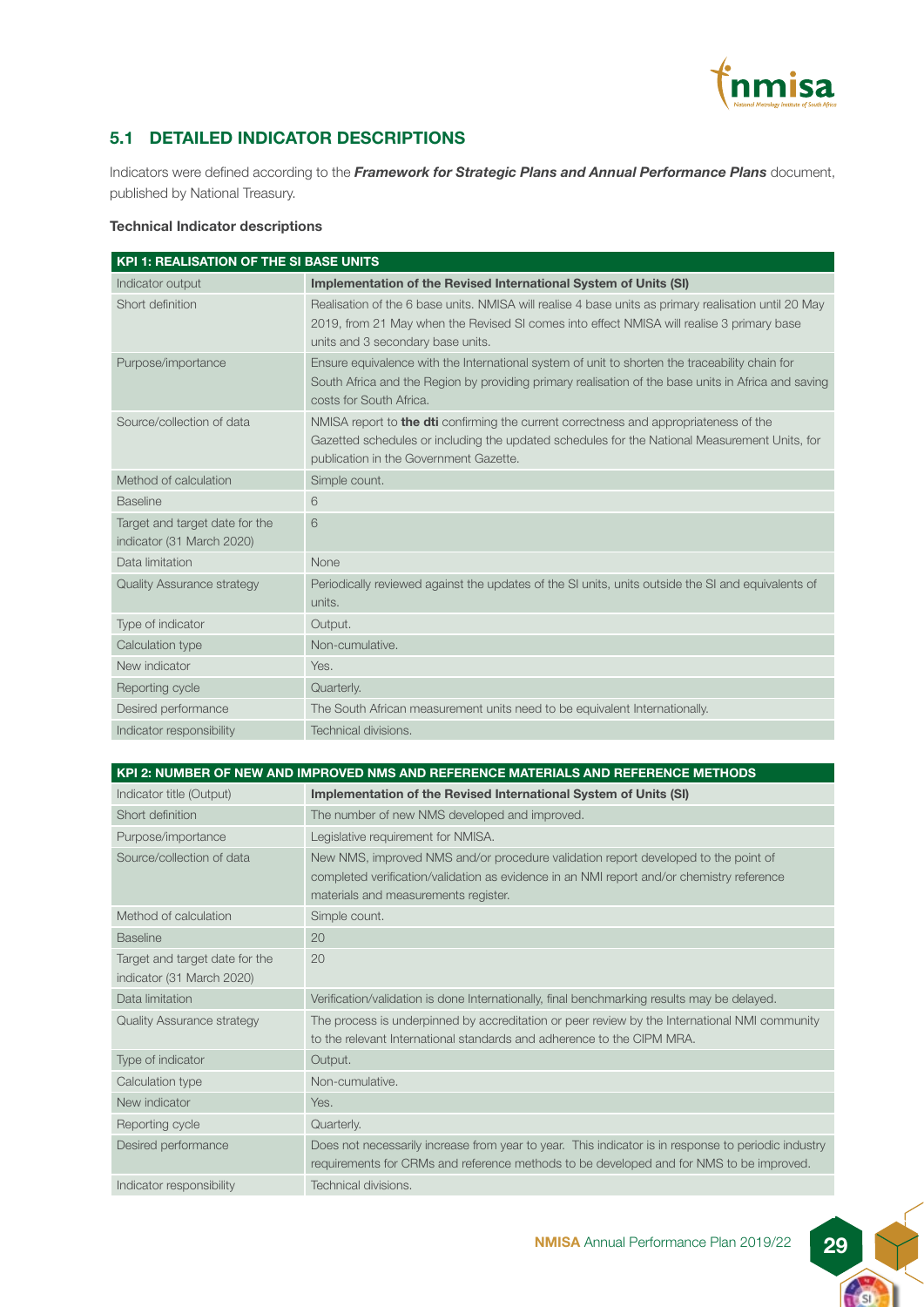## 5.1 DETAILED INDICATOR DESCRIPTIONS

Indicators were defined according to the ***Framework for Strategic Plans and Annual Performance Plans*** document, published by National Treasury.

**Technical Indicator descriptions**

| KPI 1: REALISATION OF THE SI BASE UNITS | |
|---|---|
| Indicator output | **Implementation of the Revised International System of Units (SI)** |
| Short definition | Realisation of the 6 base units. NMISA will realise 4 base units as primary realisation until 20 May 2019, from 21 May when the Revised SI comes into effect NMISA will realise 3 primary base units and 3 secondary base units. |
| Purpose/importance | Ensure equivalence with the International system of unit to shorten the traceability chain for South Africa and the Region by providing primary realisation of the base units in Africa and saving costs for South Africa. |
| Source/collection of data | NMISA report to **the dti** confirming the current correctness and appropriateness of the Gazetted schedules or including the updated schedules for the National Measurement Units, for publication in the Government Gazette. |
| Method of calculation | Simple count. |
| Baseline | 6 |
| Target and target date for the indicator (31 March 2020) | 6 |
| Data limitation | None |
| Quality Assurance strategy | Periodically reviewed against the updates of the SI units, units outside the SI and equivalents of units. |
| Type of indicator | Output. |
| Calculation type | Non-cumulative. |
| New indicator | Yes. |
| Reporting cycle | Quarterly. |
| Desired performance | The South African measurement units need to be equivalent Internationally. |
| Indicator responsibility | Technical divisions. |

| KPI 2: NUMBER OF NEW AND IMPROVED NMS AND REFERENCE MATERIALS AND REFERENCE METHODS | |
|---|---|
| Indicator title (Output) | **Implementation of the Revised International System of Units (SI)** |
| Short definition | The number of new NMS developed and improved. |
| Purpose/importance | Legislative requirement for NMISA. |
| Source/collection of data | New NMS, improved NMS and/or procedure validation report developed to the point of completed verification/validation as evidence in an NMI report and/or chemistry reference materials and measurements register. |
| Method of calculation | Simple count. |
| Baseline | 20 |
| Target and target date for the indicator (31 March 2020) | 20 |
| Data limitation | Verification/validation is done Internationally, final benchmarking results may be delayed. |
| Quality Assurance strategy | The process is underpinned by accreditation or peer review by the International NMI community to the relevant International standards and adherence to the CIPM MRA. |
| Type of indicator | Output. |
| Calculation type | Non-cumulative. |
| New indicator | Yes. |
| Reporting cycle | Quarterly. |
| Desired performance | Does not necessarily increase from year to year. This indicator is in response to periodic industry requirements for CRMs and reference methods to be developed and for NMS to be improved. |
| Indicator responsibility | Technical divisions. |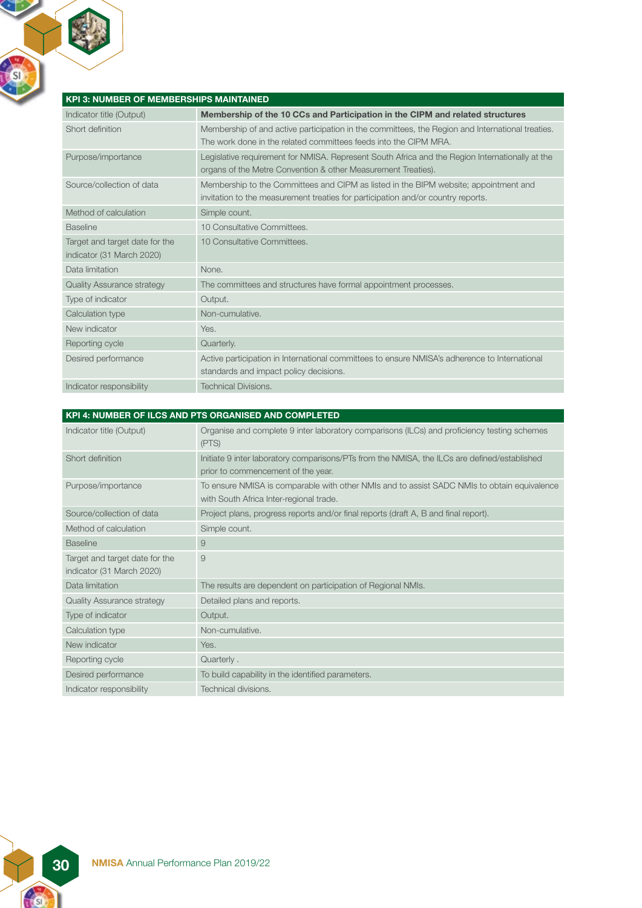| KPI 3: NUMBER OF MEMBERSHIPS MAINTAINED | |
|---|---|
| Indicator title (Output) | **Membership of the 10 CCs and Participation in the CIPM and related structures** |
| Short definition | Membership of and active participation in the committees, the Region and International treaties. The work done in the related committees feeds into the CIPM MRA. |
| Purpose/importance | Legislative requirement for NMISA. Represent South Africa and the Region Internationally at the organs of the Metre Convention & other Measurement Treaties). |
| Source/collection of data | Membership to the Committees and CIPM as listed in the BIPM website; appointment and invitation to the measurement treaties for participation and/or country reports. |
| Method of calculation | Simple count. |
| Baseline | 10 Consultative Committees. |
| Target and target date for the indicator (31 March 2020) | 10 Consultative Committees. |
| Data limitation | None. |
| Quality Assurance strategy | The committees and structures have formal appointment processes. |
| Type of indicator | Output. |
| Calculation type | Non-cumulative. |
| New indicator | Yes. |
| Reporting cycle | Quarterly. |
| Desired performance | Active participation in International committees to ensure NMISA's adherence to International standards and impact policy decisions. |
| Indicator responsibility | Technical Divisions. |

| KPI 4: NUMBER OF ILCS AND PTS ORGANISED AND COMPLETED | |
|---|---|
| Indicator title (Output) | Organise and complete 9 inter laboratory comparisons (ILCs) and proficiency testing schemes (PTS) |
| Short definition | Initiate 9 inter laboratory comparisons/PTs from the NMISA, the ILCs are defined/established prior to commencement of the year. |
| Purpose/importance | To ensure NMISA is comparable with other NMIs and to assist SADC NMIs to obtain equivalence with South Africa Inter-regional trade. |
| Source/collection of data | Project plans, progress reports and/or final reports (draft A, B and final report). |
| Method of calculation | Simple count. |
| Baseline | 9 |
| Target and target date for the indicator (31 March 2020) | 9 |
| Data limitation | The results are dependent on participation of Regional NMIs. |
| Quality Assurance strategy | Detailed plans and reports. |
| Type of indicator | Output. |
| Calculation type | Non-cumulative. |
| New indicator | Yes. |
| Reporting cycle | Quarterly . |
| Desired performance | To build capability in the identified parameters. |
| Indicator responsibility | Technical divisions. |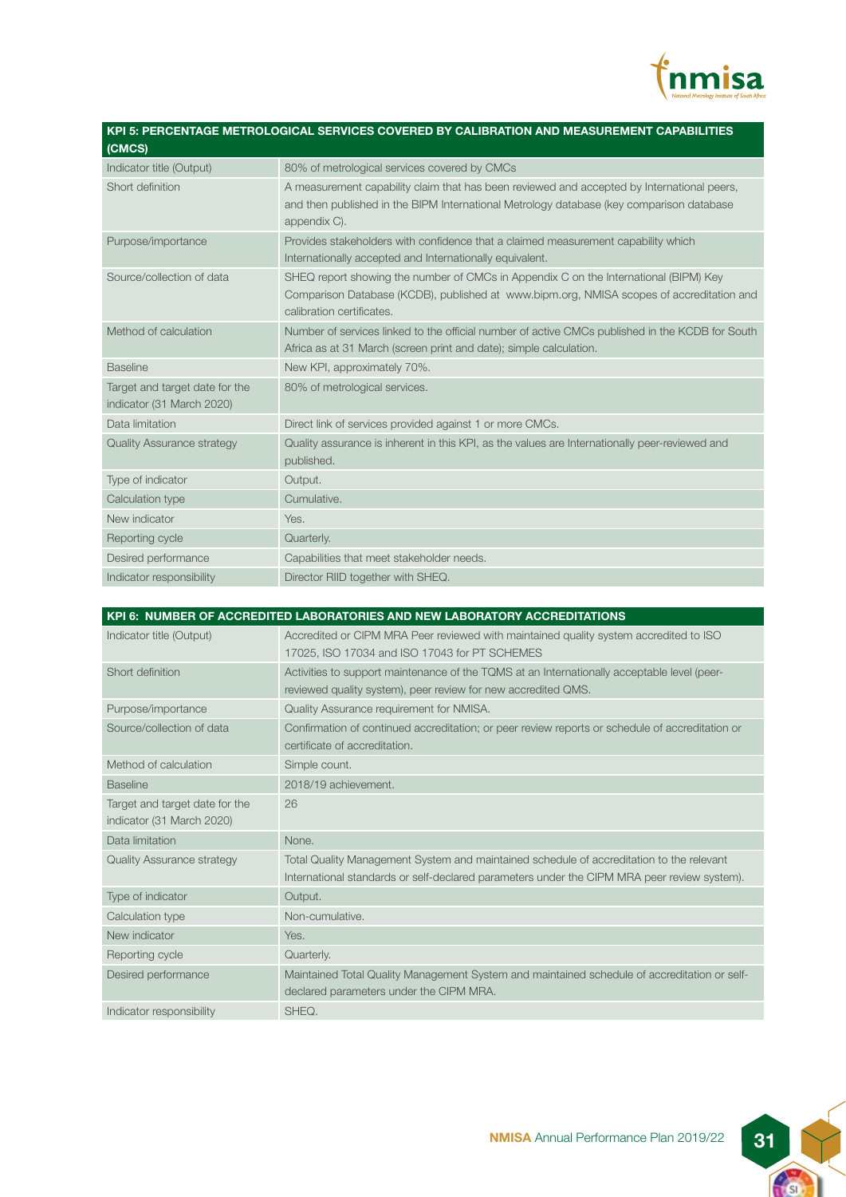| KPI 5: PERCENTAGE METROLOGICAL SERVICES COVERED BY CALIBRATION AND MEASUREMENT CAPABILITIES (CMCS) | |
|---|---|
| Indicator title (Output) | 80% of metrological services covered by CMCs |
| Short definition | A measurement capability claim that has been reviewed and accepted by International peers, and then published in the BIPM International Metrology database (key comparison database appendix C). |
| Purpose/importance | Provides stakeholders with confidence that a claimed measurement capability which Internationally accepted and Internationally equivalent. |
| Source/collection of data | SHEQ report showing the number of CMCs in Appendix C on the International (BIPM) Key Comparison Database (KCDB), published at www.bipm.org, NMISA scopes of accreditation and calibration certificates. |
| Method of calculation | Number of services linked to the official number of active CMCs published in the KCDB for South Africa as at 31 March (screen print and date); simple calculation. |
| Baseline | New KPI, approximately 70%. |
| Target and target date for the indicator (31 March 2020) | 80% of metrological services. |
| Data limitation | Direct link of services provided against 1 or more CMCs. |
| Quality Assurance strategy | Quality assurance is inherent in this KPI, as the values are Internationally peer-reviewed and published. |
| Type of indicator | Output. |
| Calculation type | Cumulative. |
| New indicator | Yes. |
| Reporting cycle | Quarterly. |
| Desired performance | Capabilities that meet stakeholder needs. |
| Indicator responsibility | Director RIID together with SHEQ. |

| KPI 6: NUMBER OF ACCREDITED LABORATORIES AND NEW LABORATORY ACCREDITATIONS | |
|---|---|
| Indicator title (Output) | Accredited or CIPM MRA Peer reviewed with maintained quality system accredited to ISO 17025, ISO 17034 and ISO 17043 for PT SCHEMES |
| Short definition | Activities to support maintenance of the TQMS at an Internationally acceptable level (peer-reviewed quality system), peer review for new accredited QMS. |
| Purpose/importance | Quality Assurance requirement for NMISA. |
| Source/collection of data | Confirmation of continued accreditation; or peer review reports or schedule of accreditation or certificate of accreditation. |
| Method of calculation | Simple count. |
| Baseline | 2018/19 achievement. |
| Target and target date for the indicator (31 March 2020) | 26 |
| Data limitation | None. |
| Quality Assurance strategy | Total Quality Management System and maintained schedule of accreditation to the relevant International standards or self-declared parameters under the CIPM MRA peer review system). |
| Type of indicator | Output. |
| Calculation type | Non-cumulative. |
| New indicator | Yes. |
| Reporting cycle | Quarterly. |
| Desired performance | Maintained Total Quality Management System and maintained schedule of accreditation or self-declared parameters under the CIPM MRA. |
| Indicator responsibility | SHEQ. |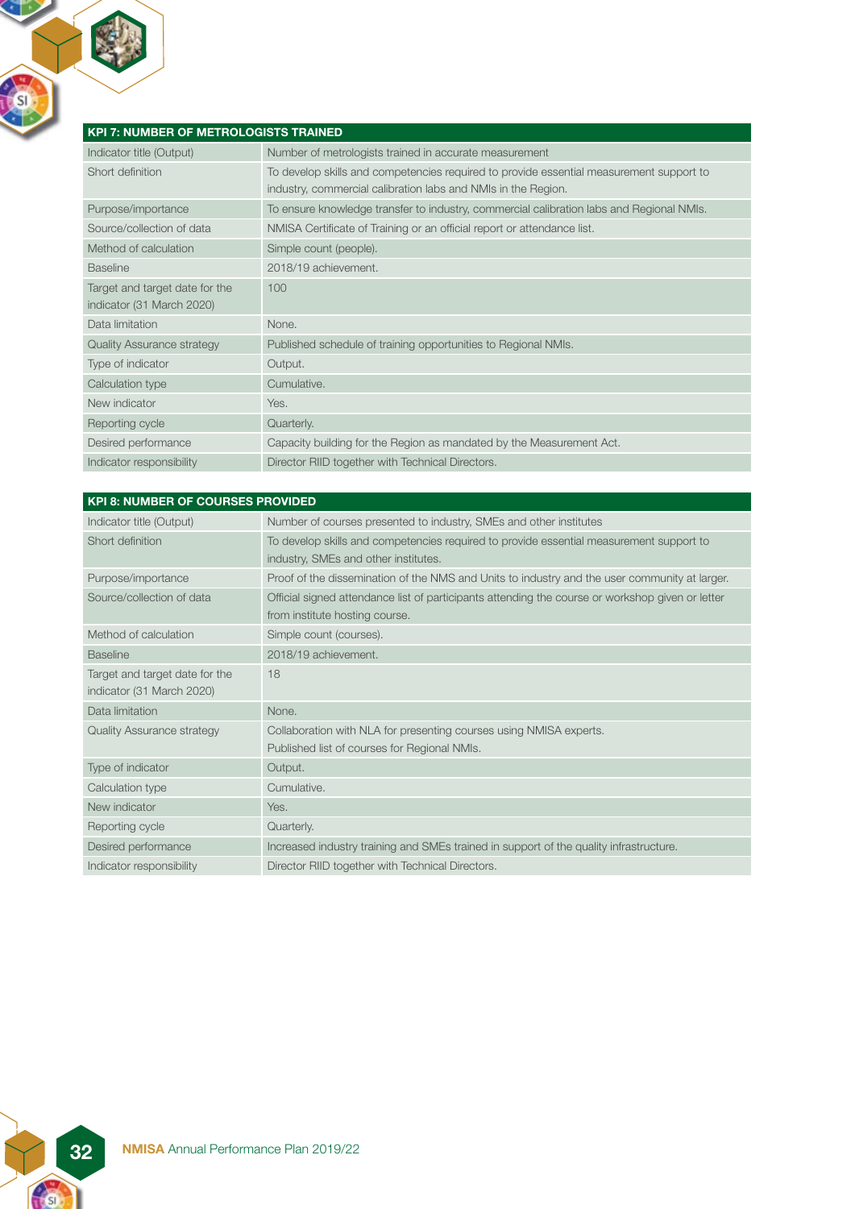| KPI 7: NUMBER OF METROLOGISTS TRAINED | |
|---|---|
| Indicator title (Output) | Number of metrologists trained in accurate measurement |
| Short definition | To develop skills and competencies required to provide essential measurement support to industry, commercial calibration labs and NMIs in the Region. |
| Purpose/importance | To ensure knowledge transfer to industry, commercial calibration labs and Regional NMIs. |
| Source/collection of data | NMISA Certificate of Training or an official report or attendance list. |
| Method of calculation | Simple count (people). |
| Baseline | 2018/19 achievement. |
| Target and target date for the indicator (31 March 2020) | 100 |
| Data limitation | None. |
| Quality Assurance strategy | Published schedule of training opportunities to Regional NMIs. |
| Type of indicator | Output. |
| Calculation type | Cumulative. |
| New indicator | Yes. |
| Reporting cycle | Quarterly. |
| Desired performance | Capacity building for the Region as mandated by the Measurement Act. |
| Indicator responsibility | Director RIID together with Technical Directors. |

| KPI 8: NUMBER OF COURSES PROVIDED | |
|---|---|
| Indicator title (Output) | Number of courses presented to industry, SMEs and other institutes |
| Short definition | To develop skills and competencies required to provide essential measurement support to industry, SMEs and other institutes. |
| Purpose/importance | Proof of the dissemination of the NMS and Units to industry and the user community at larger. |
| Source/collection of data | Official signed attendance list of participants attending the course or workshop given or letter from institute hosting course. |
| Method of calculation | Simple count (courses). |
| Baseline | 2018/19 achievement. |
| Target and target date for the indicator (31 March 2020) | 18 |
| Data limitation | None. |
| Quality Assurance strategy | Collaboration with NLA for presenting courses using NMISA experts. Published list of courses for Regional NMIs. |
| Type of indicator | Output. |
| Calculation type | Cumulative. |
| New indicator | Yes. |
| Reporting cycle | Quarterly. |
| Desired performance | Increased industry training and SMEs trained in support of the quality infrastructure. |
| Indicator responsibility | Director RIID together with Technical Directors. |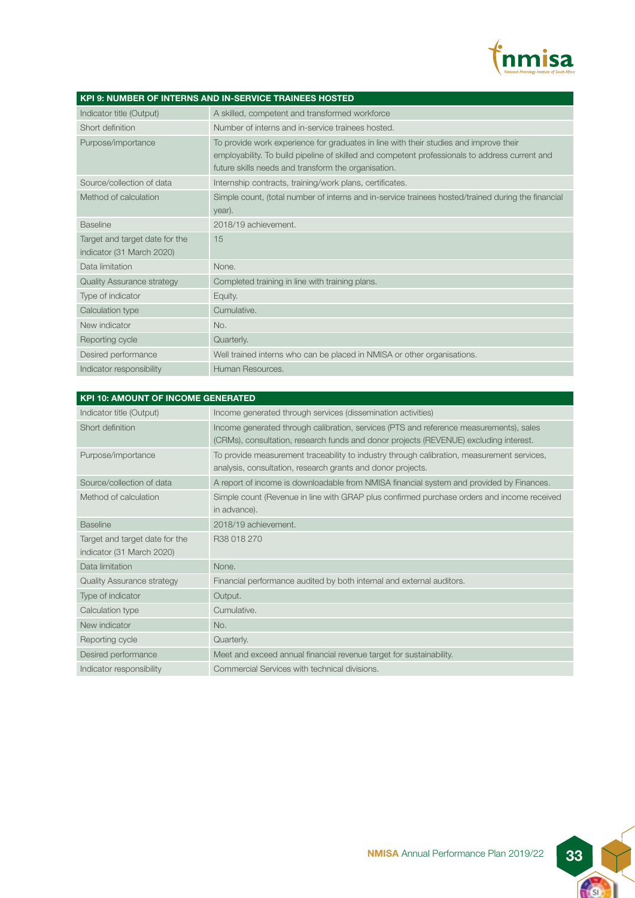| KPI 9: NUMBER OF INTERNS AND IN-SERVICE TRAINEES HOSTED | |
|---|---|
| Indicator title (Output) | A skilled, competent and transformed workforce |
| Short definition | Number of interns and in-service trainees hosted. |
| Purpose/importance | To provide work experience for graduates in line with their studies and improve their employability. To build pipeline of skilled and competent professionals to address current and future skills needs and transform the organisation. |
| Source/collection of data | Internship contracts, training/work plans, certificates. |
| Method of calculation | Simple count, (total number of interns and in-service trainees hosted/trained during the financial year). |
| Baseline | 2018/19 achievement. |
| Target and target date for the indicator (31 March 2020) | 15 |
| Data limitation | None. |
| Quality Assurance strategy | Completed training in line with training plans. |
| Type of indicator | Equity. |
| Calculation type | Cumulative. |
| New indicator | No. |
| Reporting cycle | Quarterly. |
| Desired performance | Well trained interns who can be placed in NMISA or other organisations. |
| Indicator responsibility | Human Resources. |

| KPI 10: AMOUNT OF INCOME GENERATED | |
|---|---|
| Indicator title (Output) | Income generated through services (dissemination activities) |
| Short definition | Income generated through calibration, services (PTS and reference measurements), sales (CRMs), consultation, research funds and donor projects (REVENUE) excluding interest. |
| Purpose/importance | To provide measurement traceability to industry through calibration, measurement services, analysis, consultation, research grants and donor projects. |
| Source/collection of data | A report of income is downloadable from NMISA financial system and provided by Finances. |
| Method of calculation | Simple count (Revenue in line with GRAP plus confirmed purchase orders and income received in advance). |
| Baseline | 2018/19 achievement. |
| Target and target date for the indicator (31 March 2020) | R38 018 270 |
| Data limitation | None. |
| Quality Assurance strategy | Financial performance audited by both internal and external auditors. |
| Type of indicator | Output. |
| Calculation type | Cumulative. |
| New indicator | No. |
| Reporting cycle | Quarterly. |
| Desired performance | Meet and exceed annual financial revenue target for sustainability. |
| Indicator responsibility | Commercial Services with technical divisions. |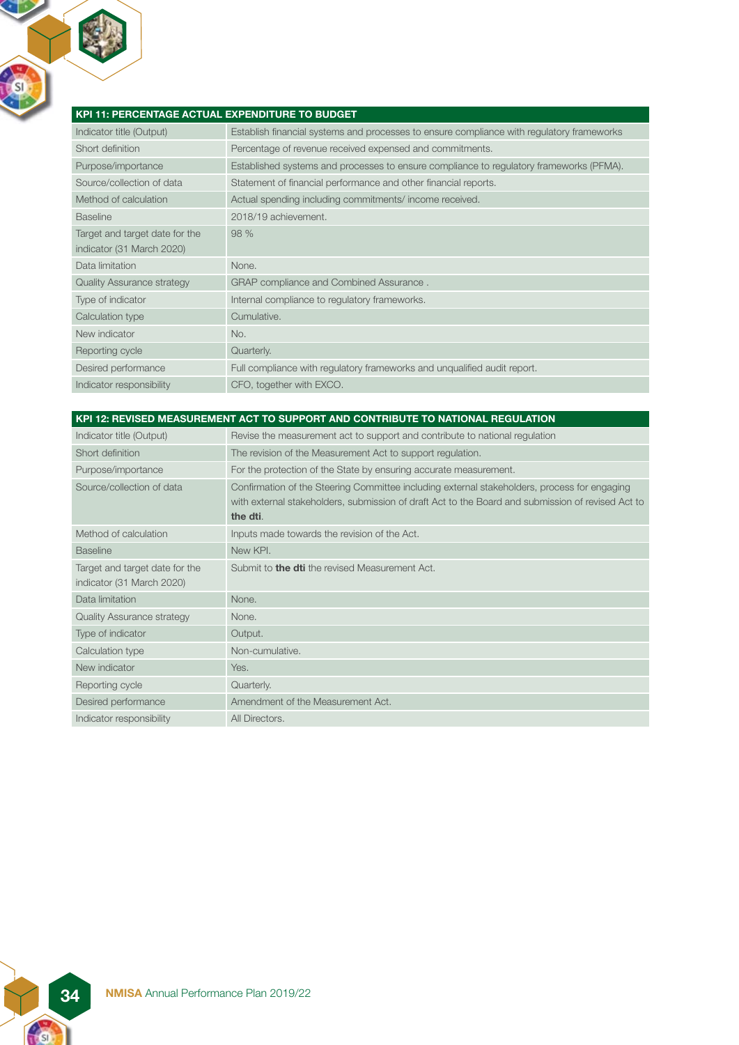| KPI 11: PERCENTAGE ACTUAL EXPENDITURE TO BUDGET | |
|---|---|
| Indicator title (Output) | Establish financial systems and processes to ensure compliance with regulatory frameworks |
| Short definition | Percentage of revenue received expensed and commitments. |
| Purpose/importance | Established systems and processes to ensure compliance to regulatory frameworks (PFMA). |
| Source/collection of data | Statement of financial performance and other financial reports. |
| Method of calculation | Actual spending including commitments/ income received. |
| Baseline | 2018/19 achievement. |
| Target and target date for the indicator (31 March 2020) | 98 % |
| Data limitation | None. |
| Quality Assurance strategy | GRAP compliance and Combined Assurance . |
| Type of indicator | Internal compliance to regulatory frameworks. |
| Calculation type | Cumulative. |
| New indicator | No. |
| Reporting cycle | Quarterly. |
| Desired performance | Full compliance with regulatory frameworks and unqualified audit report. |
| Indicator responsibility | CFO, together with EXCO. |

| KPI 12: REVISED MEASUREMENT ACT TO SUPPORT AND CONTRIBUTE TO NATIONAL REGULATION | |
|---|---|
| Indicator title (Output) | Revise the measurement act to support and contribute to national regulation |
| Short definition | The revision of the Measurement Act to support regulation. |
| Purpose/importance | For the protection of the State by ensuring accurate measurement. |
| Source/collection of data | Confirmation of the Steering Committee including external stakeholders, process for engaging with external stakeholders, submission of draft Act to the Board and submission of revised Act to **the dti**. |
| Method of calculation | Inputs made towards the revision of the Act. |
| Baseline | New KPI. |
| Target and target date for the indicator (31 March 2020) | Submit to **the dti** the revised Measurement Act. |
| Data limitation | None. |
| Quality Assurance strategy | None. |
| Type of indicator | Output. |
| Calculation type | Non-cumulative. |
| New indicator | Yes. |
| Reporting cycle | Quarterly. |
| Desired performance | Amendment of the Measurement Act. |
| Indicator responsibility | All Directors. |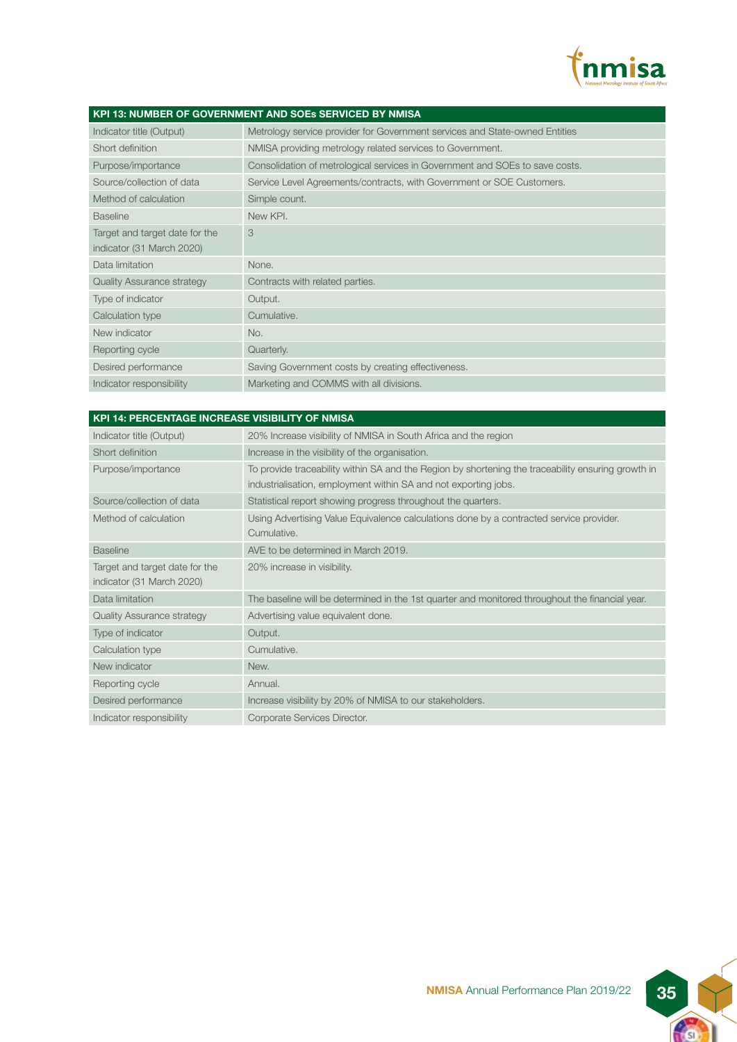| KPI 13: NUMBER OF GOVERNMENT AND SOEs SERVICED BY NMISA | |
|---|---|
| Indicator title (Output) | Metrology service provider for Government services and State-owned Entities |
| Short definition | NMISA providing metrology related services to Government. |
| Purpose/importance | Consolidation of metrological services in Government and SOEs to save costs. |
| Source/collection of data | Service Level Agreements/contracts, with Government or SOE Customers. |
| Method of calculation | Simple count. |
| Baseline | New KPI. |
| Target and target date for the indicator (31 March 2020) | 3 |
| Data limitation | None. |
| Quality Assurance strategy | Contracts with related parties. |
| Type of indicator | Output. |
| Calculation type | Cumulative. |
| New indicator | No. |
| Reporting cycle | Quarterly. |
| Desired performance | Saving Government costs by creating effectiveness. |
| Indicator responsibility | Marketing and COMMS with all divisions. |

| KPI 14: PERCENTAGE INCREASE VISIBILITY OF NMISA | |
|---|---|
| Indicator title (Output) | 20% Increase visibility of NMISA in South Africa and the region |
| Short definition | Increase in the visibility of the organisation. |
| Purpose/importance | To provide traceability within SA and the Region by shortening the traceability ensuring growth in industrialisation, employment within SA and not exporting jobs. |
| Source/collection of data | Statistical report showing progress throughout the quarters. |
| Method of calculation | Using Advertising Value Equivalence calculations done by a contracted service provider. Cumulative. |
| Baseline | AVE to be determined in March 2019. |
| Target and target date for the indicator (31 March 2020) | 20% increase in visibility. |
| Data limitation | The baseline will be determined in the 1st quarter and monitored throughout the financial year. |
| Quality Assurance strategy | Advertising value equivalent done. |
| Type of indicator | Output. |
| Calculation type | Cumulative. |
| New indicator | New. |
| Reporting cycle | Annual. |
| Desired performance | Increase visibility by 20% of NMISA to our stakeholders. |
| Indicator responsibility | Corporate Services Director. |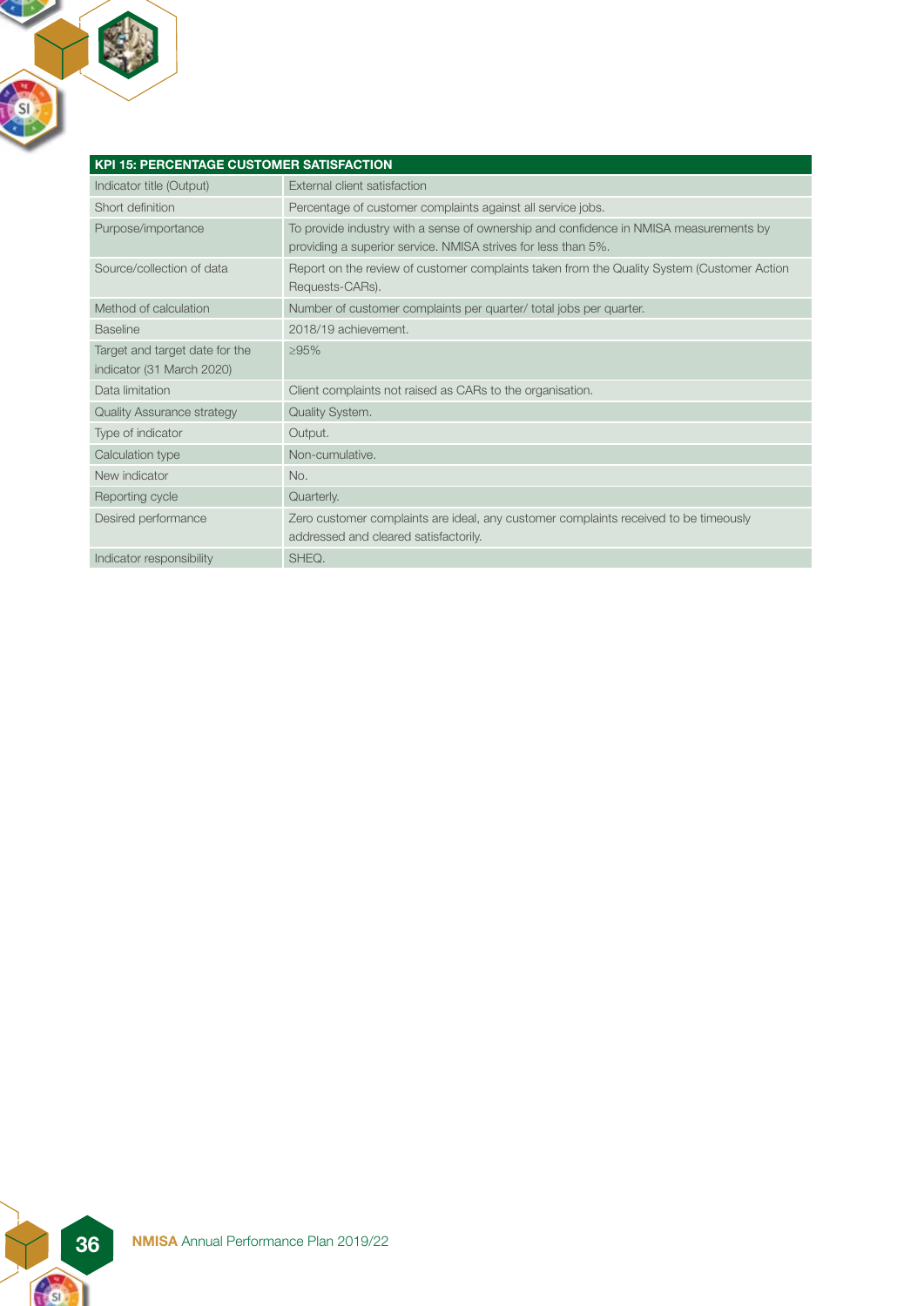| KPI 15: PERCENTAGE CUSTOMER SATISFACTION | |
|---|---|
| Indicator title (Output) | External client satisfaction |
| Short definition | Percentage of customer complaints against all service jobs. |
| Purpose/importance | To provide industry with a sense of ownership and confidence in NMISA measurements by providing a superior service. NMISA strives for less than 5%. |
| Source/collection of data | Report on the review of customer complaints taken from the Quality System (Customer Action Requests-CARs). |
| Method of calculation | Number of customer complaints per quarter/ total jobs per quarter. |
| Baseline | 2018/19 achievement. |
| Target and target date for the indicator (31 March 2020) | ≥95% |
| Data limitation | Client complaints not raised as CARs to the organisation. |
| Quality Assurance strategy | Quality System. |
| Type of indicator | Output. |
| Calculation type | Non-cumulative. |
| New indicator | No. |
| Reporting cycle | Quarterly. |
| Desired performance | Zero customer complaints are ideal, any customer complaints received to be timeously addressed and cleared satisfactorily. |
| Indicator responsibility | SHEQ. |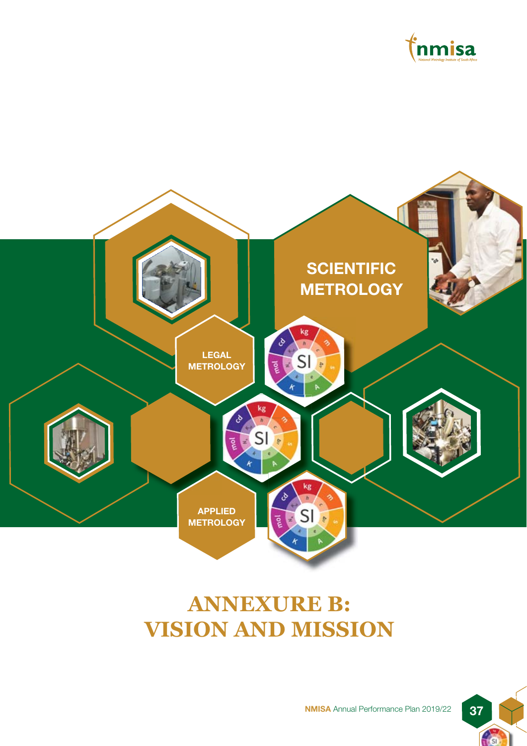SCIENTIFIC METROLOGY

LEGAL METROLOGY

APPLIED METROLOGY

# ANNEXURE B: VISION AND MISSION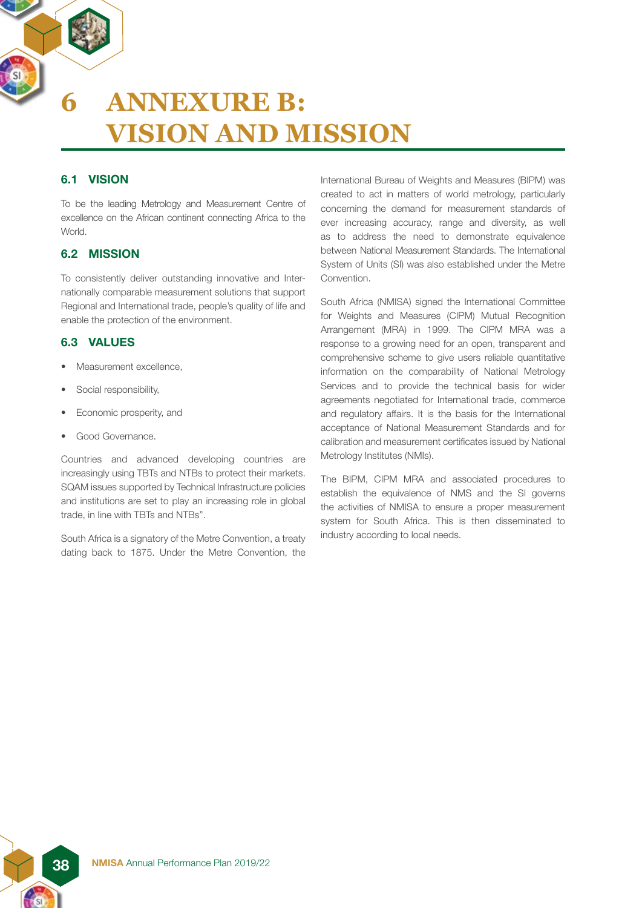# 6 ANNEXURE B: VISION AND MISSION

## 6.1 VISION

To be the leading Metrology and Measurement Centre of excellence on the African continent connecting Africa to the World.

## 6.2 MISSION

To consistently deliver outstanding innovative and Internationally comparable measurement solutions that support Regional and International trade, people's quality of life and enable the protection of the environment.

## 6.3 VALUES

- Measurement excellence,
- Social responsibility,
- Economic prosperity, and
- Good Governance.

Countries and advanced developing countries are increasingly using TBTs and NTBs to protect their markets. SQAM issues supported by Technical Infrastructure policies and institutions are set to play an increasing role in global trade, in line with TBTs and NTBs".

South Africa is a signatory of the Metre Convention, a treaty dating back to 1875. Under the Metre Convention, the International Bureau of Weights and Measures (BIPM) was created to act in matters of world metrology, particularly concerning the demand for measurement standards of ever increasing accuracy, range and diversity, as well as to address the need to demonstrate equivalence between National Measurement Standards. The International System of Units (SI) was also established under the Metre Convention.

South Africa (NMISA) signed the International Committee for Weights and Measures (CIPM) Mutual Recognition Arrangement (MRA) in 1999. The CIPM MRA was a response to a growing need for an open, transparent and comprehensive scheme to give users reliable quantitative information on the comparability of National Metrology Services and to provide the technical basis for wider agreements negotiated for International trade, commerce and regulatory affairs. It is the basis for the International acceptance of National Measurement Standards and for calibration and measurement certificates issued by National Metrology Institutes (NMIs).

The BIPM, CIPM MRA and associated procedures to establish the equivalence of NMS and the SI governs the activities of NMISA to ensure a proper measurement system for South Africa. This is then disseminated to industry according to local needs.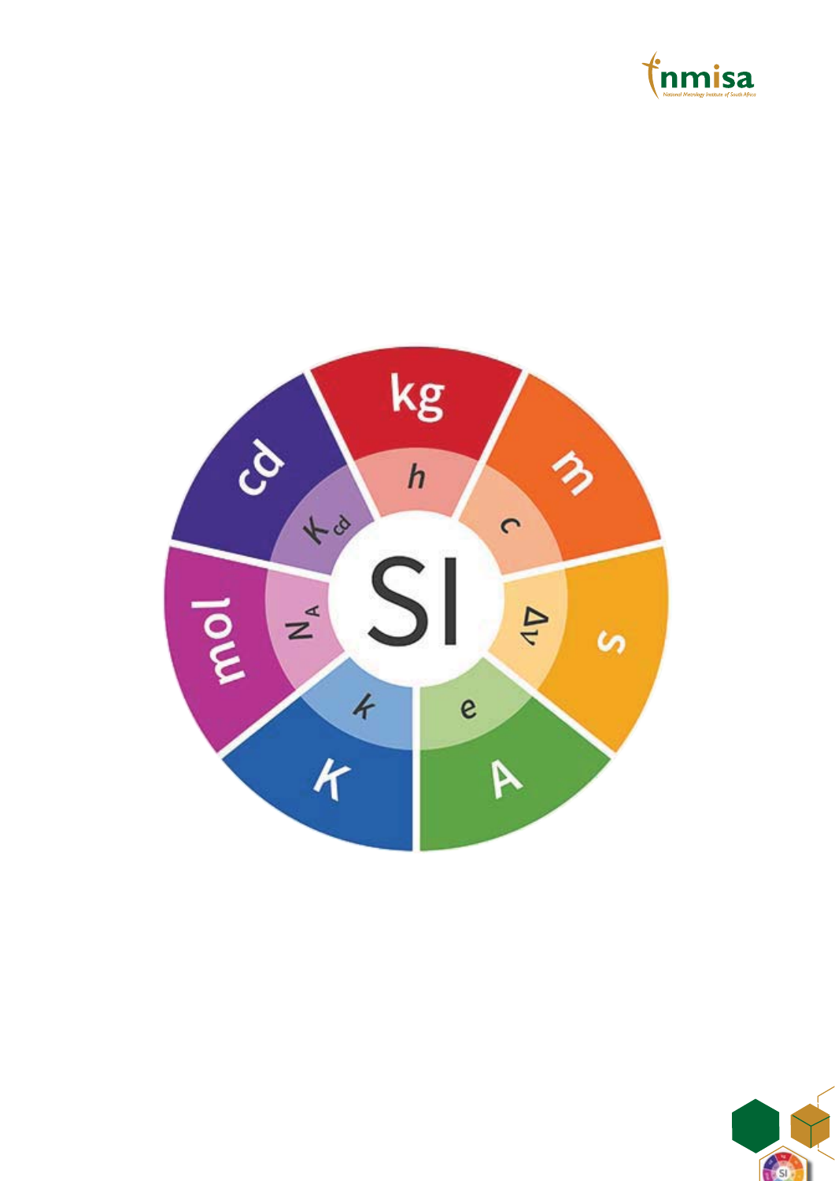SI

kg — $h$

m — $c$

s — $\Delta\nu$

A — $e$

K — $k$

mol — $N_A$

cd — $K_{cd}$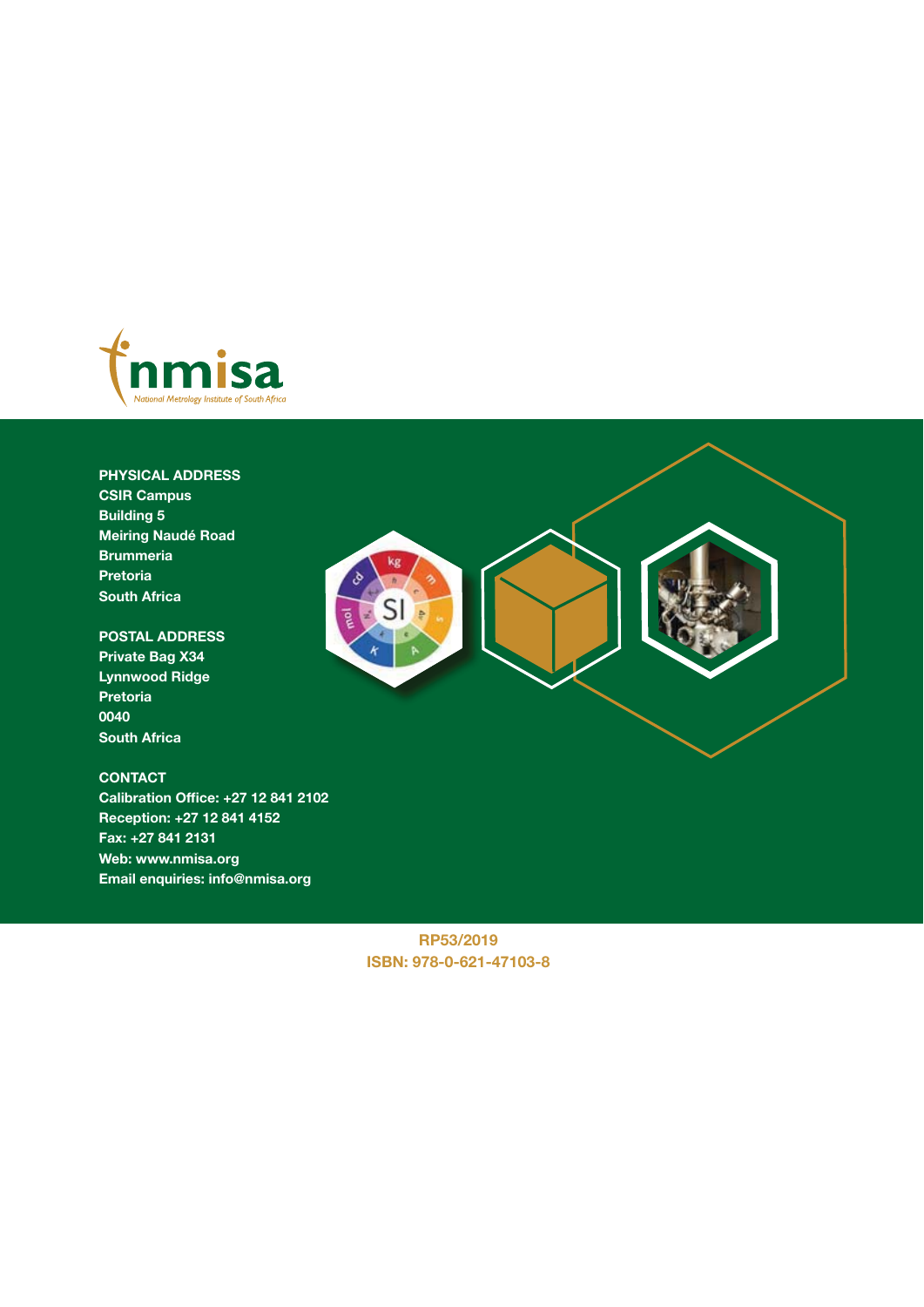nmisa

National Metrology Institute of South Africa

**PHYSICAL ADDRESS**
**CSIR Campus**
**Building 5**
**Meiring Naudé Road**
**Brummeria**
**Pretoria**
**South Africa**

**POSTAL ADDRESS**
**Private Bag X34**
**Lynnwood Ridge**
**Pretoria**
**0040**
**South Africa**

**CONTACT**
**Calibration Office: +27 12 841 2102**
**Reception: +27 12 841 4152**
**Fax: +27 841 2131**
**Web: www.nmisa.org**
**Email enquiries: info@nmisa.org**

**RP53/2019**
**ISBN: 978-0-621-47103-8**